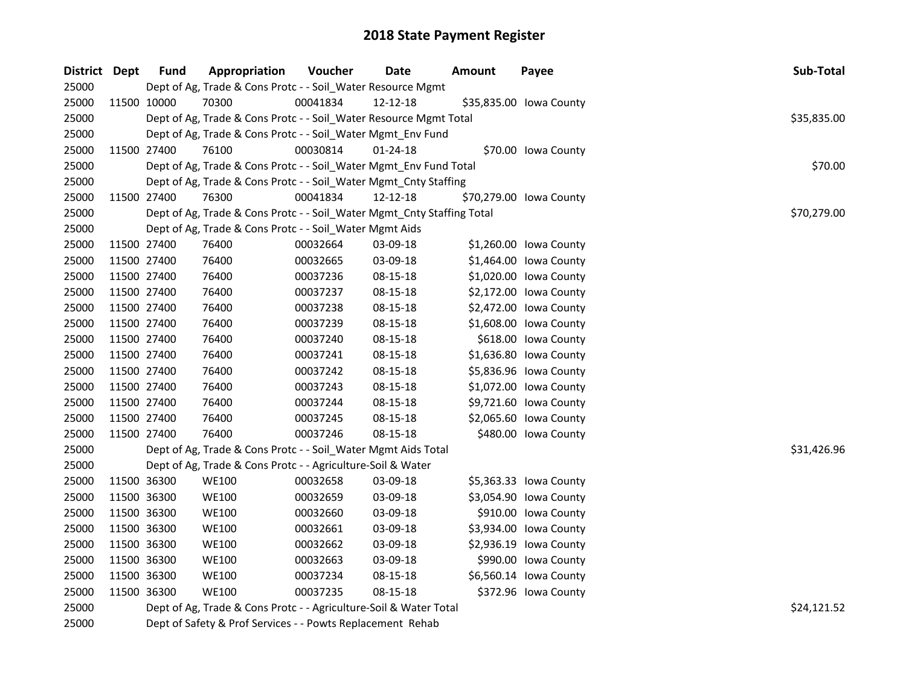# 2018 State Payment Register

| District | Dept | Fund | Appropriation | Voucher | Date | Amount | Payee | Sub-Total |
|---|---|---|---|---|---|---|---|---|
| 25000 | | Dept of Ag, Trade & Cons Protc - - Soil_Water Resource Mgmt | | | | | | |
| 25000 | 11500 | 10000 | 70300 | 00041834 | 12-12-18 | $35,835.00 | Iowa County | |
| 25000 | | Dept of Ag, Trade & Cons Protc - - Soil_Water Resource Mgmt Total | | | | | | $35,835.00 |
| 25000 | | Dept of Ag, Trade & Cons Protc - - Soil_Water Mgmt_Env Fund | | | | | | |
| 25000 | 11500 | 27400 | 76100 | 00030814 | 01-24-18 | $70.00 | Iowa County | |
| 25000 | | Dept of Ag, Trade & Cons Protc - - Soil_Water Mgmt_Env Fund Total | | | | | | $70.00 |
| 25000 | | Dept of Ag, Trade & Cons Protc - - Soil_Water Mgmt_Cnty Staffing | | | | | | |
| 25000 | 11500 | 27400 | 76300 | 00041834 | 12-12-18 | $70,279.00 | Iowa County | |
| 25000 | | Dept of Ag, Trade & Cons Protc - - Soil_Water Mgmt_Cnty Staffing Total | | | | | | $70,279.00 |
| 25000 | | Dept of Ag, Trade & Cons Protc - - Soil_Water Mgmt Aids | | | | | | |
| 25000 | 11500 | 27400 | 76400 | 00032664 | 03-09-18 | $1,260.00 | Iowa County | |
| 25000 | 11500 | 27400 | 76400 | 00032665 | 03-09-18 | $1,464.00 | Iowa County | |
| 25000 | 11500 | 27400 | 76400 | 00037236 | 08-15-18 | $1,020.00 | Iowa County | |
| 25000 | 11500 | 27400 | 76400 | 00037237 | 08-15-18 | $2,172.00 | Iowa County | |
| 25000 | 11500 | 27400 | 76400 | 00037238 | 08-15-18 | $2,472.00 | Iowa County | |
| 25000 | 11500 | 27400 | 76400 | 00037239 | 08-15-18 | $1,608.00 | Iowa County | |
| 25000 | 11500 | 27400 | 76400 | 00037240 | 08-15-18 | $618.00 | Iowa County | |
| 25000 | 11500 | 27400 | 76400 | 00037241 | 08-15-18 | $1,636.80 | Iowa County | |
| 25000 | 11500 | 27400 | 76400 | 00037242 | 08-15-18 | $5,836.96 | Iowa County | |
| 25000 | 11500 | 27400 | 76400 | 00037243 | 08-15-18 | $1,072.00 | Iowa County | |
| 25000 | 11500 | 27400 | 76400 | 00037244 | 08-15-18 | $9,721.60 | Iowa County | |
| 25000 | 11500 | 27400 | 76400 | 00037245 | 08-15-18 | $2,065.60 | Iowa County | |
| 25000 | 11500 | 27400 | 76400 | 00037246 | 08-15-18 | $480.00 | Iowa County | |
| 25000 | | Dept of Ag, Trade & Cons Protc - - Soil_Water Mgmt Aids Total | | | | | | $31,426.96 |
| 25000 | | Dept of Ag, Trade & Cons Protc - - Agriculture-Soil & Water | | | | | | |
| 25000 | 11500 | 36300 | WE100 | 00032658 | 03-09-18 | $5,363.33 | Iowa County | |
| 25000 | 11500 | 36300 | WE100 | 00032659 | 03-09-18 | $3,054.90 | Iowa County | |
| 25000 | 11500 | 36300 | WE100 | 00032660 | 03-09-18 | $910.00 | Iowa County | |
| 25000 | 11500 | 36300 | WE100 | 00032661 | 03-09-18 | $3,934.00 | Iowa County | |
| 25000 | 11500 | 36300 | WE100 | 00032662 | 03-09-18 | $2,936.19 | Iowa County | |
| 25000 | 11500 | 36300 | WE100 | 00032663 | 03-09-18 | $990.00 | Iowa County | |
| 25000 | 11500 | 36300 | WE100 | 00037234 | 08-15-18 | $6,560.14 | Iowa County | |
| 25000 | 11500 | 36300 | WE100 | 00037235 | 08-15-18 | $372.96 | Iowa County | |
| 25000 | | Dept of Ag, Trade & Cons Protc - - Agriculture-Soil & Water Total | | | | | | $24,121.52 |
| 25000 | | Dept of Safety & Prof Services - - Powts Replacement Rehab | | | | | | |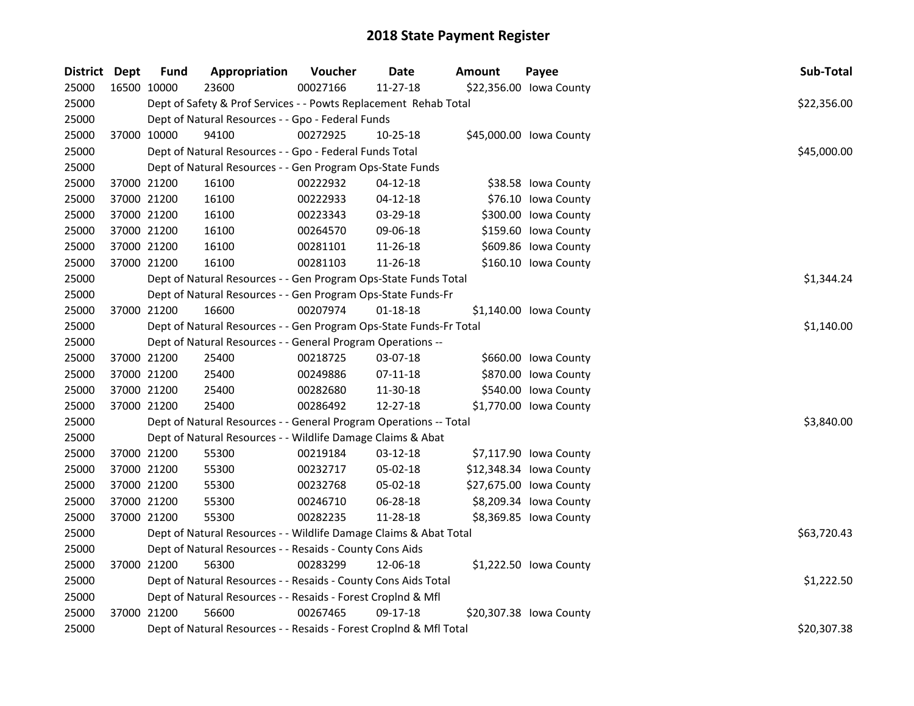# 2018 State Payment Register

| District | Dept | Fund | Appropriation | Voucher | Date | Amount | Payee | Sub-Total |
|---|---|---|---|---|---|---|---|---|
| 25000 | 16500 | 10000 | 23600 | 00027166 | 11-27-18 | $22,356.00 | Iowa County | |
| 25000 | | Dept of Safety & Prof Services - - Powts Replacement Rehab Total | | | | | | $22,356.00 |
| 25000 | | Dept of Natural Resources - - Gpo - Federal Funds | | | | | | |
| 25000 | 37000 | 10000 | 94100 | 00272925 | 10-25-18 | $45,000.00 | Iowa County | |
| 25000 | | Dept of Natural Resources - - Gpo - Federal Funds Total | | | | | | $45,000.00 |
| 25000 | | Dept of Natural Resources - - Gen Program Ops-State Funds | | | | | | |
| 25000 | 37000 | 21200 | 16100 | 00222932 | 04-12-18 | $38.58 | Iowa County | |
| 25000 | 37000 | 21200 | 16100 | 00222933 | 04-12-18 | $76.10 | Iowa County | |
| 25000 | 37000 | 21200 | 16100 | 00223343 | 03-29-18 | $300.00 | Iowa County | |
| 25000 | 37000 | 21200 | 16100 | 00264570 | 09-06-18 | $159.60 | Iowa County | |
| 25000 | 37000 | 21200 | 16100 | 00281101 | 11-26-18 | $609.86 | Iowa County | |
| 25000 | 37000 | 21200 | 16100 | 00281103 | 11-26-18 | $160.10 | Iowa County | |
| 25000 | | Dept of Natural Resources - - Gen Program Ops-State Funds Total | | | | | | $1,344.24 |
| 25000 | | Dept of Natural Resources - - Gen Program Ops-State Funds-Fr | | | | | | |
| 25000 | 37000 | 21200 | 16600 | 00207974 | 01-18-18 | $1,140.00 | Iowa County | |
| 25000 | | Dept of Natural Resources - - Gen Program Ops-State Funds-Fr Total | | | | | | $1,140.00 |
| 25000 | | Dept of Natural Resources - - General Program Operations -- | | | | | | |
| 25000 | 37000 | 21200 | 25400 | 00218725 | 03-07-18 | $660.00 | Iowa County | |
| 25000 | 37000 | 21200 | 25400 | 00249886 | 07-11-18 | $870.00 | Iowa County | |
| 25000 | 37000 | 21200 | 25400 | 00282680 | 11-30-18 | $540.00 | Iowa County | |
| 25000 | 37000 | 21200 | 25400 | 00286492 | 12-27-18 | $1,770.00 | Iowa County | |
| 25000 | | Dept of Natural Resources - - General Program Operations -- Total | | | | | | $3,840.00 |
| 25000 | | Dept of Natural Resources - - Wildlife Damage Claims & Abat | | | | | | |
| 25000 | 37000 | 21200 | 55300 | 00219184 | 03-12-18 | $7,117.90 | Iowa County | |
| 25000 | 37000 | 21200 | 55300 | 00232717 | 05-02-18 | $12,348.34 | Iowa County | |
| 25000 | 37000 | 21200 | 55300 | 00232768 | 05-02-18 | $27,675.00 | Iowa County | |
| 25000 | 37000 | 21200 | 55300 | 00246710 | 06-28-18 | $8,209.34 | Iowa County | |
| 25000 | 37000 | 21200 | 55300 | 00282235 | 11-28-18 | $8,369.85 | Iowa County | |
| 25000 | | Dept of Natural Resources - - Wildlife Damage Claims & Abat Total | | | | | | $63,720.43 |
| 25000 | | Dept of Natural Resources - - Resaids - County Cons Aids | | | | | | |
| 25000 | 37000 | 21200 | 56300 | 00283299 | 12-06-18 | $1,222.50 | Iowa County | |
| 25000 | | Dept of Natural Resources - - Resaids - County Cons Aids Total | | | | | | $1,222.50 |
| 25000 | | Dept of Natural Resources - - Resaids - Forest Croplnd & Mfl | | | | | | |
| 25000 | 37000 | 21200 | 56600 | 00267465 | 09-17-18 | $20,307.38 | Iowa County | |
| 25000 | | Dept of Natural Resources - - Resaids - Forest Croplnd & Mfl Total | | | | | | $20,307.38 |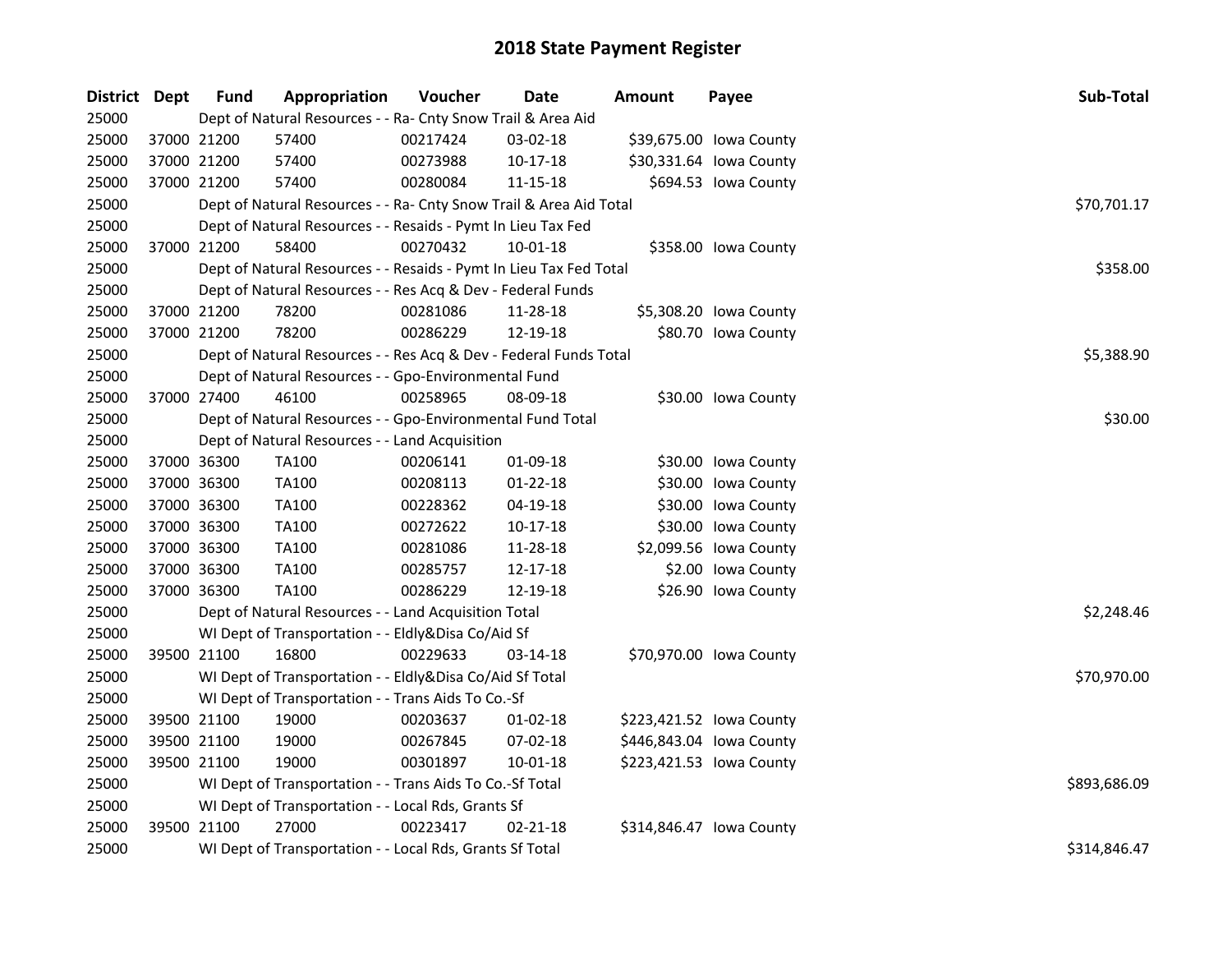# 2018 State Payment Register

| District | Dept | Fund | Appropriation | Voucher | Date | Amount | Payee | Sub-Total |
|---|---|---|---|---|---|---|---|---|
| 25000 | | Dept of Natural Resources - - Ra- Cnty Snow Trail & Area Aid | | | | | | |
| 25000 | 37000 | 21200 | 57400 | 00217424 | 03-02-18 | $39,675.00 | Iowa County | |
| 25000 | 37000 | 21200 | 57400 | 00273988 | 10-17-18 | $30,331.64 | Iowa County | |
| 25000 | 37000 | 21200 | 57400 | 00280084 | 11-15-18 | $694.53 | Iowa County | |
| 25000 | | Dept of Natural Resources - - Ra- Cnty Snow Trail & Area Aid Total | | | | | | $70,701.17 |
| 25000 | | Dept of Natural Resources - - Resaids - Pymt In Lieu Tax Fed | | | | | | |
| 25000 | 37000 | 21200 | 58400 | 00270432 | 10-01-18 | $358.00 | Iowa County | |
| 25000 | | Dept of Natural Resources - - Resaids - Pymt In Lieu Tax Fed Total | | | | | | $358.00 |
| 25000 | | Dept of Natural Resources - - Res Acq & Dev - Federal Funds | | | | | | |
| 25000 | 37000 | 21200 | 78200 | 00281086 | 11-28-18 | $5,308.20 | Iowa County | |
| 25000 | 37000 | 21200 | 78200 | 00286229 | 12-19-18 | $80.70 | Iowa County | |
| 25000 | | Dept of Natural Resources - - Res Acq & Dev - Federal Funds Total | | | | | | $5,388.90 |
| 25000 | | Dept of Natural Resources - - Gpo-Environmental Fund | | | | | | |
| 25000 | 37000 | 27400 | 46100 | 00258965 | 08-09-18 | $30.00 | Iowa County | |
| 25000 | | Dept of Natural Resources - - Gpo-Environmental Fund Total | | | | | | $30.00 |
| 25000 | | Dept of Natural Resources - - Land Acquisition | | | | | | |
| 25000 | 37000 | 36300 | TA100 | 00206141 | 01-09-18 | $30.00 | Iowa County | |
| 25000 | 37000 | 36300 | TA100 | 00208113 | 01-22-18 | $30.00 | Iowa County | |
| 25000 | 37000 | 36300 | TA100 | 00228362 | 04-19-18 | $30.00 | Iowa County | |
| 25000 | 37000 | 36300 | TA100 | 00272622 | 10-17-18 | $30.00 | Iowa County | |
| 25000 | 37000 | 36300 | TA100 | 00281086 | 11-28-18 | $2,099.56 | Iowa County | |
| 25000 | 37000 | 36300 | TA100 | 00285757 | 12-17-18 | $2.00 | Iowa County | |
| 25000 | 37000 | 36300 | TA100 | 00286229 | 12-19-18 | $26.90 | Iowa County | |
| 25000 | | Dept of Natural Resources - - Land Acquisition Total | | | | | | $2,248.46 |
| 25000 | | WI Dept of Transportation - - Eldly&Disa Co/Aid Sf | | | | | | |
| 25000 | 39500 | 21100 | 16800 | 00229633 | 03-14-18 | $70,970.00 | Iowa County | |
| 25000 | | WI Dept of Transportation - - Eldly&Disa Co/Aid Sf Total | | | | | | $70,970.00 |
| 25000 | | WI Dept of Transportation - - Trans Aids To Co.-Sf | | | | | | |
| 25000 | 39500 | 21100 | 19000 | 00203637 | 01-02-18 | $223,421.52 | Iowa County | |
| 25000 | 39500 | 21100 | 19000 | 00267845 | 07-02-18 | $446,843.04 | Iowa County | |
| 25000 | 39500 | 21100 | 19000 | 00301897 | 10-01-18 | $223,421.53 | Iowa County | |
| 25000 | | WI Dept of Transportation - - Trans Aids To Co.-Sf Total | | | | | | $893,686.09 |
| 25000 | | WI Dept of Transportation - - Local Rds, Grants Sf | | | | | | |
| 25000 | 39500 | 21100 | 27000 | 00223417 | 02-21-18 | $314,846.47 | Iowa County | |
| 25000 | | WI Dept of Transportation - - Local Rds, Grants Sf Total | | | | | | $314,846.47 |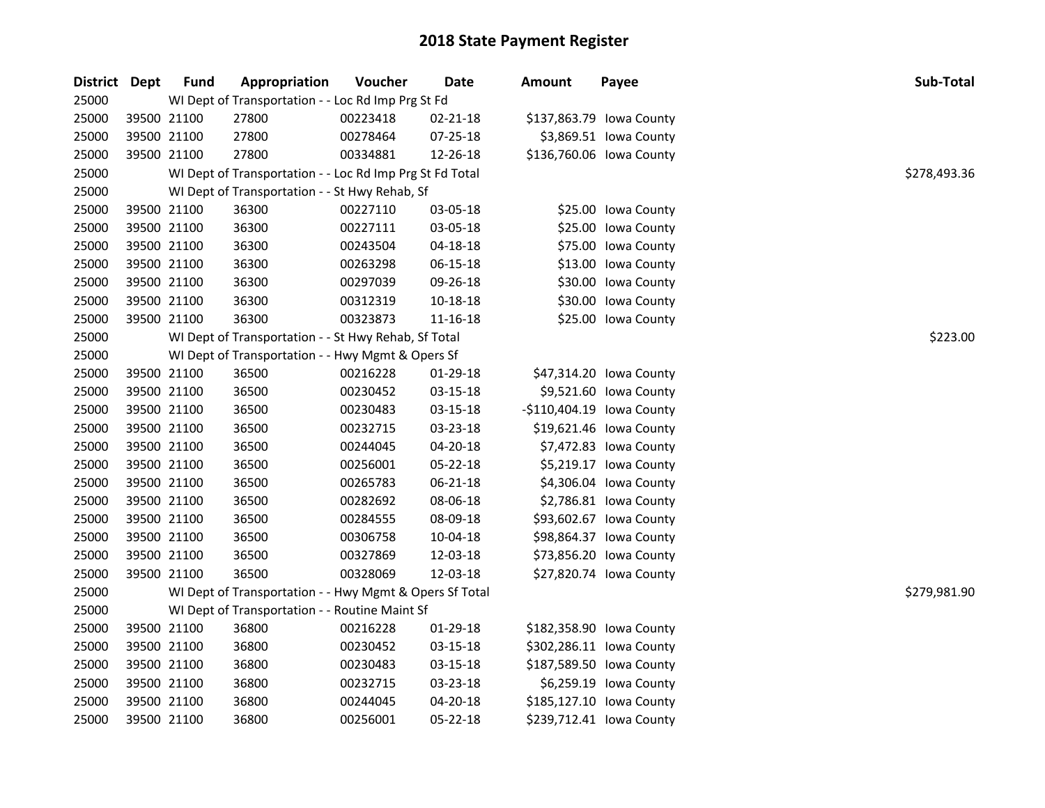# 2018 State Payment Register

| District | Dept | Fund | Appropriation | Voucher | Date | Amount | Payee | Sub-Total |
|---|---|---|---|---|---|---|---|---|
| 25000 | | WI Dept of Transportation - - Loc Rd Imp Prg St Fd | | | | | | |
| 25000 | 39500 | 21100 | 27800 | 00223418 | 02-21-18 | $137,863.79 | Iowa County | |
| 25000 | 39500 | 21100 | 27800 | 00278464 | 07-25-18 | $3,869.51 | Iowa County | |
| 25000 | 39500 | 21100 | 27800 | 00334881 | 12-26-18 | $136,760.06 | Iowa County | |
| 25000 | | WI Dept of Transportation - - Loc Rd Imp Prg St Fd Total | | | | | | $278,493.36 |
| 25000 | | WI Dept of Transportation - - St Hwy Rehab, Sf | | | | | | |
| 25000 | 39500 | 21100 | 36300 | 00227110 | 03-05-18 | $25.00 | Iowa County | |
| 25000 | 39500 | 21100 | 36300 | 00227111 | 03-05-18 | $25.00 | Iowa County | |
| 25000 | 39500 | 21100 | 36300 | 00243504 | 04-18-18 | $75.00 | Iowa County | |
| 25000 | 39500 | 21100 | 36300 | 00263298 | 06-15-18 | $13.00 | Iowa County | |
| 25000 | 39500 | 21100 | 36300 | 00297039 | 09-26-18 | $30.00 | Iowa County | |
| 25000 | 39500 | 21100 | 36300 | 00312319 | 10-18-18 | $30.00 | Iowa County | |
| 25000 | 39500 | 21100 | 36300 | 00323873 | 11-16-18 | $25.00 | Iowa County | |
| 25000 | | WI Dept of Transportation - - St Hwy Rehab, Sf Total | | | | | | $223.00 |
| 25000 | | WI Dept of Transportation - - Hwy Mgmt & Opers Sf | | | | | | |
| 25000 | 39500 | 21100 | 36500 | 00216228 | 01-29-18 | $47,314.20 | Iowa County | |
| 25000 | 39500 | 21100 | 36500 | 00230452 | 03-15-18 | $9,521.60 | Iowa County | |
| 25000 | 39500 | 21100 | 36500 | 00230483 | 03-15-18 | -$110,404.19 | Iowa County | |
| 25000 | 39500 | 21100 | 36500 | 00232715 | 03-23-18 | $19,621.46 | Iowa County | |
| 25000 | 39500 | 21100 | 36500 | 00244045 | 04-20-18 | $7,472.83 | Iowa County | |
| 25000 | 39500 | 21100 | 36500 | 00256001 | 05-22-18 | $5,219.17 | Iowa County | |
| 25000 | 39500 | 21100 | 36500 | 00265783 | 06-21-18 | $4,306.04 | Iowa County | |
| 25000 | 39500 | 21100 | 36500 | 00282692 | 08-06-18 | $2,786.81 | Iowa County | |
| 25000 | 39500 | 21100 | 36500 | 00284555 | 08-09-18 | $93,602.67 | Iowa County | |
| 25000 | 39500 | 21100 | 36500 | 00306758 | 10-04-18 | $98,864.37 | Iowa County | |
| 25000 | 39500 | 21100 | 36500 | 00327869 | 12-03-18 | $73,856.20 | Iowa County | |
| 25000 | 39500 | 21100 | 36500 | 00328069 | 12-03-18 | $27,820.74 | Iowa County | |
| 25000 | | WI Dept of Transportation - - Hwy Mgmt & Opers Sf Total | | | | | | $279,981.90 |
| 25000 | | WI Dept of Transportation - - Routine Maint Sf | | | | | | |
| 25000 | 39500 | 21100 | 36800 | 00216228 | 01-29-18 | $182,358.90 | Iowa County | |
| 25000 | 39500 | 21100 | 36800 | 00230452 | 03-15-18 | $302,286.11 | Iowa County | |
| 25000 | 39500 | 21100 | 36800 | 00230483 | 03-15-18 | $187,589.50 | Iowa County | |
| 25000 | 39500 | 21100 | 36800 | 00232715 | 03-23-18 | $6,259.19 | Iowa County | |
| 25000 | 39500 | 21100 | 36800 | 00244045 | 04-20-18 | $185,127.10 | Iowa County | |
| 25000 | 39500 | 21100 | 36800 | 00256001 | 05-22-18 | $239,712.41 | Iowa County | |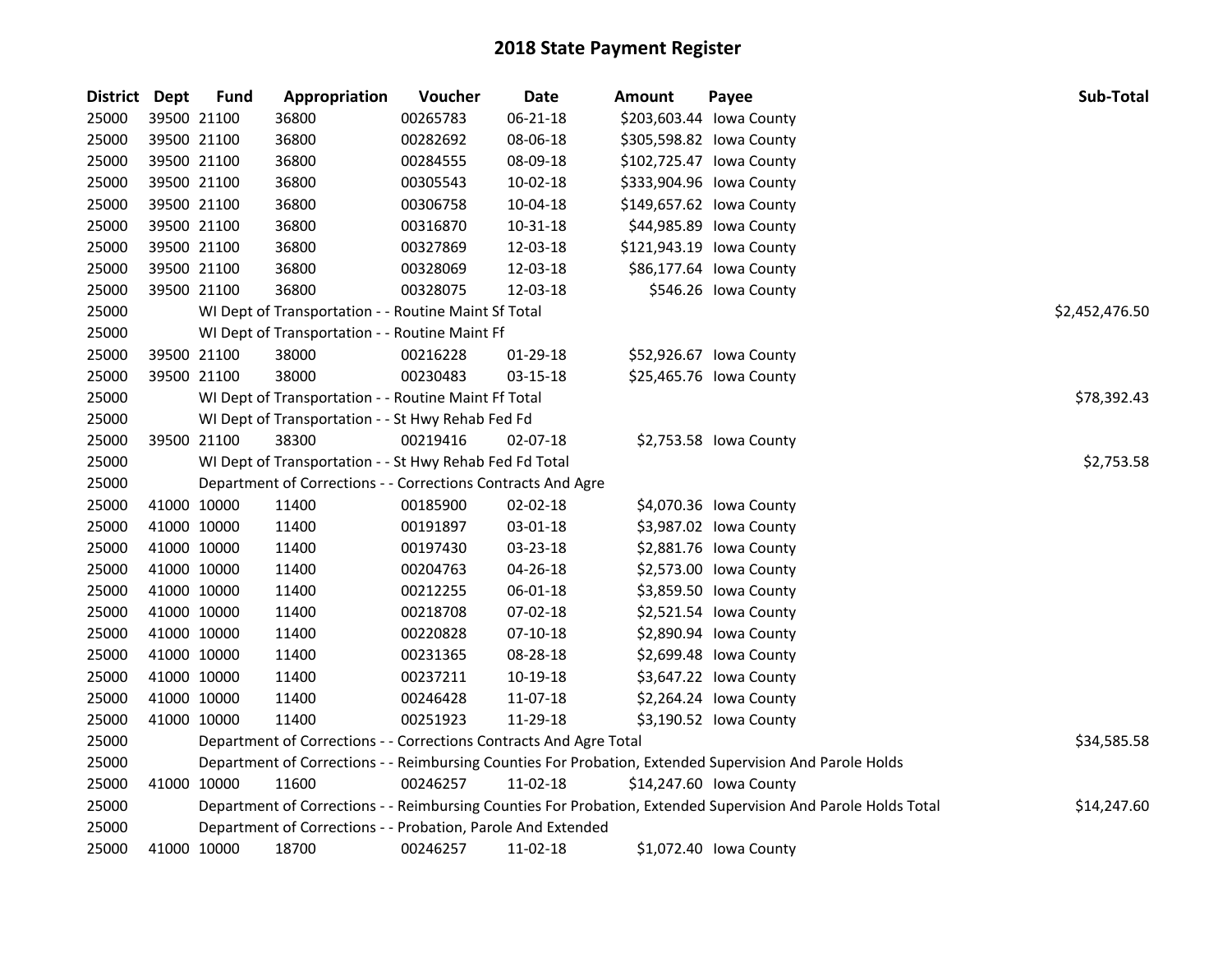# 2018 State Payment Register

| District | Dept | Fund | Appropriation | Voucher | Date | Amount | Payee | Sub-Total |
|---|---|---|---|---|---|---|---|---|
| 25000 | 39500 | 21100 | 36800 | 00265783 | 06-21-18 | $203,603.44 | Iowa County | |
| 25000 | 39500 | 21100 | 36800 | 00282692 | 08-06-18 | $305,598.82 | Iowa County | |
| 25000 | 39500 | 21100 | 36800 | 00284555 | 08-09-18 | $102,725.47 | Iowa County | |
| 25000 | 39500 | 21100 | 36800 | 00305543 | 10-02-18 | $333,904.96 | Iowa County | |
| 25000 | 39500 | 21100 | 36800 | 00306758 | 10-04-18 | $149,657.62 | Iowa County | |
| 25000 | 39500 | 21100 | 36800 | 00316870 | 10-31-18 | $44,985.89 | Iowa County | |
| 25000 | 39500 | 21100 | 36800 | 00327869 | 12-03-18 | $121,943.19 | Iowa County | |
| 25000 | 39500 | 21100 | 36800 | 00328069 | 12-03-18 | $86,177.64 | Iowa County | |
| 25000 | 39500 | 21100 | 36800 | 00328075 | 12-03-18 | $546.26 | Iowa County | |
| 25000 | | | WI Dept of Transportation - - Routine Maint Sf Total | | | | | $2,452,476.50 |
| 25000 | | | WI Dept of Transportation - - Routine Maint Ff | | | | | |
| 25000 | 39500 | 21100 | 38000 | 00216228 | 01-29-18 | $52,926.67 | Iowa County | |
| 25000 | 39500 | 21100 | 38000 | 00230483 | 03-15-18 | $25,465.76 | Iowa County | |
| 25000 | | | WI Dept of Transportation - - Routine Maint Ff Total | | | | | $78,392.43 |
| 25000 | | | WI Dept of Transportation - - St Hwy Rehab Fed Fd | | | | | |
| 25000 | 39500 | 21100 | 38300 | 00219416 | 02-07-18 | $2,753.58 | Iowa County | |
| 25000 | | | WI Dept of Transportation - - St Hwy Rehab Fed Fd Total | | | | | $2,753.58 |
| 25000 | | | Department of Corrections - - Corrections Contracts And Agre | | | | | |
| 25000 | 41000 | 10000 | 11400 | 00185900 | 02-02-18 | $4,070.36 | Iowa County | |
| 25000 | 41000 | 10000 | 11400 | 00191897 | 03-01-18 | $3,987.02 | Iowa County | |
| 25000 | 41000 | 10000 | 11400 | 00197430 | 03-23-18 | $2,881.76 | Iowa County | |
| 25000 | 41000 | 10000 | 11400 | 00204763 | 04-26-18 | $2,573.00 | Iowa County | |
| 25000 | 41000 | 10000 | 11400 | 00212255 | 06-01-18 | $3,859.50 | Iowa County | |
| 25000 | 41000 | 10000 | 11400 | 00218708 | 07-02-18 | $2,521.54 | Iowa County | |
| 25000 | 41000 | 10000 | 11400 | 00220828 | 07-10-18 | $2,890.94 | Iowa County | |
| 25000 | 41000 | 10000 | 11400 | 00231365 | 08-28-18 | $2,699.48 | Iowa County | |
| 25000 | 41000 | 10000 | 11400 | 00237211 | 10-19-18 | $3,647.22 | Iowa County | |
| 25000 | 41000 | 10000 | 11400 | 00246428 | 11-07-18 | $2,264.24 | Iowa County | |
| 25000 | 41000 | 10000 | 11400 | 00251923 | 11-29-18 | $3,190.52 | Iowa County | |
| 25000 | | | Department of Corrections - - Corrections Contracts And Agre Total | | | | | $34,585.58 |
| 25000 | | | Department of Corrections - - Reimbursing Counties For Probation, Extended Supervision And Parole Holds | | | | | |
| 25000 | 41000 | 10000 | 11600 | 00246257 | 11-02-18 | $14,247.60 | Iowa County | |
| 25000 | | | Department of Corrections - - Reimbursing Counties For Probation, Extended Supervision And Parole Holds Total | | | | | $14,247.60 |
| 25000 | | | Department of Corrections - - Probation, Parole And Extended | | | | | |
| 25000 | 41000 | 10000 | 18700 | 00246257 | 11-02-18 | $1,072.40 | Iowa County | |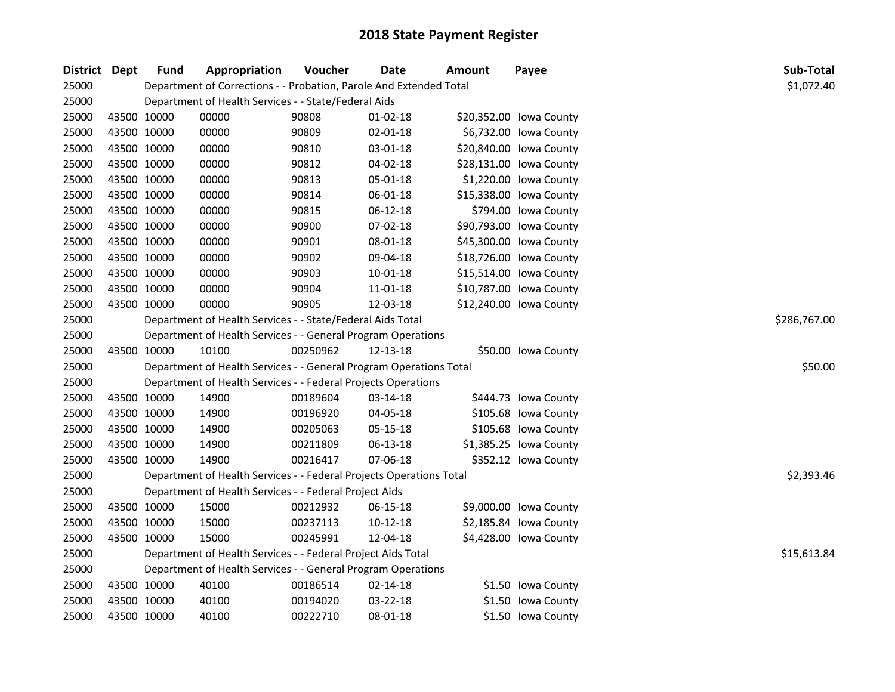# 2018 State Payment Register

| District | Dept | Fund | Appropriation | Voucher | Date | Amount | Payee | Sub-Total |
|---|---|---|---|---|---|---|---|---|
| 25000 | | Department of Corrections - - Probation, Parole And Extended Total | | | | | | $1,072.40 |
| 25000 | | Department of Health Services - - State/Federal Aids | | | | | | |
| 25000 | 43500 | 10000 | 00000 | 90808 | 01-02-18 | $20,352.00 | Iowa County | |
| 25000 | 43500 | 10000 | 00000 | 90809 | 02-01-18 | $6,732.00 | Iowa County | |
| 25000 | 43500 | 10000 | 00000 | 90810 | 03-01-18 | $20,840.00 | Iowa County | |
| 25000 | 43500 | 10000 | 00000 | 90812 | 04-02-18 | $28,131.00 | Iowa County | |
| 25000 | 43500 | 10000 | 00000 | 90813 | 05-01-18 | $1,220.00 | Iowa County | |
| 25000 | 43500 | 10000 | 00000 | 90814 | 06-01-18 | $15,338.00 | Iowa County | |
| 25000 | 43500 | 10000 | 00000 | 90815 | 06-12-18 | $794.00 | Iowa County | |
| 25000 | 43500 | 10000 | 00000 | 90900 | 07-02-18 | $90,793.00 | Iowa County | |
| 25000 | 43500 | 10000 | 00000 | 90901 | 08-01-18 | $45,300.00 | Iowa County | |
| 25000 | 43500 | 10000 | 00000 | 90902 | 09-04-18 | $18,726.00 | Iowa County | |
| 25000 | 43500 | 10000 | 00000 | 90903 | 10-01-18 | $15,514.00 | Iowa County | |
| 25000 | 43500 | 10000 | 00000 | 90904 | 11-01-18 | $10,787.00 | Iowa County | |
| 25000 | 43500 | 10000 | 00000 | 90905 | 12-03-18 | $12,240.00 | Iowa County | |
| 25000 | | Department of Health Services - - State/Federal Aids Total | | | | | | $286,767.00 |
| 25000 | | Department of Health Services - - General Program Operations | | | | | | |
| 25000 | 43500 | 10000 | 10100 | 00250962 | 12-13-18 | $50.00 | Iowa County | |
| 25000 | | Department of Health Services - - General Program Operations Total | | | | | | $50.00 |
| 25000 | | Department of Health Services - - Federal Projects Operations | | | | | | |
| 25000 | 43500 | 10000 | 14900 | 00189604 | 03-14-18 | $444.73 | Iowa County | |
| 25000 | 43500 | 10000 | 14900 | 00196920 | 04-05-18 | $105.68 | Iowa County | |
| 25000 | 43500 | 10000 | 14900 | 00205063 | 05-15-18 | $105.68 | Iowa County | |
| 25000 | 43500 | 10000 | 14900 | 00211809 | 06-13-18 | $1,385.25 | Iowa County | |
| 25000 | 43500 | 10000 | 14900 | 00216417 | 07-06-18 | $352.12 | Iowa County | |
| 25000 | | Department of Health Services - - Federal Projects Operations Total | | | | | | $2,393.46 |
| 25000 | | Department of Health Services - - Federal Project Aids | | | | | | |
| 25000 | 43500 | 10000 | 15000 | 00212932 | 06-15-18 | $9,000.00 | Iowa County | |
| 25000 | 43500 | 10000 | 15000 | 00237113 | 10-12-18 | $2,185.84 | Iowa County | |
| 25000 | 43500 | 10000 | 15000 | 00245991 | 12-04-18 | $4,428.00 | Iowa County | |
| 25000 | | Department of Health Services - - Federal Project Aids Total | | | | | | $15,613.84 |
| 25000 | | Department of Health Services - - General Program Operations | | | | | | |
| 25000 | 43500 | 10000 | 40100 | 00186514 | 02-14-18 | $1.50 | Iowa County | |
| 25000 | 43500 | 10000 | 40100 | 00194020 | 03-22-18 | $1.50 | Iowa County | |
| 25000 | 43500 | 10000 | 40100 | 00222710 | 08-01-18 | $1.50 | Iowa County | |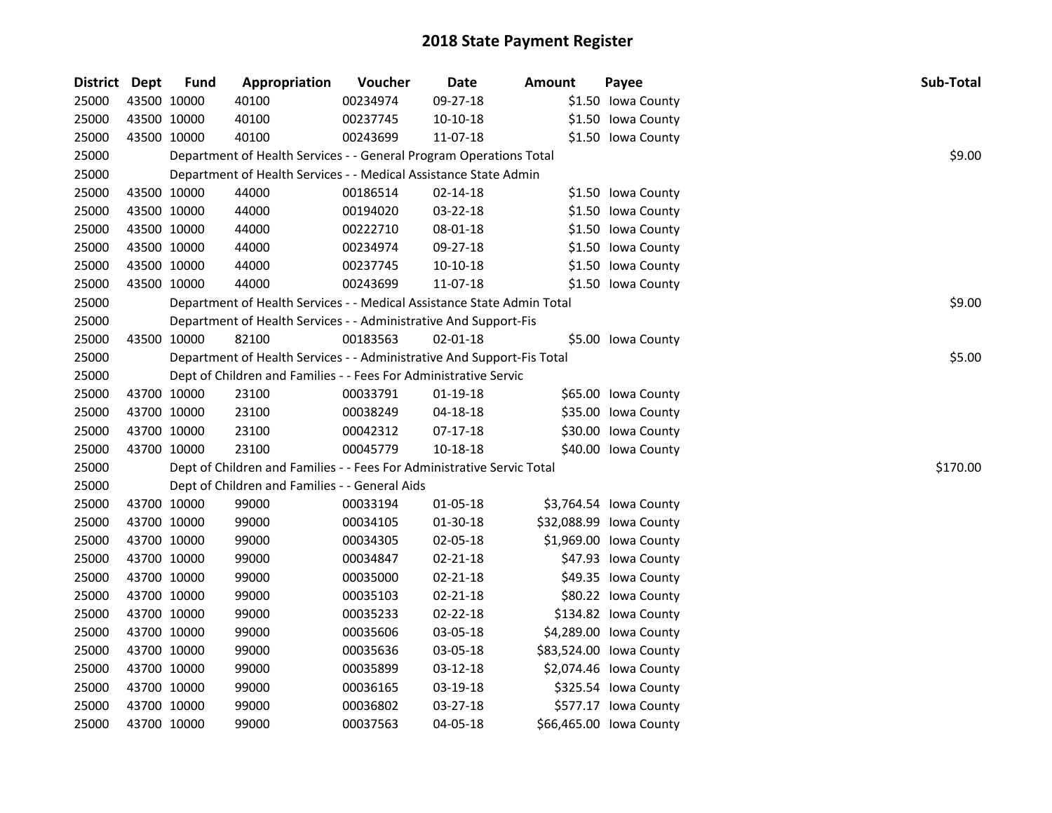# 2018 State Payment Register

| District | Dept | Fund | Appropriation | Voucher | Date | Amount | Payee | Sub-Total |
|---|---|---|---|---|---|---|---|---|
| 25000 | 43500 | 10000 | 40100 | 00234974 | 09-27-18 | $1.50 | Iowa County | |
| 25000 | 43500 | 10000 | 40100 | 00237745 | 10-10-18 | $1.50 | Iowa County | |
| 25000 | 43500 | 10000 | 40100 | 00243699 | 11-07-18 | $1.50 | Iowa County | |
| 25000 | | Department of Health Services - - General Program Operations Total | | | | | | $9.00 |
| 25000 | | Department of Health Services - - Medical Assistance State Admin | | | | | | |
| 25000 | 43500 | 10000 | 44000 | 00186514 | 02-14-18 | $1.50 | Iowa County | |
| 25000 | 43500 | 10000 | 44000 | 00194020 | 03-22-18 | $1.50 | Iowa County | |
| 25000 | 43500 | 10000 | 44000 | 00222710 | 08-01-18 | $1.50 | Iowa County | |
| 25000 | 43500 | 10000 | 44000 | 00234974 | 09-27-18 | $1.50 | Iowa County | |
| 25000 | 43500 | 10000 | 44000 | 00237745 | 10-10-18 | $1.50 | Iowa County | |
| 25000 | 43500 | 10000 | 44000 | 00243699 | 11-07-18 | $1.50 | Iowa County | |
| 25000 | | Department of Health Services - - Medical Assistance State Admin Total | | | | | | $9.00 |
| 25000 | | Department of Health Services - - Administrative And Support-Fis | | | | | | |
| 25000 | 43500 | 10000 | 82100 | 00183563 | 02-01-18 | $5.00 | Iowa County | |
| 25000 | | Department of Health Services - - Administrative And Support-Fis Total | | | | | | $5.00 |
| 25000 | | Dept of Children and Families - - Fees For Administrative Servic | | | | | | |
| 25000 | 43700 | 10000 | 23100 | 00033791 | 01-19-18 | $65.00 | Iowa County | |
| 25000 | 43700 | 10000 | 23100 | 00038249 | 04-18-18 | $35.00 | Iowa County | |
| 25000 | 43700 | 10000 | 23100 | 00042312 | 07-17-18 | $30.00 | Iowa County | |
| 25000 | 43700 | 10000 | 23100 | 00045779 | 10-18-18 | $40.00 | Iowa County | |
| 25000 | | Dept of Children and Families - - Fees For Administrative Servic Total | | | | | | $170.00 |
| 25000 | | Dept of Children and Families - - General Aids | | | | | | |
| 25000 | 43700 | 10000 | 99000 | 00033194 | 01-05-18 | $3,764.54 | Iowa County | |
| 25000 | 43700 | 10000 | 99000 | 00034105 | 01-30-18 | $32,088.99 | Iowa County | |
| 25000 | 43700 | 10000 | 99000 | 00034305 | 02-05-18 | $1,969.00 | Iowa County | |
| 25000 | 43700 | 10000 | 99000 | 00034847 | 02-21-18 | $47.93 | Iowa County | |
| 25000 | 43700 | 10000 | 99000 | 00035000 | 02-21-18 | $49.35 | Iowa County | |
| 25000 | 43700 | 10000 | 99000 | 00035103 | 02-21-18 | $80.22 | Iowa County | |
| 25000 | 43700 | 10000 | 99000 | 00035233 | 02-22-18 | $134.82 | Iowa County | |
| 25000 | 43700 | 10000 | 99000 | 00035606 | 03-05-18 | $4,289.00 | Iowa County | |
| 25000 | 43700 | 10000 | 99000 | 00035636 | 03-05-18 | $83,524.00 | Iowa County | |
| 25000 | 43700 | 10000 | 99000 | 00035899 | 03-12-18 | $2,074.46 | Iowa County | |
| 25000 | 43700 | 10000 | 99000 | 00036165 | 03-19-18 | $325.54 | Iowa County | |
| 25000 | 43700 | 10000 | 99000 | 00036802 | 03-27-18 | $577.17 | Iowa County | |
| 25000 | 43700 | 10000 | 99000 | 00037563 | 04-05-18 | $66,465.00 | Iowa County | |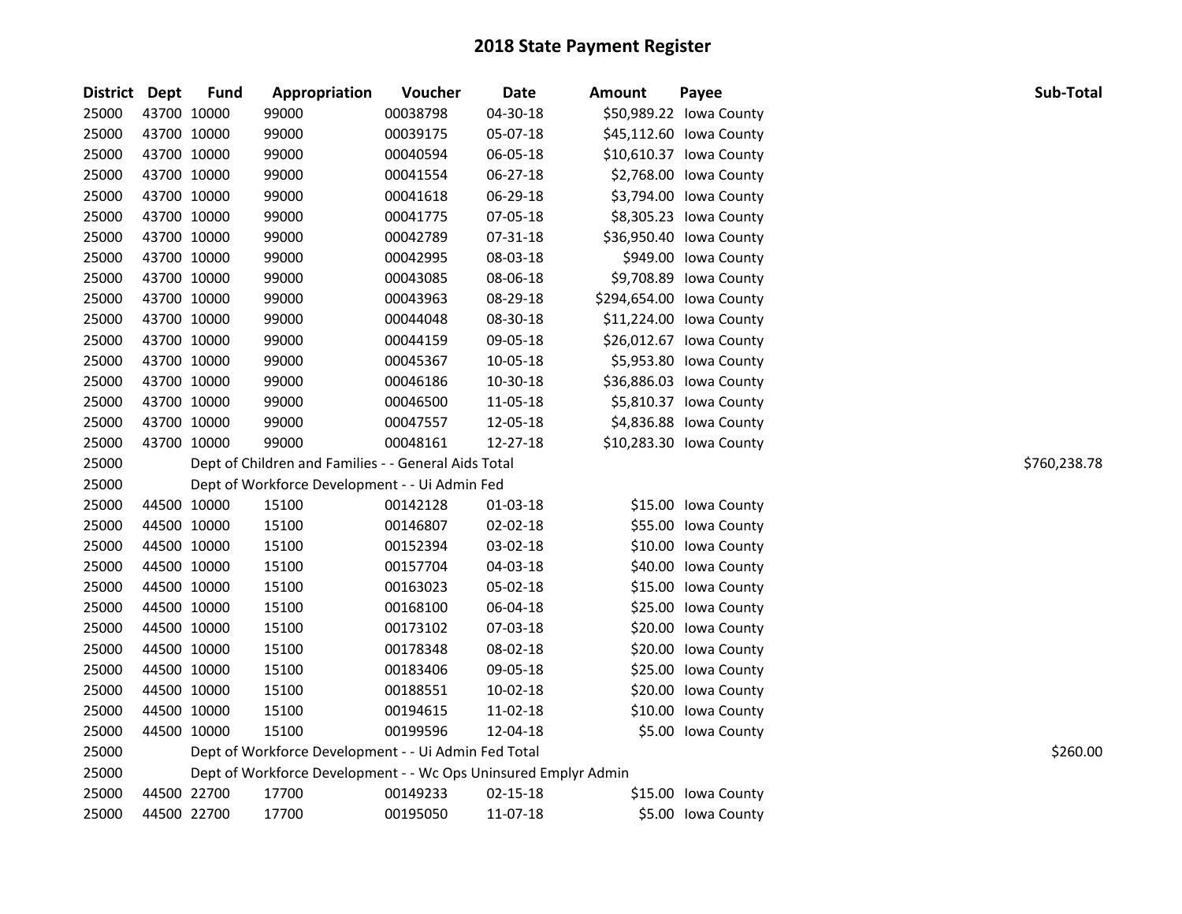# 2018 State Payment Register

| District | Dept | Fund | Appropriation | Voucher | Date | Amount | Payee | Sub-Total |
|---|---|---|---|---|---|---|---|---|
| 25000 | 43700 | 10000 | 99000 | 00038798 | 04-30-18 | $50,989.22 | Iowa County | |
| 25000 | 43700 | 10000 | 99000 | 00039175 | 05-07-18 | $45,112.60 | Iowa County | |
| 25000 | 43700 | 10000 | 99000 | 00040594 | 06-05-18 | $10,610.37 | Iowa County | |
| 25000 | 43700 | 10000 | 99000 | 00041554 | 06-27-18 | $2,768.00 | Iowa County | |
| 25000 | 43700 | 10000 | 99000 | 00041618 | 06-29-18 | $3,794.00 | Iowa County | |
| 25000 | 43700 | 10000 | 99000 | 00041775 | 07-05-18 | $8,305.23 | Iowa County | |
| 25000 | 43700 | 10000 | 99000 | 00042789 | 07-31-18 | $36,950.40 | Iowa County | |
| 25000 | 43700 | 10000 | 99000 | 00042995 | 08-03-18 | $949.00 | Iowa County | |
| 25000 | 43700 | 10000 | 99000 | 00043085 | 08-06-18 | $9,708.89 | Iowa County | |
| 25000 | 43700 | 10000 | 99000 | 00043963 | 08-29-18 | $294,654.00 | Iowa County | |
| 25000 | 43700 | 10000 | 99000 | 00044048 | 08-30-18 | $11,224.00 | Iowa County | |
| 25000 | 43700 | 10000 | 99000 | 00044159 | 09-05-18 | $26,012.67 | Iowa County | |
| 25000 | 43700 | 10000 | 99000 | 00045367 | 10-05-18 | $5,953.80 | Iowa County | |
| 25000 | 43700 | 10000 | 99000 | 00046186 | 10-30-18 | $36,886.03 | Iowa County | |
| 25000 | 43700 | 10000 | 99000 | 00046500 | 11-05-18 | $5,810.37 | Iowa County | |
| 25000 | 43700 | 10000 | 99000 | 00047557 | 12-05-18 | $4,836.88 | Iowa County | |
| 25000 | 43700 | 10000 | 99000 | 00048161 | 12-27-18 | $10,283.30 | Iowa County | |
| 25000 | | | Dept of Children and Families - - General Aids Total | | | | | $760,238.78 |
| 25000 | | | Dept of Workforce Development - - Ui Admin Fed | | | | | |
| 25000 | 44500 | 10000 | 15100 | 00142128 | 01-03-18 | $15.00 | Iowa County | |
| 25000 | 44500 | 10000 | 15100 | 00146807 | 02-02-18 | $55.00 | Iowa County | |
| 25000 | 44500 | 10000 | 15100 | 00152394 | 03-02-18 | $10.00 | Iowa County | |
| 25000 | 44500 | 10000 | 15100 | 00157704 | 04-03-18 | $40.00 | Iowa County | |
| 25000 | 44500 | 10000 | 15100 | 00163023 | 05-02-18 | $15.00 | Iowa County | |
| 25000 | 44500 | 10000 | 15100 | 00168100 | 06-04-18 | $25.00 | Iowa County | |
| 25000 | 44500 | 10000 | 15100 | 00173102 | 07-03-18 | $20.00 | Iowa County | |
| 25000 | 44500 | 10000 | 15100 | 00178348 | 08-02-18 | $20.00 | Iowa County | |
| 25000 | 44500 | 10000 | 15100 | 00183406 | 09-05-18 | $25.00 | Iowa County | |
| 25000 | 44500 | 10000 | 15100 | 00188551 | 10-02-18 | $20.00 | Iowa County | |
| 25000 | 44500 | 10000 | 15100 | 00194615 | 11-02-18 | $10.00 | Iowa County | |
| 25000 | 44500 | 10000 | 15100 | 00199596 | 12-04-18 | $5.00 | Iowa County | |
| 25000 | | | Dept of Workforce Development - - Ui Admin Fed Total | | | | | $260.00 |
| 25000 | | | Dept of Workforce Development - - Wc Ops Uninsured Emplyr Admin | | | | | |
| 25000 | 44500 | 22700 | 17700 | 00149233 | 02-15-18 | $15.00 | Iowa County | |
| 25000 | 44500 | 22700 | 17700 | 00195050 | 11-07-18 | $5.00 | Iowa County | |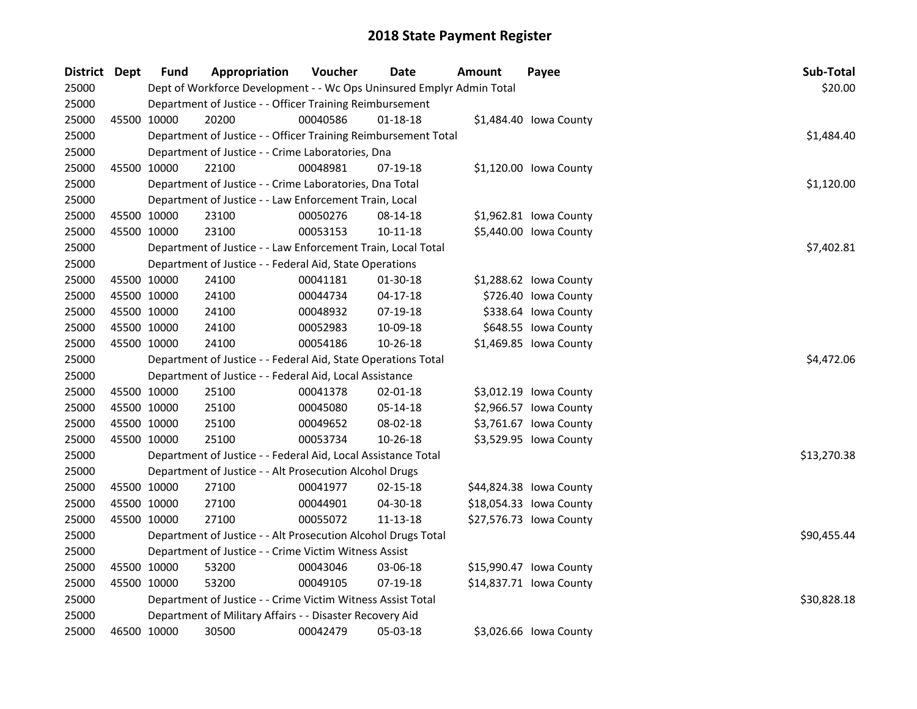# 2018 State Payment Register

| District | Dept | Fund | Appropriation | Voucher | Date | Amount | Payee | Sub-Total |
|---|---|---|---|---|---|---|---|---|
| 25000 | | Dept of Workforce Development - - Wc Ops Uninsured Emplyr Admin Total | | | | | | $20.00 |
| 25000 | | Department of Justice - - Officer Training Reimbursement | | | | | | |
| 25000 | 45500 | 10000 | 20200 | 00040586 | 01-18-18 | $1,484.40 | Iowa County | |
| 25000 | | Department of Justice - - Officer Training Reimbursement Total | | | | | | $1,484.40 |
| 25000 | | Department of Justice - - Crime Laboratories, Dna | | | | | | |
| 25000 | 45500 | 10000 | 22100 | 00048981 | 07-19-18 | $1,120.00 | Iowa County | |
| 25000 | | Department of Justice - - Crime Laboratories, Dna Total | | | | | | $1,120.00 |
| 25000 | | Department of Justice - - Law Enforcement Train, Local | | | | | | |
| 25000 | 45500 | 10000 | 23100 | 00050276 | 08-14-18 | $1,962.81 | Iowa County | |
| 25000 | 45500 | 10000 | 23100 | 00053153 | 10-11-18 | $5,440.00 | Iowa County | |
| 25000 | | Department of Justice - - Law Enforcement Train, Local Total | | | | | | $7,402.81 |
| 25000 | | Department of Justice - - Federal Aid, State Operations | | | | | | |
| 25000 | 45500 | 10000 | 24100 | 00041181 | 01-30-18 | $1,288.62 | Iowa County | |
| 25000 | 45500 | 10000 | 24100 | 00044734 | 04-17-18 | $726.40 | Iowa County | |
| 25000 | 45500 | 10000 | 24100 | 00048932 | 07-19-18 | $338.64 | Iowa County | |
| 25000 | 45500 | 10000 | 24100 | 00052983 | 10-09-18 | $648.55 | Iowa County | |
| 25000 | 45500 | 10000 | 24100 | 00054186 | 10-26-18 | $1,469.85 | Iowa County | |
| 25000 | | Department of Justice - - Federal Aid, State Operations Total | | | | | | $4,472.06 |
| 25000 | | Department of Justice - - Federal Aid, Local Assistance | | | | | | |
| 25000 | 45500 | 10000 | 25100 | 00041378 | 02-01-18 | $3,012.19 | Iowa County | |
| 25000 | 45500 | 10000 | 25100 | 00045080 | 05-14-18 | $2,966.57 | Iowa County | |
| 25000 | 45500 | 10000 | 25100 | 00049652 | 08-02-18 | $3,761.67 | Iowa County | |
| 25000 | 45500 | 10000 | 25100 | 00053734 | 10-26-18 | $3,529.95 | Iowa County | |
| 25000 | | Department of Justice - - Federal Aid, Local Assistance Total | | | | | | $13,270.38 |
| 25000 | | Department of Justice - - Alt Prosecution Alcohol Drugs | | | | | | |
| 25000 | 45500 | 10000 | 27100 | 00041977 | 02-15-18 | $44,824.38 | Iowa County | |
| 25000 | 45500 | 10000 | 27100 | 00044901 | 04-30-18 | $18,054.33 | Iowa County | |
| 25000 | 45500 | 10000 | 27100 | 00055072 | 11-13-18 | $27,576.73 | Iowa County | |
| 25000 | | Department of Justice - - Alt Prosecution Alcohol Drugs Total | | | | | | $90,455.44 |
| 25000 | | Department of Justice - - Crime Victim Witness Assist | | | | | | |
| 25000 | 45500 | 10000 | 53200 | 00043046 | 03-06-18 | $15,990.47 | Iowa County | |
| 25000 | 45500 | 10000 | 53200 | 00049105 | 07-19-18 | $14,837.71 | Iowa County | |
| 25000 | | Department of Justice - - Crime Victim Witness Assist Total | | | | | | $30,828.18 |
| 25000 | | Department of Military Affairs - - Disaster Recovery Aid | | | | | | |
| 25000 | 46500 | 10000 | 30500 | 00042479 | 05-03-18 | $3,026.66 | Iowa County | |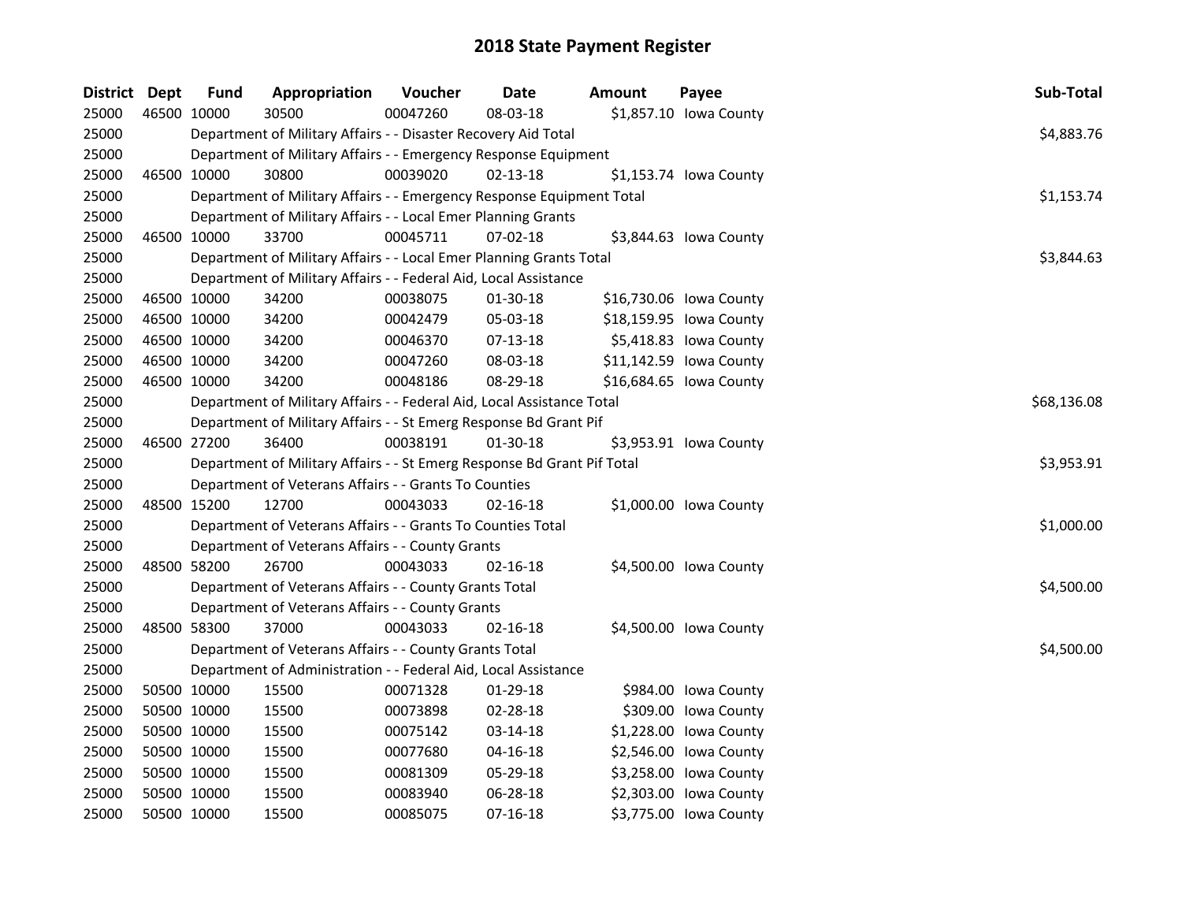# 2018 State Payment Register

| District | Dept | Fund | Appropriation | Voucher | Date | Amount | Payee | Sub-Total |
|---|---|---|---|---|---|---|---|---|
| 25000 | 46500 | 10000 | 30500 | 00047260 | 08-03-18 | $1,857.10 | Iowa County | |
| 25000 | | Department of Military Affairs - - Disaster Recovery Aid Total | | | | | | $4,883.76 |
| 25000 | | Department of Military Affairs - - Emergency Response Equipment | | | | | | |
| 25000 | 46500 | 10000 | 30800 | 00039020 | 02-13-18 | $1,153.74 | Iowa County | |
| 25000 | | Department of Military Affairs - - Emergency Response Equipment Total | | | | | | $1,153.74 |
| 25000 | | Department of Military Affairs - - Local Emer Planning Grants | | | | | | |
| 25000 | 46500 | 10000 | 33700 | 00045711 | 07-02-18 | $3,844.63 | Iowa County | |
| 25000 | | Department of Military Affairs - - Local Emer Planning Grants Total | | | | | | $3,844.63 |
| 25000 | | Department of Military Affairs - - Federal Aid, Local Assistance | | | | | | |
| 25000 | 46500 | 10000 | 34200 | 00038075 | 01-30-18 | $16,730.06 | Iowa County | |
| 25000 | 46500 | 10000 | 34200 | 00042479 | 05-03-18 | $18,159.95 | Iowa County | |
| 25000 | 46500 | 10000 | 34200 | 00046370 | 07-13-18 | $5,418.83 | Iowa County | |
| 25000 | 46500 | 10000 | 34200 | 00047260 | 08-03-18 | $11,142.59 | Iowa County | |
| 25000 | 46500 | 10000 | 34200 | 00048186 | 08-29-18 | $16,684.65 | Iowa County | |
| 25000 | | Department of Military Affairs - - Federal Aid, Local Assistance Total | | | | | | $68,136.08 |
| 25000 | | Department of Military Affairs - - St Emerg Response Bd Grant Pif | | | | | | |
| 25000 | 46500 | 27200 | 36400 | 00038191 | 01-30-18 | $3,953.91 | Iowa County | |
| 25000 | | Department of Military Affairs - - St Emerg Response Bd Grant Pif Total | | | | | | $3,953.91 |
| 25000 | | Department of Veterans Affairs - - Grants To Counties | | | | | | |
| 25000 | 48500 | 15200 | 12700 | 00043033 | 02-16-18 | $1,000.00 | Iowa County | |
| 25000 | | Department of Veterans Affairs - - Grants To Counties Total | | | | | | $1,000.00 |
| 25000 | | Department of Veterans Affairs - - County Grants | | | | | | |
| 25000 | 48500 | 58200 | 26700 | 00043033 | 02-16-18 | $4,500.00 | Iowa County | |
| 25000 | | Department of Veterans Affairs - - County Grants Total | | | | | | $4,500.00 |
| 25000 | | Department of Veterans Affairs - - County Grants | | | | | | |
| 25000 | 48500 | 58300 | 37000 | 00043033 | 02-16-18 | $4,500.00 | Iowa County | |
| 25000 | | Department of Veterans Affairs - - County Grants Total | | | | | | $4,500.00 |
| 25000 | | Department of Administration - - Federal Aid, Local Assistance | | | | | | |
| 25000 | 50500 | 10000 | 15500 | 00071328 | 01-29-18 | $984.00 | Iowa County | |
| 25000 | 50500 | 10000 | 15500 | 00073898 | 02-28-18 | $309.00 | Iowa County | |
| 25000 | 50500 | 10000 | 15500 | 00075142 | 03-14-18 | $1,228.00 | Iowa County | |
| 25000 | 50500 | 10000 | 15500 | 00077680 | 04-16-18 | $2,546.00 | Iowa County | |
| 25000 | 50500 | 10000 | 15500 | 00081309 | 05-29-18 | $3,258.00 | Iowa County | |
| 25000 | 50500 | 10000 | 15500 | 00083940 | 06-28-18 | $2,303.00 | Iowa County | |
| 25000 | 50500 | 10000 | 15500 | 00085075 | 07-16-18 | $3,775.00 | Iowa County | |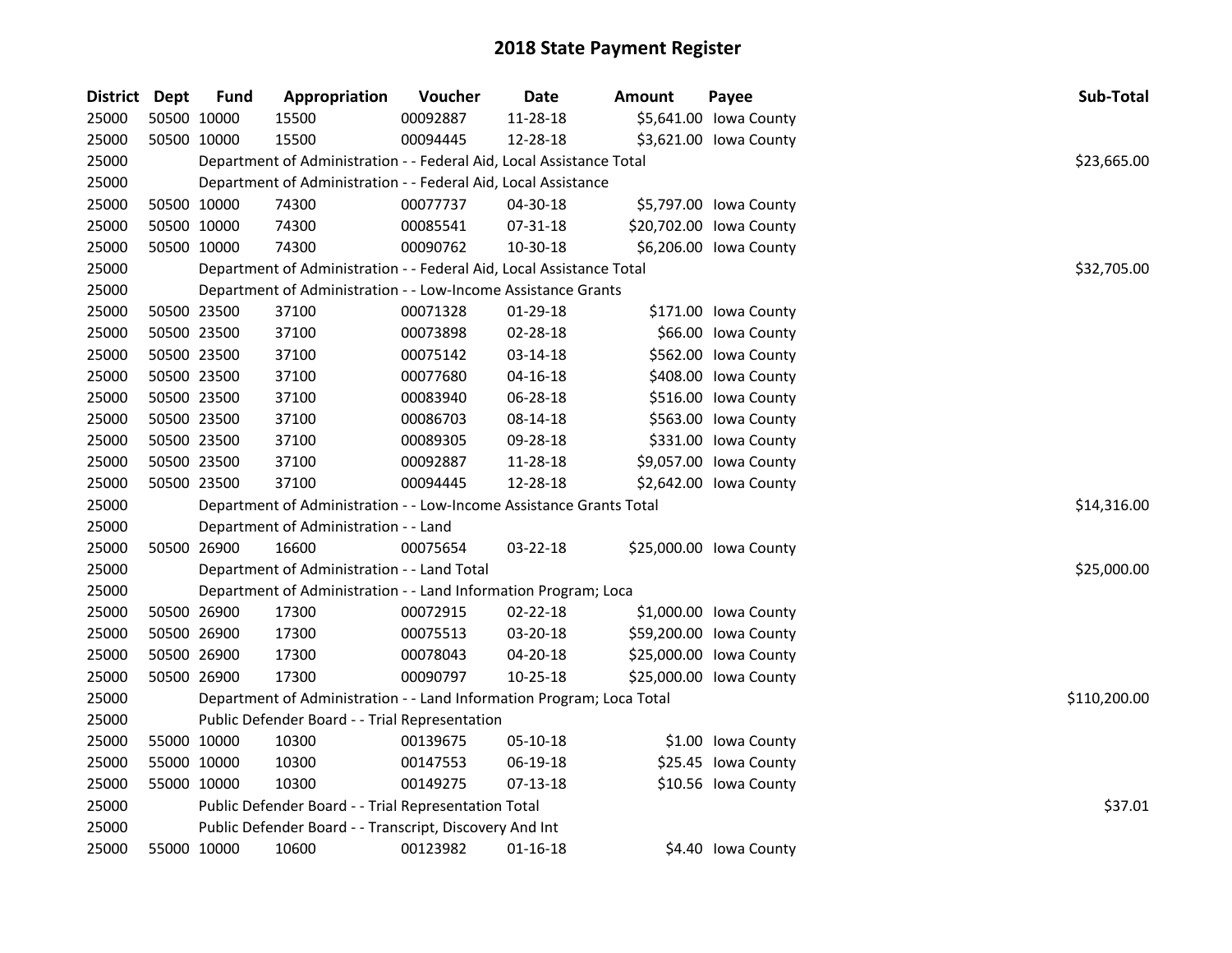# 2018 State Payment Register

| District | Dept | Fund | Appropriation | Voucher | Date | Amount | Payee | Sub-Total |
|---|---|---|---|---|---|---|---|---|
| 25000 | 50500 | 10000 | 15500 | 00092887 | 11-28-18 | $5,641.00 | Iowa County | |
| 25000 | 50500 | 10000 | 15500 | 00094445 | 12-28-18 | $3,621.00 | Iowa County | |
| 25000 | | Department of Administration - - Federal Aid, Local Assistance Total | | | | | | $23,665.00 |
| 25000 | | Department of Administration - - Federal Aid, Local Assistance | | | | | | |
| 25000 | 50500 | 10000 | 74300 | 00077737 | 04-30-18 | $5,797.00 | Iowa County | |
| 25000 | 50500 | 10000 | 74300 | 00085541 | 07-31-18 | $20,702.00 | Iowa County | |
| 25000 | 50500 | 10000 | 74300 | 00090762 | 10-30-18 | $6,206.00 | Iowa County | |
| 25000 | | Department of Administration - - Federal Aid, Local Assistance Total | | | | | | $32,705.00 |
| 25000 | | Department of Administration - - Low-Income Assistance Grants | | | | | | |
| 25000 | 50500 | 23500 | 37100 | 00071328 | 01-29-18 | $171.00 | Iowa County | |
| 25000 | 50500 | 23500 | 37100 | 00073898 | 02-28-18 | $66.00 | Iowa County | |
| 25000 | 50500 | 23500 | 37100 | 00075142 | 03-14-18 | $562.00 | Iowa County | |
| 25000 | 50500 | 23500 | 37100 | 00077680 | 04-16-18 | $408.00 | Iowa County | |
| 25000 | 50500 | 23500 | 37100 | 00083940 | 06-28-18 | $516.00 | Iowa County | |
| 25000 | 50500 | 23500 | 37100 | 00086703 | 08-14-18 | $563.00 | Iowa County | |
| 25000 | 50500 | 23500 | 37100 | 00089305 | 09-28-18 | $331.00 | Iowa County | |
| 25000 | 50500 | 23500 | 37100 | 00092887 | 11-28-18 | $9,057.00 | Iowa County | |
| 25000 | 50500 | 23500 | 37100 | 00094445 | 12-28-18 | $2,642.00 | Iowa County | |
| 25000 | | Department of Administration - - Low-Income Assistance Grants Total | | | | | | $14,316.00 |
| 25000 | | Department of Administration - - Land | | | | | | |
| 25000 | 50500 | 26900 | 16600 | 00075654 | 03-22-18 | $25,000.00 | Iowa County | |
| 25000 | | Department of Administration - - Land Total | | | | | | $25,000.00 |
| 25000 | | Department of Administration - - Land Information Program; Loca | | | | | | |
| 25000 | 50500 | 26900 | 17300 | 00072915 | 02-22-18 | $1,000.00 | Iowa County | |
| 25000 | 50500 | 26900 | 17300 | 00075513 | 03-20-18 | $59,200.00 | Iowa County | |
| 25000 | 50500 | 26900 | 17300 | 00078043 | 04-20-18 | $25,000.00 | Iowa County | |
| 25000 | 50500 | 26900 | 17300 | 00090797 | 10-25-18 | $25,000.00 | Iowa County | |
| 25000 | | Department of Administration - - Land Information Program; Loca Total | | | | | | $110,200.00 |
| 25000 | | Public Defender Board - - Trial Representation | | | | | | |
| 25000 | 55000 | 10000 | 10300 | 00139675 | 05-10-18 | $1.00 | Iowa County | |
| 25000 | 55000 | 10000 | 10300 | 00147553 | 06-19-18 | $25.45 | Iowa County | |
| 25000 | 55000 | 10000 | 10300 | 00149275 | 07-13-18 | $10.56 | Iowa County | |
| 25000 | | Public Defender Board - - Trial Representation Total | | | | | | $37.01 |
| 25000 | | Public Defender Board - - Transcript, Discovery And Int | | | | | | |
| 25000 | 55000 | 10000 | 10600 | 00123982 | 01-16-18 | $4.40 | Iowa County | |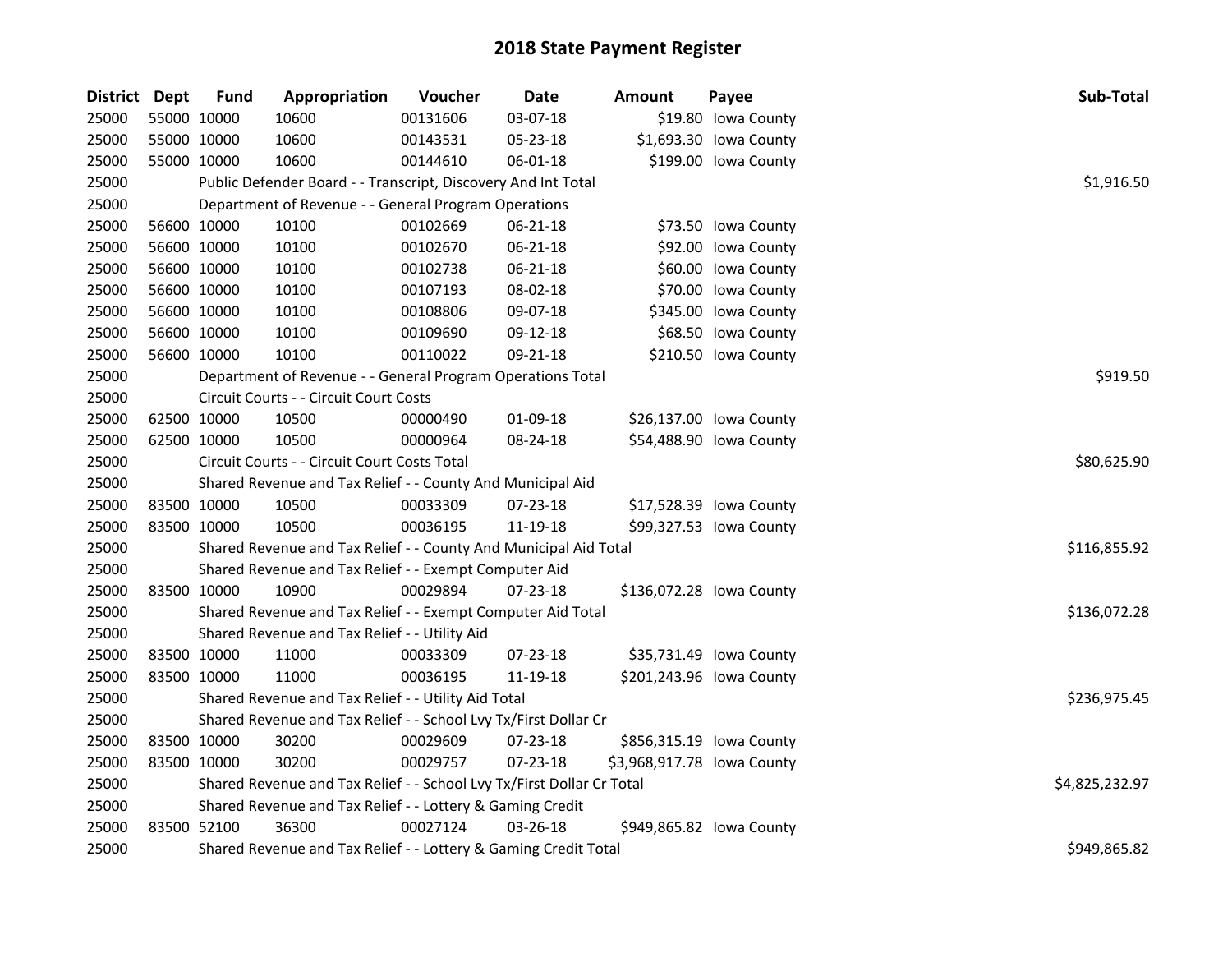# 2018 State Payment Register

| District | Dept | Fund | Appropriation | Voucher | Date | Amount | Payee | Sub-Total |
|---|---|---|---|---|---|---|---|---|
| 25000 | 55000 | 10000 | 10600 | 00131606 | 03-07-18 | $19.80 | Iowa County | |
| 25000 | 55000 | 10000 | 10600 | 00143531 | 05-23-18 | $1,693.30 | Iowa County | |
| 25000 | 55000 | 10000 | 10600 | 00144610 | 06-01-18 | $199.00 | Iowa County | |
| 25000 | | | Public Defender Board - - Transcript, Discovery And Int Total | | | | | $1,916.50 |
| 25000 | | | Department of Revenue - - General Program Operations | | | | | |
| 25000 | 56600 | 10000 | 10100 | 00102669 | 06-21-18 | $73.50 | Iowa County | |
| 25000 | 56600 | 10000 | 10100 | 00102670 | 06-21-18 | $92.00 | Iowa County | |
| 25000 | 56600 | 10000 | 10100 | 00102738 | 06-21-18 | $60.00 | Iowa County | |
| 25000 | 56600 | 10000 | 10100 | 00107193 | 08-02-18 | $70.00 | Iowa County | |
| 25000 | 56600 | 10000 | 10100 | 00108806 | 09-07-18 | $345.00 | Iowa County | |
| 25000 | 56600 | 10000 | 10100 | 00109690 | 09-12-18 | $68.50 | Iowa County | |
| 25000 | 56600 | 10000 | 10100 | 00110022 | 09-21-18 | $210.50 | Iowa County | |
| 25000 | | | Department of Revenue - - General Program Operations Total | | | | | $919.50 |
| 25000 | | | Circuit Courts - - Circuit Court Costs | | | | | |
| 25000 | 62500 | 10000 | 10500 | 00000490 | 01-09-18 | $26,137.00 | Iowa County | |
| 25000 | 62500 | 10000 | 10500 | 00000964 | 08-24-18 | $54,488.90 | Iowa County | |
| 25000 | | | Circuit Courts - - Circuit Court Costs Total | | | | | $80,625.90 |
| 25000 | | | Shared Revenue and Tax Relief - - County And Municipal Aid | | | | | |
| 25000 | 83500 | 10000 | 10500 | 00033309 | 07-23-18 | $17,528.39 | Iowa County | |
| 25000 | 83500 | 10000 | 10500 | 00036195 | 11-19-18 | $99,327.53 | Iowa County | |
| 25000 | | | Shared Revenue and Tax Relief - - County And Municipal Aid Total | | | | | $116,855.92 |
| 25000 | | | Shared Revenue and Tax Relief - - Exempt Computer Aid | | | | | |
| 25000 | 83500 | 10000 | 10900 | 00029894 | 07-23-18 | $136,072.28 | Iowa County | |
| 25000 | | | Shared Revenue and Tax Relief - - Exempt Computer Aid Total | | | | | $136,072.28 |
| 25000 | | | Shared Revenue and Tax Relief - - Utility Aid | | | | | |
| 25000 | 83500 | 10000 | 11000 | 00033309 | 07-23-18 | $35,731.49 | Iowa County | |
| 25000 | 83500 | 10000 | 11000 | 00036195 | 11-19-18 | $201,243.96 | Iowa County | |
| 25000 | | | Shared Revenue and Tax Relief - - Utility Aid Total | | | | | $236,975.45 |
| 25000 | | | Shared Revenue and Tax Relief - - School Lvy Tx/First Dollar Cr | | | | | |
| 25000 | 83500 | 10000 | 30200 | 00029609 | 07-23-18 | $856,315.19 | Iowa County | |
| 25000 | 83500 | 10000 | 30200 | 00029757 | 07-23-18 | $3,968,917.78 | Iowa County | |
| 25000 | | | Shared Revenue and Tax Relief - - School Lvy Tx/First Dollar Cr Total | | | | | $4,825,232.97 |
| 25000 | | | Shared Revenue and Tax Relief - - Lottery & Gaming Credit | | | | | |
| 25000 | 83500 | 52100 | 36300 | 00027124 | 03-26-18 | $949,865.82 | Iowa County | |
| 25000 | | | Shared Revenue and Tax Relief - - Lottery & Gaming Credit Total | | | | | $949,865.82 |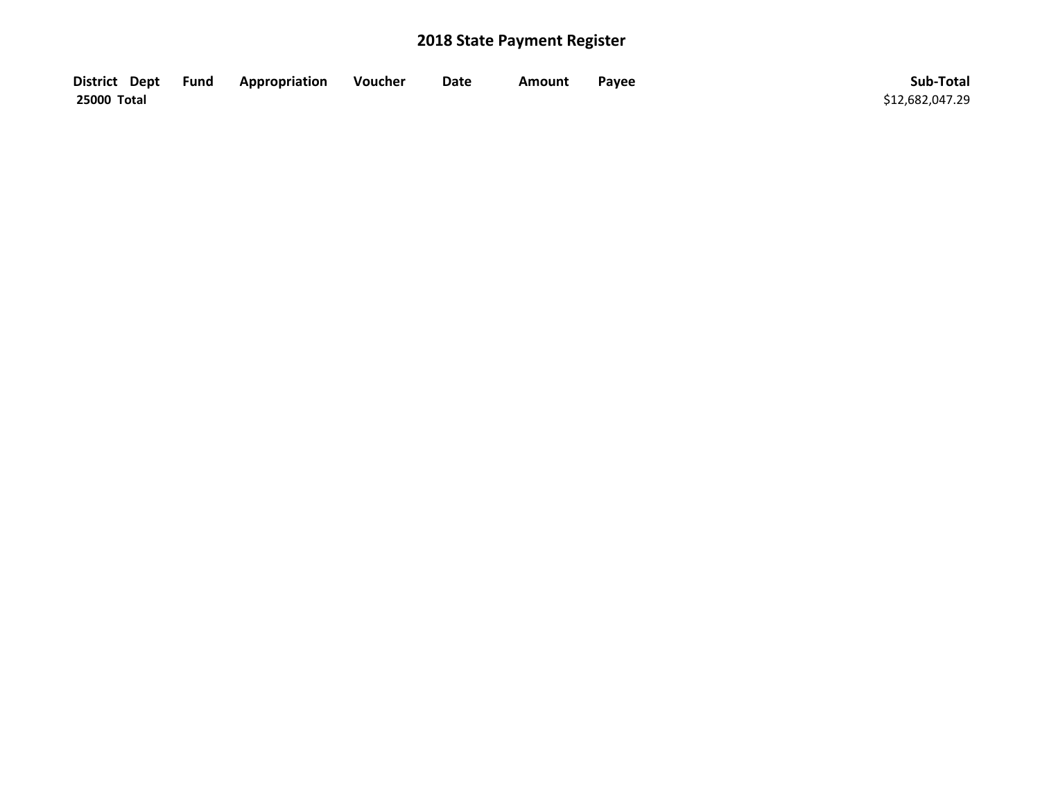# 2018 State Payment Register

| District | Dept | Fund | Appropriation | Voucher | Date | Amount | Payee | Sub-Total |
|---|---|---|---|---|---|---|---|---|
| 25000 Total | | | | | | | | $12,682,047.29 |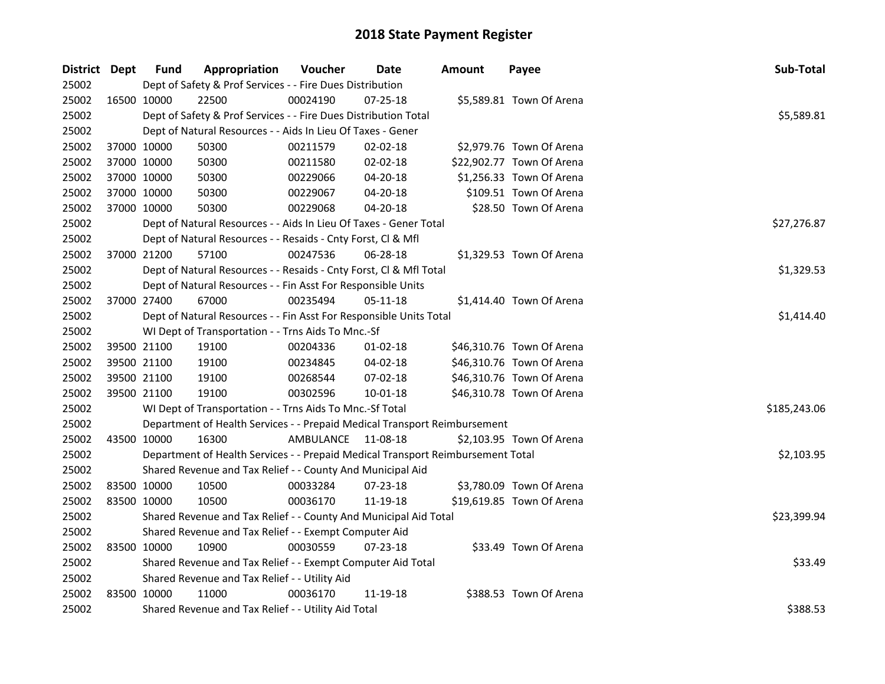# 2018 State Payment Register

| District | Dept | Fund | Appropriation | Voucher | Date | Amount | Payee | Sub-Total |
|---|---|---|---|---|---|---|---|---|
| 25002 | | | Dept of Safety & Prof Services - - Fire Dues Distribution | | | | | |
| 25002 | 16500 | 10000 | 22500 | 00024190 | 07-25-18 | $5,589.81 | Town Of Arena | |
| 25002 | | | Dept of Safety & Prof Services - - Fire Dues Distribution Total | | | | | $5,589.81 |
| 25002 | | | Dept of Natural Resources - - Aids In Lieu Of Taxes - Gener | | | | | |
| 25002 | 37000 | 10000 | 50300 | 00211579 | 02-02-18 | $2,979.76 | Town Of Arena | |
| 25002 | 37000 | 10000 | 50300 | 00211580 | 02-02-18 | $22,902.77 | Town Of Arena | |
| 25002 | 37000 | 10000 | 50300 | 00229066 | 04-20-18 | $1,256.33 | Town Of Arena | |
| 25002 | 37000 | 10000 | 50300 | 00229067 | 04-20-18 | $109.51 | Town Of Arena | |
| 25002 | 37000 | 10000 | 50300 | 00229068 | 04-20-18 | $28.50 | Town Of Arena | |
| 25002 | | | Dept of Natural Resources - - Aids In Lieu Of Taxes - Gener Total | | | | | $27,276.87 |
| 25002 | | | Dept of Natural Resources - - Resaids - Cnty Forst, Cl & Mfl | | | | | |
| 25002 | 37000 | 21200 | 57100 | 00247536 | 06-28-18 | $1,329.53 | Town Of Arena | |
| 25002 | | | Dept of Natural Resources - - Resaids - Cnty Forst, Cl & Mfl Total | | | | | $1,329.53 |
| 25002 | | | Dept of Natural Resources - - Fin Asst For Responsible Units | | | | | |
| 25002 | 37000 | 27400 | 67000 | 00235494 | 05-11-18 | $1,414.40 | Town Of Arena | |
| 25002 | | | Dept of Natural Resources - - Fin Asst For Responsible Units Total | | | | | $1,414.40 |
| 25002 | | | WI Dept of Transportation - - Trns Aids To Mnc.-Sf | | | | | |
| 25002 | 39500 | 21100 | 19100 | 00204336 | 01-02-18 | $46,310.76 | Town Of Arena | |
| 25002 | 39500 | 21100 | 19100 | 00234845 | 04-02-18 | $46,310.76 | Town Of Arena | |
| 25002 | 39500 | 21100 | 19100 | 00268544 | 07-02-18 | $46,310.76 | Town Of Arena | |
| 25002 | 39500 | 21100 | 19100 | 00302596 | 10-01-18 | $46,310.78 | Town Of Arena | |
| 25002 | | | WI Dept of Transportation - - Trns Aids To Mnc.-Sf Total | | | | | $185,243.06 |
| 25002 | | | Department of Health Services - - Prepaid Medical Transport Reimbursement | | | | | |
| 25002 | 43500 | 10000 | 16300 | AMBULANCE | 11-08-18 | $2,103.95 | Town Of Arena | |
| 25002 | | | Department of Health Services - - Prepaid Medical Transport Reimbursement Total | | | | | $2,103.95 |
| 25002 | | | Shared Revenue and Tax Relief - - County And Municipal Aid | | | | | |
| 25002 | 83500 | 10000 | 10500 | 00033284 | 07-23-18 | $3,780.09 | Town Of Arena | |
| 25002 | 83500 | 10000 | 10500 | 00036170 | 11-19-18 | $19,619.85 | Town Of Arena | |
| 25002 | | | Shared Revenue and Tax Relief - - County And Municipal Aid Total | | | | | $23,399.94 |
| 25002 | | | Shared Revenue and Tax Relief - - Exempt Computer Aid | | | | | |
| 25002 | 83500 | 10000 | 10900 | 00030559 | 07-23-18 | $33.49 | Town Of Arena | |
| 25002 | | | Shared Revenue and Tax Relief - - Exempt Computer Aid Total | | | | | $33.49 |
| 25002 | | | Shared Revenue and Tax Relief - - Utility Aid | | | | | |
| 25002 | 83500 | 10000 | 11000 | 00036170 | 11-19-18 | $388.53 | Town Of Arena | |
| 25002 | | | Shared Revenue and Tax Relief - - Utility Aid Total | | | | | $388.53 |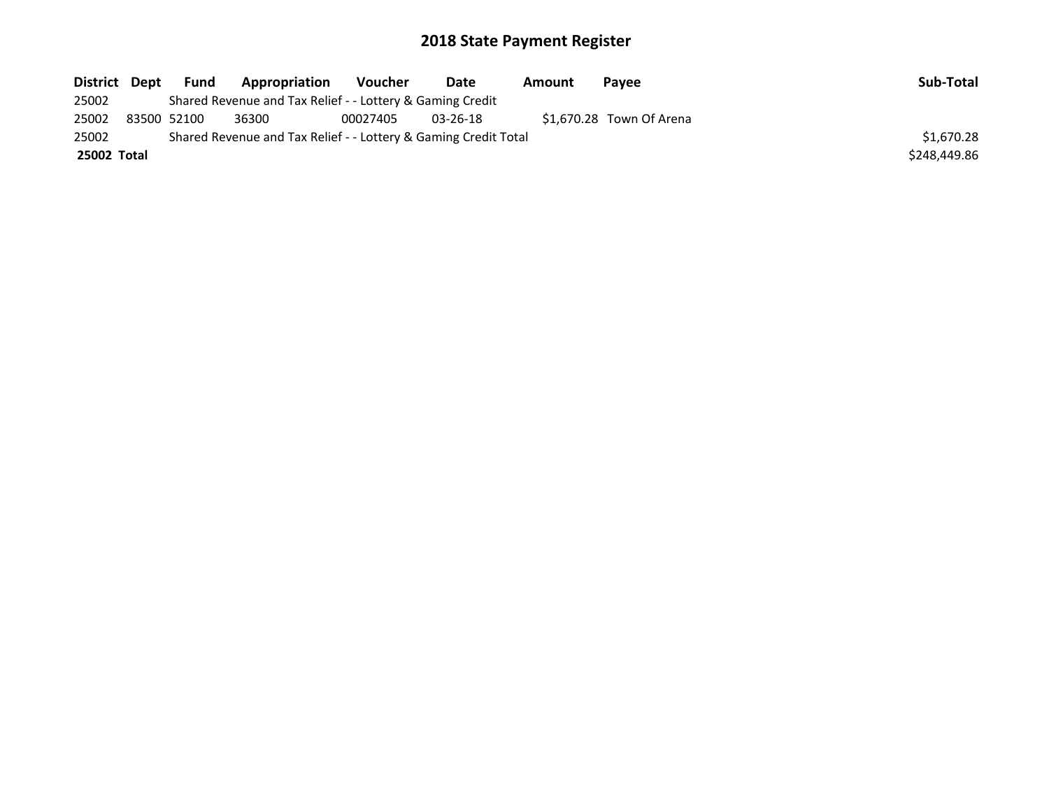# 2018 State Payment Register

| District | Dept | Fund | Appropriation | Voucher | Date | Amount | Payee | Sub-Total |
|---|---|---|---|---|---|---|---|---|
| 25002 | | Shared Revenue and Tax Relief - - Lottery & Gaming Credit | | | | | | |
| 25002 | 83500 | 52100 | 36300 | 00027405 | 03-26-18 | $1,670.28 | Town Of Arena | |
| 25002 | | Shared Revenue and Tax Relief - - Lottery & Gaming Credit Total | | | | | | $1,670.28 |
| **25002** | **Total** | | | | | | | $248,449.86 |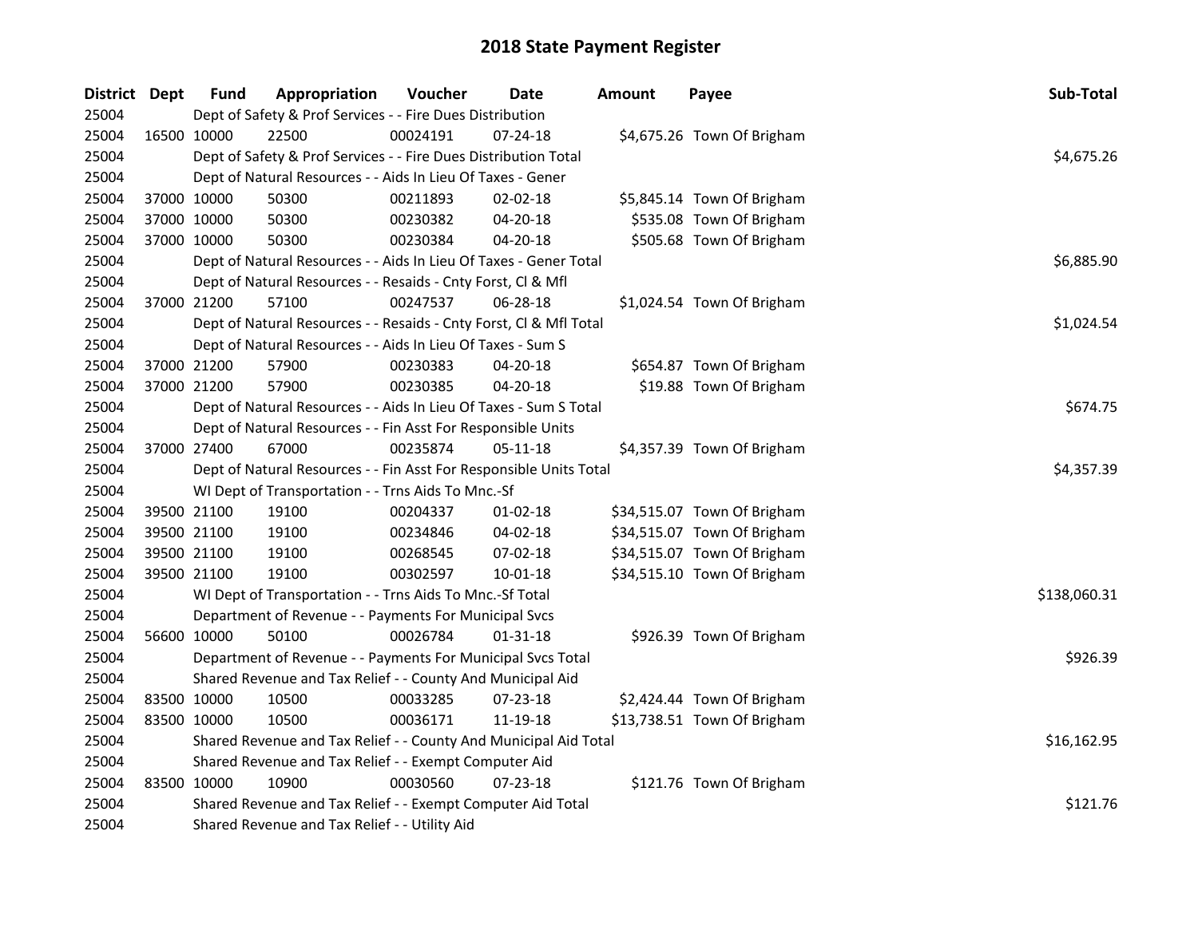# 2018 State Payment Register

| District | Dept | Fund | Appropriation | Voucher | Date | Amount | Payee | Sub-Total |
|---|---|---|---|---|---|---|---|---|
| 25004 | | Dept of Safety & Prof Services - - Fire Dues Distribution | | | | | | |
| 25004 | 16500 | 10000 | 22500 | 00024191 | 07-24-18 | $4,675.26 | Town Of Brigham | |
| 25004 | | Dept of Safety & Prof Services - - Fire Dues Distribution Total | | | | | | $4,675.26 |
| 25004 | | Dept of Natural Resources - - Aids In Lieu Of Taxes - Gener | | | | | | |
| 25004 | 37000 | 10000 | 50300 | 00211893 | 02-02-18 | $5,845.14 | Town Of Brigham | |
| 25004 | 37000 | 10000 | 50300 | 00230382 | 04-20-18 | $535.08 | Town Of Brigham | |
| 25004 | 37000 | 10000 | 50300 | 00230384 | 04-20-18 | $505.68 | Town Of Brigham | |
| 25004 | | Dept of Natural Resources - - Aids In Lieu Of Taxes - Gener Total | | | | | | $6,885.90 |
| 25004 | | Dept of Natural Resources - - Resaids - Cnty Forst, Cl & Mfl | | | | | | |
| 25004 | 37000 | 21200 | 57100 | 00247537 | 06-28-18 | $1,024.54 | Town Of Brigham | |
| 25004 | | Dept of Natural Resources - - Resaids - Cnty Forst, Cl & Mfl Total | | | | | | $1,024.54 |
| 25004 | | Dept of Natural Resources - - Aids In Lieu Of Taxes - Sum S | | | | | | |
| 25004 | 37000 | 21200 | 57900 | 00230383 | 04-20-18 | $654.87 | Town Of Brigham | |
| 25004 | 37000 | 21200 | 57900 | 00230385 | 04-20-18 | $19.88 | Town Of Brigham | |
| 25004 | | Dept of Natural Resources - - Aids In Lieu Of Taxes - Sum S Total | | | | | | $674.75 |
| 25004 | | Dept of Natural Resources - - Fin Asst For Responsible Units | | | | | | |
| 25004 | 37000 | 27400 | 67000 | 00235874 | 05-11-18 | $4,357.39 | Town Of Brigham | |
| 25004 | | Dept of Natural Resources - - Fin Asst For Responsible Units Total | | | | | | $4,357.39 |
| 25004 | | WI Dept of Transportation - - Trns Aids To Mnc.-Sf | | | | | | |
| 25004 | 39500 | 21100 | 19100 | 00204337 | 01-02-18 | $34,515.07 | Town Of Brigham | |
| 25004 | 39500 | 21100 | 19100 | 00234846 | 04-02-18 | $34,515.07 | Town Of Brigham | |
| 25004 | 39500 | 21100 | 19100 | 00268545 | 07-02-18 | $34,515.07 | Town Of Brigham | |
| 25004 | 39500 | 21100 | 19100 | 00302597 | 10-01-18 | $34,515.10 | Town Of Brigham | |
| 25004 | | WI Dept of Transportation - - Trns Aids To Mnc.-Sf Total | | | | | | $138,060.31 |
| 25004 | | Department of Revenue - - Payments For Municipal Svcs | | | | | | |
| 25004 | 56600 | 10000 | 50100 | 00026784 | 01-31-18 | $926.39 | Town Of Brigham | |
| 25004 | | Department of Revenue - - Payments For Municipal Svcs Total | | | | | | $926.39 |
| 25004 | | Shared Revenue and Tax Relief - - County And Municipal Aid | | | | | | |
| 25004 | 83500 | 10000 | 10500 | 00033285 | 07-23-18 | $2,424.44 | Town Of Brigham | |
| 25004 | 83500 | 10000 | 10500 | 00036171 | 11-19-18 | $13,738.51 | Town Of Brigham | |
| 25004 | | Shared Revenue and Tax Relief - - County And Municipal Aid Total | | | | | | $16,162.95 |
| 25004 | | Shared Revenue and Tax Relief - - Exempt Computer Aid | | | | | | |
| 25004 | 83500 | 10000 | 10900 | 00030560 | 07-23-18 | $121.76 | Town Of Brigham | |
| 25004 | | Shared Revenue and Tax Relief - - Exempt Computer Aid Total | | | | | | $121.76 |
| 25004 | | Shared Revenue and Tax Relief - - Utility Aid | | | | | | |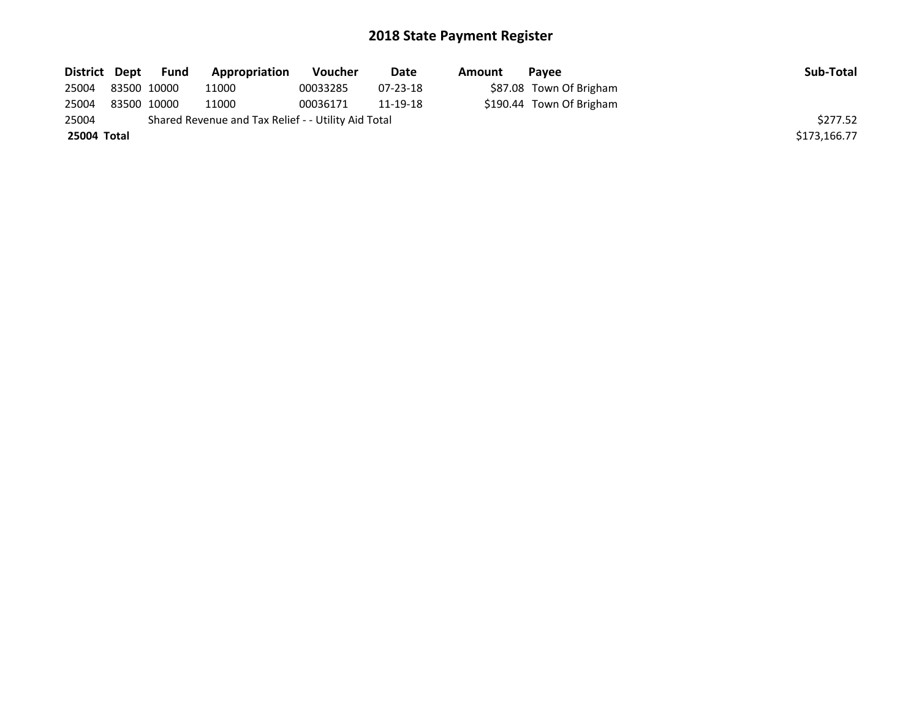# 2018 State Payment Register

| District | Dept | Fund | Appropriation | Voucher | Date | Amount | Payee | Sub-Total |
|---|---|---|---|---|---|---|---|---|
| 25004 | 83500 | 10000 | 11000 | 00033285 | 07-23-18 | $87.08 | Town Of Brigham | |
| 25004 | 83500 | 10000 | 11000 | 00036171 | 11-19-18 | $190.44 | Town Of Brigham | |
| 25004 | | Shared Revenue and Tax Relief - - Utility Aid Total | | | | | | $277.52 |
| **25004** | **Total** | | | | | | | $173,166.77 |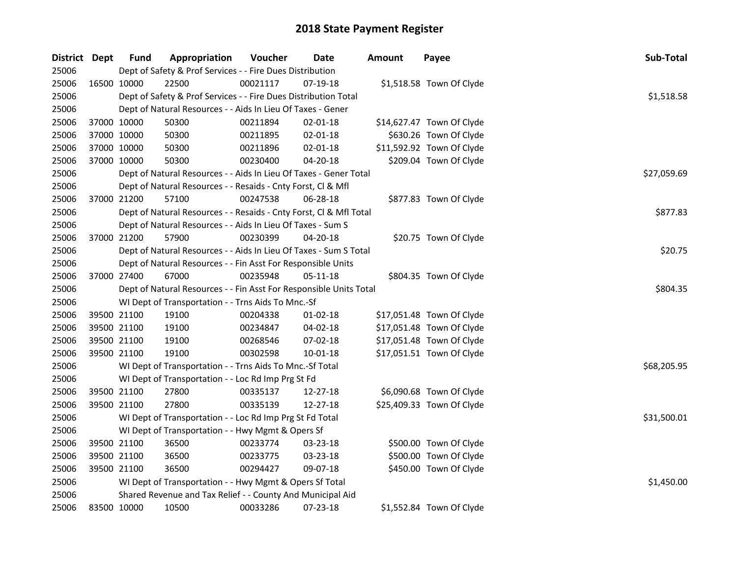# 2018 State Payment Register

| District | Dept | Fund | Appropriation | Voucher | Date | Amount | Payee | Sub-Total |
|---|---|---|---|---|---|---|---|---|
| 25006 | | Dept of Safety & Prof Services - - Fire Dues Distribution | | | | | | |
| 25006 | 16500 | 10000 | 22500 | 00021117 | 07-19-18 | $1,518.58 | Town Of Clyde | |
| 25006 | | Dept of Safety & Prof Services - - Fire Dues Distribution Total | | | | | | $1,518.58 |
| 25006 | | Dept of Natural Resources - - Aids In Lieu Of Taxes - Gener | | | | | | |
| 25006 | 37000 | 10000 | 50300 | 00211894 | 02-01-18 | $14,627.47 | Town Of Clyde | |
| 25006 | 37000 | 10000 | 50300 | 00211895 | 02-01-18 | $630.26 | Town Of Clyde | |
| 25006 | 37000 | 10000 | 50300 | 00211896 | 02-01-18 | $11,592.92 | Town Of Clyde | |
| 25006 | 37000 | 10000 | 50300 | 00230400 | 04-20-18 | $209.04 | Town Of Clyde | |
| 25006 | | Dept of Natural Resources - - Aids In Lieu Of Taxes - Gener Total | | | | | | $27,059.69 |
| 25006 | | Dept of Natural Resources - - Resaids - Cnty Forst, Cl & Mfl | | | | | | |
| 25006 | 37000 | 21200 | 57100 | 00247538 | 06-28-18 | $877.83 | Town Of Clyde | |
| 25006 | | Dept of Natural Resources - - Resaids - Cnty Forst, Cl & Mfl Total | | | | | | $877.83 |
| 25006 | | Dept of Natural Resources - - Aids In Lieu Of Taxes - Sum S | | | | | | |
| 25006 | 37000 | 21200 | 57900 | 00230399 | 04-20-18 | $20.75 | Town Of Clyde | |
| 25006 | | Dept of Natural Resources - - Aids In Lieu Of Taxes - Sum S Total | | | | | | $20.75 |
| 25006 | | Dept of Natural Resources - - Fin Asst For Responsible Units | | | | | | |
| 25006 | 37000 | 27400 | 67000 | 00235948 | 05-11-18 | $804.35 | Town Of Clyde | |
| 25006 | | Dept of Natural Resources - - Fin Asst For Responsible Units Total | | | | | | $804.35 |
| 25006 | | WI Dept of Transportation - - Trns Aids To Mnc.-Sf | | | | | | |
| 25006 | 39500 | 21100 | 19100 | 00204338 | 01-02-18 | $17,051.48 | Town Of Clyde | |
| 25006 | 39500 | 21100 | 19100 | 00234847 | 04-02-18 | $17,051.48 | Town Of Clyde | |
| 25006 | 39500 | 21100 | 19100 | 00268546 | 07-02-18 | $17,051.48 | Town Of Clyde | |
| 25006 | 39500 | 21100 | 19100 | 00302598 | 10-01-18 | $17,051.51 | Town Of Clyde | |
| 25006 | | WI Dept of Transportation - - Trns Aids To Mnc.-Sf Total | | | | | | $68,205.95 |
| 25006 | | WI Dept of Transportation - - Loc Rd Imp Prg St Fd | | | | | | |
| 25006 | 39500 | 21100 | 27800 | 00335137 | 12-27-18 | $6,090.68 | Town Of Clyde | |
| 25006 | 39500 | 21100 | 27800 | 00335139 | 12-27-18 | $25,409.33 | Town Of Clyde | |
| 25006 | | WI Dept of Transportation - - Loc Rd Imp Prg St Fd Total | | | | | | $31,500.01 |
| 25006 | | WI Dept of Transportation - - Hwy Mgmt & Opers Sf | | | | | | |
| 25006 | 39500 | 21100 | 36500 | 00233774 | 03-23-18 | $500.00 | Town Of Clyde | |
| 25006 | 39500 | 21100 | 36500 | 00233775 | 03-23-18 | $500.00 | Town Of Clyde | |
| 25006 | 39500 | 21100 | 36500 | 00294427 | 09-07-18 | $450.00 | Town Of Clyde | |
| 25006 | | WI Dept of Transportation - - Hwy Mgmt & Opers Sf Total | | | | | | $1,450.00 |
| 25006 | | Shared Revenue and Tax Relief - - County And Municipal Aid | | | | | | |
| 25006 | 83500 | 10000 | 10500 | 00033286 | 07-23-18 | $1,552.84 | Town Of Clyde | |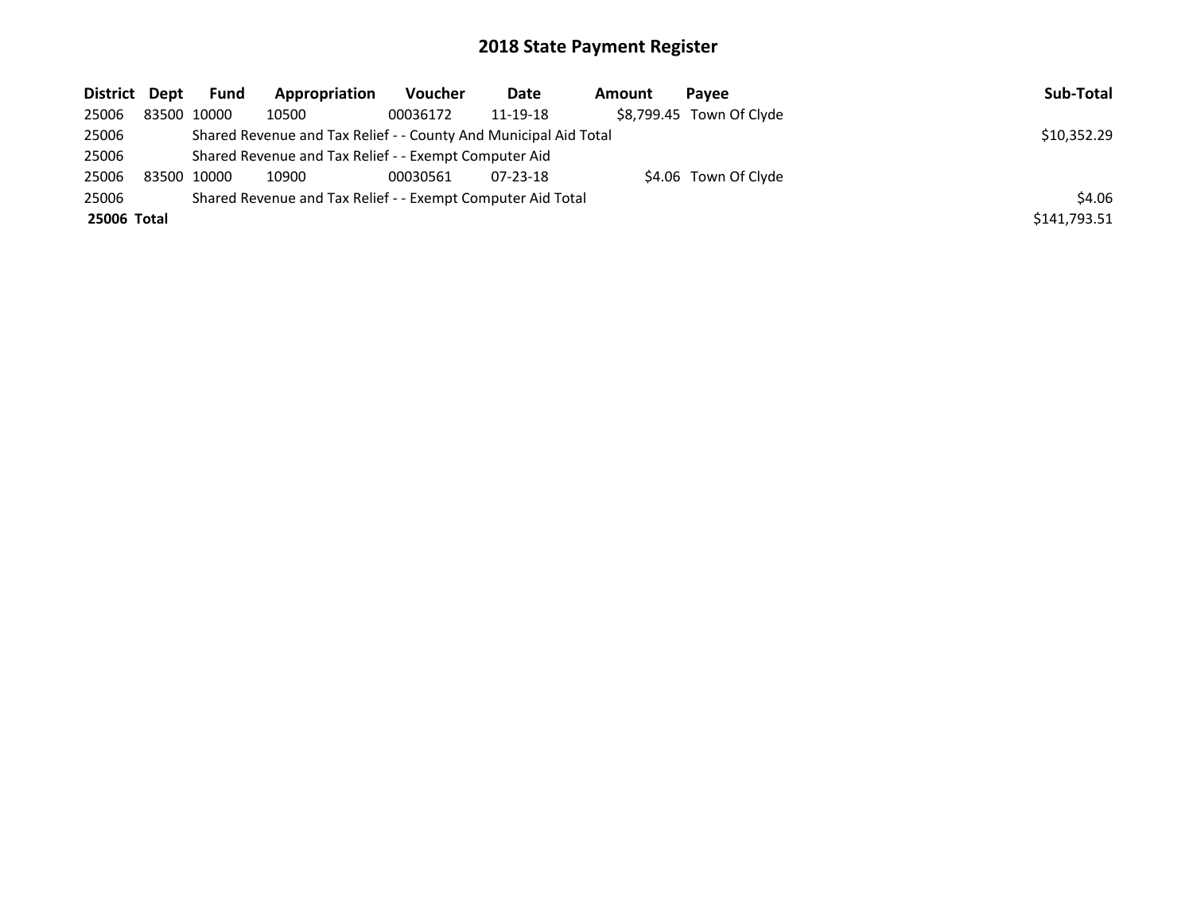# 2018 State Payment Register

| District | Dept | Fund | Appropriation | Voucher | Date | Amount | Payee | Sub-Total |
|---|---|---|---|---|---|---|---|---|
| 25006 | 83500 | 10000 | 10500 | 00036172 | 11-19-18 | $8,799.45 | Town Of Clyde | |
| 25006 | | Shared Revenue and Tax Relief - - County And Municipal Aid Total | | | | | | $10,352.29 |
| 25006 | | Shared Revenue and Tax Relief - - Exempt Computer Aid | | | | | | |
| 25006 | 83500 | 10000 | 10900 | 00030561 | 07-23-18 | $4.06 | Town Of Clyde | |
| 25006 | | Shared Revenue and Tax Relief - - Exempt Computer Aid Total | | | | | | $4.06 |
| **25006 Total** | | | | | | | | $141,793.51 |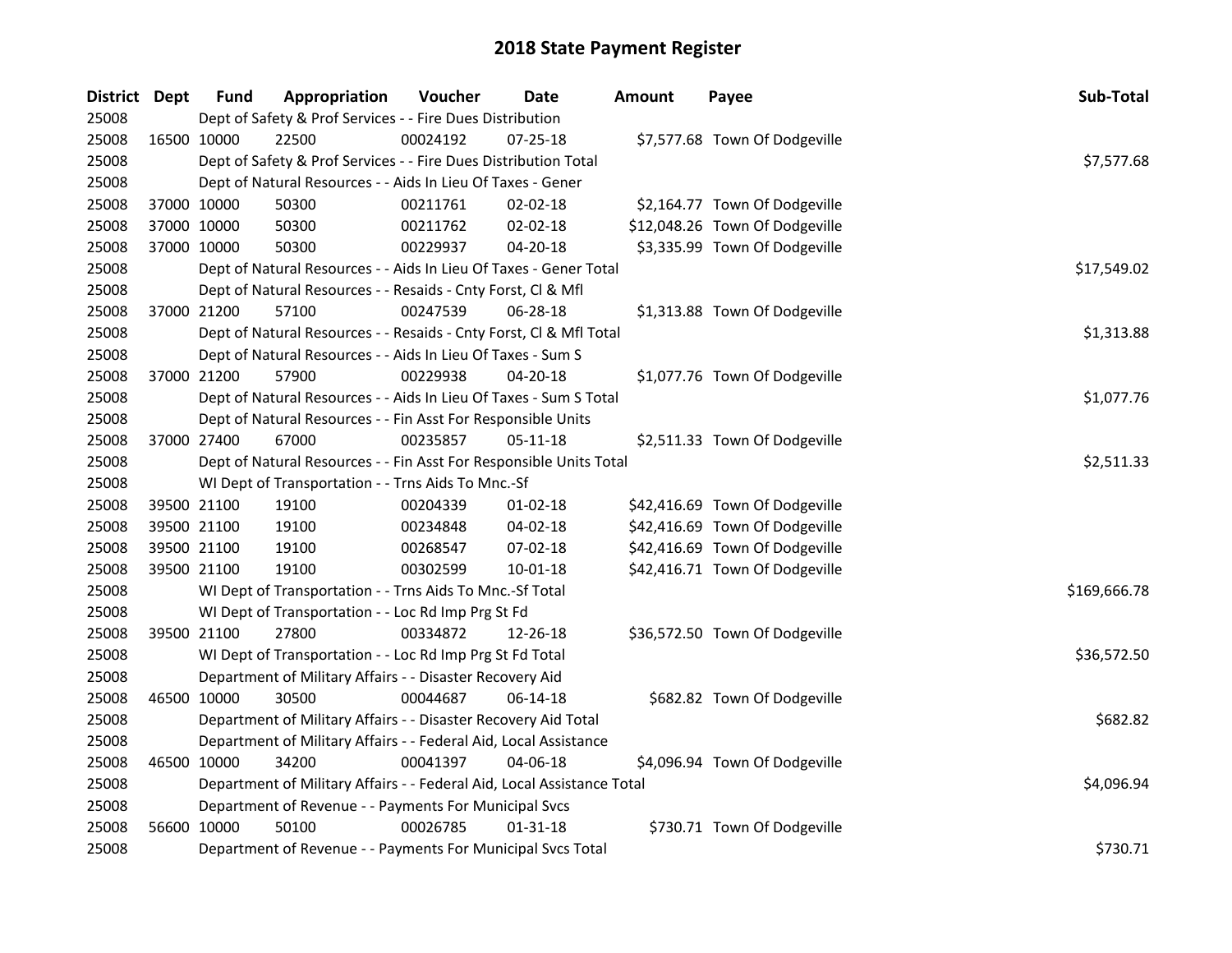# 2018 State Payment Register

| District | Dept | Fund | Appropriation | Voucher | Date | Amount | Payee | Sub-Total |
|---|---|---|---|---|---|---|---|---|
| 25008 | | Dept of Safety & Prof Services - - Fire Dues Distribution | | | | | | |
| 25008 | 16500 | 10000 | 22500 | 00024192 | 07-25-18 | $7,577.68 | Town Of Dodgeville | |
| 25008 | | Dept of Safety & Prof Services - - Fire Dues Distribution Total | | | | | | $7,577.68 |
| 25008 | | Dept of Natural Resources - - Aids In Lieu Of Taxes - Gener | | | | | | |
| 25008 | 37000 | 10000 | 50300 | 00211761 | 02-02-18 | $2,164.77 | Town Of Dodgeville | |
| 25008 | 37000 | 10000 | 50300 | 00211762 | 02-02-18 | $12,048.26 | Town Of Dodgeville | |
| 25008 | 37000 | 10000 | 50300 | 00229937 | 04-20-18 | $3,335.99 | Town Of Dodgeville | |
| 25008 | | Dept of Natural Resources - - Aids In Lieu Of Taxes - Gener Total | | | | | | $17,549.02 |
| 25008 | | Dept of Natural Resources - - Resaids - Cnty Forst, Cl & Mfl | | | | | | |
| 25008 | 37000 | 21200 | 57100 | 00247539 | 06-28-18 | $1,313.88 | Town Of Dodgeville | |
| 25008 | | Dept of Natural Resources - - Resaids - Cnty Forst, Cl & Mfl Total | | | | | | $1,313.88 |
| 25008 | | Dept of Natural Resources - - Aids In Lieu Of Taxes - Sum S | | | | | | |
| 25008 | 37000 | 21200 | 57900 | 00229938 | 04-20-18 | $1,077.76 | Town Of Dodgeville | |
| 25008 | | Dept of Natural Resources - - Aids In Lieu Of Taxes - Sum S Total | | | | | | $1,077.76 |
| 25008 | | Dept of Natural Resources - - Fin Asst For Responsible Units | | | | | | |
| 25008 | 37000 | 27400 | 67000 | 00235857 | 05-11-18 | $2,511.33 | Town Of Dodgeville | |
| 25008 | | Dept of Natural Resources - - Fin Asst For Responsible Units Total | | | | | | $2,511.33 |
| 25008 | | WI Dept of Transportation - - Trns Aids To Mnc.-Sf | | | | | | |
| 25008 | 39500 | 21100 | 19100 | 00204339 | 01-02-18 | $42,416.69 | Town Of Dodgeville | |
| 25008 | 39500 | 21100 | 19100 | 00234848 | 04-02-18 | $42,416.69 | Town Of Dodgeville | |
| 25008 | 39500 | 21100 | 19100 | 00268547 | 07-02-18 | $42,416.69 | Town Of Dodgeville | |
| 25008 | 39500 | 21100 | 19100 | 00302599 | 10-01-18 | $42,416.71 | Town Of Dodgeville | |
| 25008 | | WI Dept of Transportation - - Trns Aids To Mnc.-Sf Total | | | | | | $169,666.78 |
| 25008 | | WI Dept of Transportation - - Loc Rd Imp Prg St Fd | | | | | | |
| 25008 | 39500 | 21100 | 27800 | 00334872 | 12-26-18 | $36,572.50 | Town Of Dodgeville | |
| 25008 | | WI Dept of Transportation - - Loc Rd Imp Prg St Fd Total | | | | | | $36,572.50 |
| 25008 | | Department of Military Affairs - - Disaster Recovery Aid | | | | | | |
| 25008 | 46500 | 10000 | 30500 | 00044687 | 06-14-18 | $682.82 | Town Of Dodgeville | |
| 25008 | | Department of Military Affairs - - Disaster Recovery Aid Total | | | | | | $682.82 |
| 25008 | | Department of Military Affairs - - Federal Aid, Local Assistance | | | | | | |
| 25008 | 46500 | 10000 | 34200 | 00041397 | 04-06-18 | $4,096.94 | Town Of Dodgeville | |
| 25008 | | Department of Military Affairs - - Federal Aid, Local Assistance Total | | | | | | $4,096.94 |
| 25008 | | Department of Revenue - - Payments For Municipal Svcs | | | | | | |
| 25008 | 56600 | 10000 | 50100 | 00026785 | 01-31-18 | $730.71 | Town Of Dodgeville | |
| 25008 | | Department of Revenue - - Payments For Municipal Svcs Total | | | | | | $730.71 |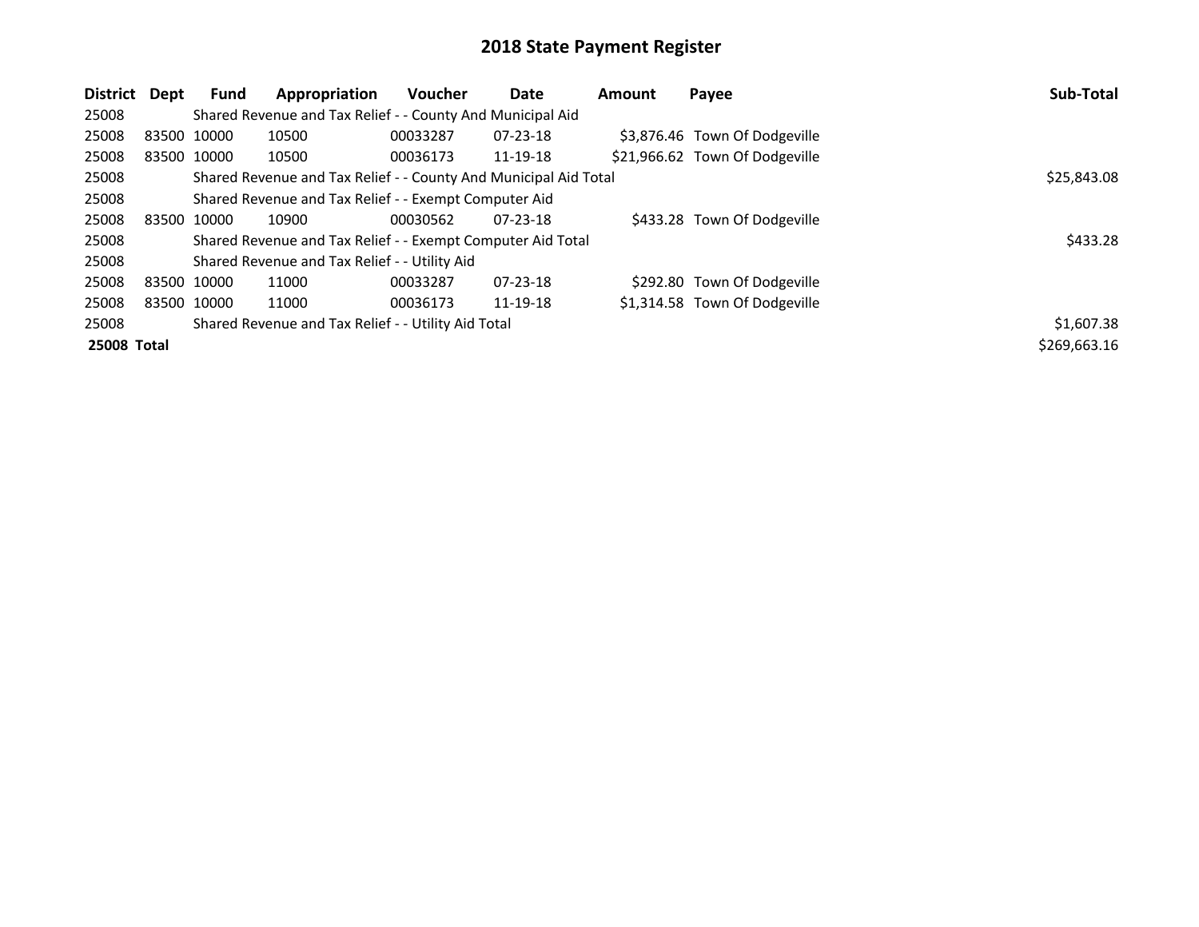# 2018 State Payment Register

| District | Dept | Fund | Appropriation | Voucher | Date | Amount | Payee | Sub-Total |
|---|---|---|---|---|---|---|---|---|
| 25008 | | Shared Revenue and Tax Relief - - County And Municipal Aid | | | | | | |
| 25008 | 83500 | 10000 | 10500 | 00033287 | 07-23-18 | $3,876.46 | Town Of Dodgeville | |
| 25008 | 83500 | 10000 | 10500 | 00036173 | 11-19-18 | $21,966.62 | Town Of Dodgeville | |
| 25008 | | Shared Revenue and Tax Relief - - County And Municipal Aid Total | | | | | | $25,843.08 |
| 25008 | | Shared Revenue and Tax Relief - - Exempt Computer Aid | | | | | | |
| 25008 | 83500 | 10000 | 10900 | 00030562 | 07-23-18 | $433.28 | Town Of Dodgeville | |
| 25008 | | Shared Revenue and Tax Relief - - Exempt Computer Aid Total | | | | | | $433.28 |
| 25008 | | Shared Revenue and Tax Relief - - Utility Aid | | | | | | |
| 25008 | 83500 | 10000 | 11000 | 00033287 | 07-23-18 | $292.80 | Town Of Dodgeville | |
| 25008 | 83500 | 10000 | 11000 | 00036173 | 11-19-18 | $1,314.58 | Town Of Dodgeville | |
| 25008 | | Shared Revenue and Tax Relief - - Utility Aid Total | | | | | | $1,607.38 |
| **25008 Total** | | | | | | | | $269,663.16 |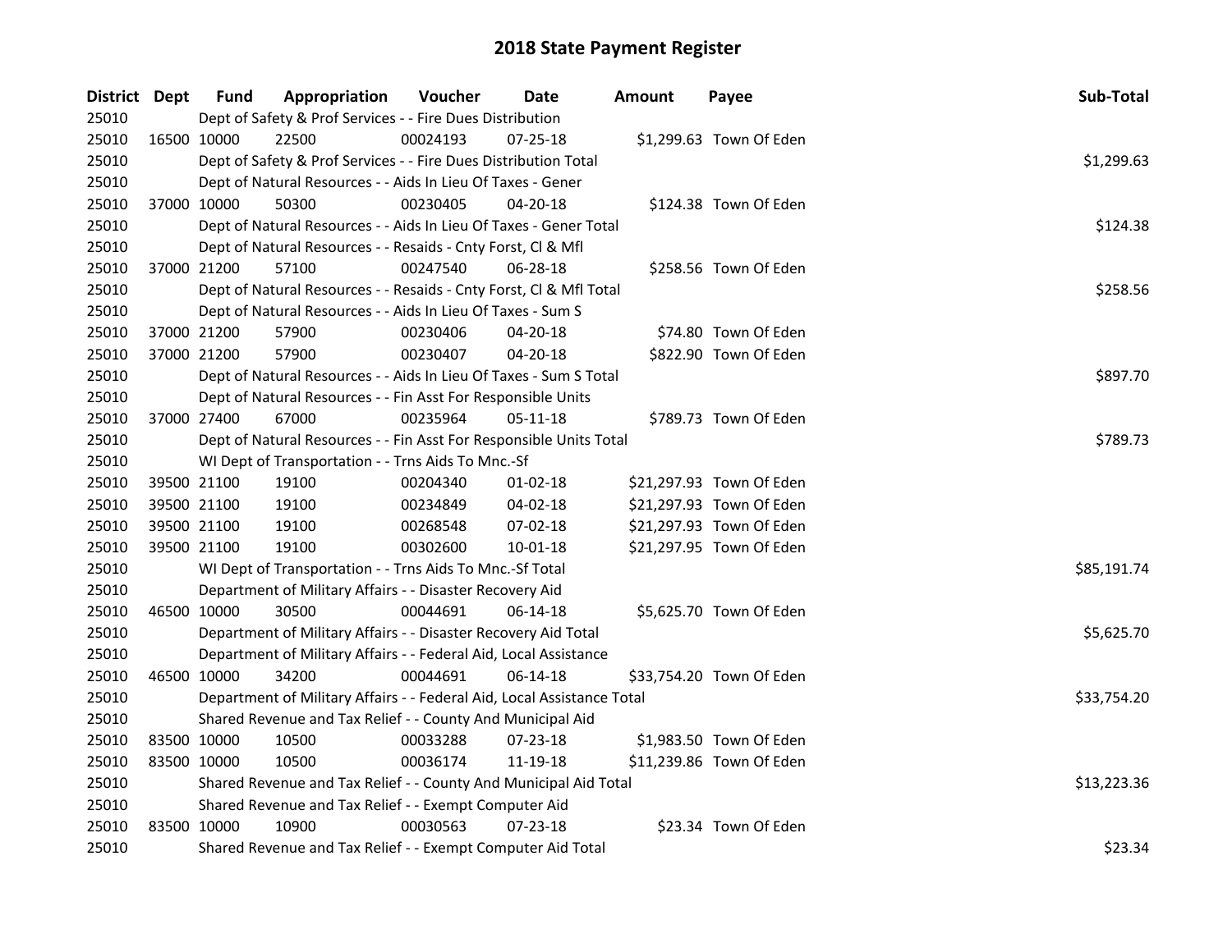# 2018 State Payment Register

| District | Dept | Fund | Appropriation | Voucher | Date | Amount | Payee | Sub-Total |
|---|---|---|---|---|---|---|---|---|
| 25010 | | Dept of Safety & Prof Services - - Fire Dues Distribution | | | | | | |
| 25010 | 16500 | 10000 | 22500 | 00024193 | 07-25-18 | $1,299.63 | Town Of Eden | |
| 25010 | | Dept of Safety & Prof Services - - Fire Dues Distribution Total | | | | | | $1,299.63 |
| 25010 | | Dept of Natural Resources - - Aids In Lieu Of Taxes - Gener | | | | | | |
| 25010 | 37000 | 10000 | 50300 | 00230405 | 04-20-18 | $124.38 | Town Of Eden | |
| 25010 | | Dept of Natural Resources - - Aids In Lieu Of Taxes - Gener Total | | | | | | $124.38 |
| 25010 | | Dept of Natural Resources - - Resaids - Cnty Forst, Cl & Mfl | | | | | | |
| 25010 | 37000 | 21200 | 57100 | 00247540 | 06-28-18 | $258.56 | Town Of Eden | |
| 25010 | | Dept of Natural Resources - - Resaids - Cnty Forst, Cl & Mfl Total | | | | | | $258.56 |
| 25010 | | Dept of Natural Resources - - Aids In Lieu Of Taxes - Sum S | | | | | | |
| 25010 | 37000 | 21200 | 57900 | 00230406 | 04-20-18 | $74.80 | Town Of Eden | |
| 25010 | 37000 | 21200 | 57900 | 00230407 | 04-20-18 | $822.90 | Town Of Eden | |
| 25010 | | Dept of Natural Resources - - Aids In Lieu Of Taxes - Sum S Total | | | | | | $897.70 |
| 25010 | | Dept of Natural Resources - - Fin Asst For Responsible Units | | | | | | |
| 25010 | 37000 | 27400 | 67000 | 00235964 | 05-11-18 | $789.73 | Town Of Eden | |
| 25010 | | Dept of Natural Resources - - Fin Asst For Responsible Units Total | | | | | | $789.73 |
| 25010 | | WI Dept of Transportation - - Trns Aids To Mnc.-Sf | | | | | | |
| 25010 | 39500 | 21100 | 19100 | 00204340 | 01-02-18 | $21,297.93 | Town Of Eden | |
| 25010 | 39500 | 21100 | 19100 | 00234849 | 04-02-18 | $21,297.93 | Town Of Eden | |
| 25010 | 39500 | 21100 | 19100 | 00268548 | 07-02-18 | $21,297.93 | Town Of Eden | |
| 25010 | 39500 | 21100 | 19100 | 00302600 | 10-01-18 | $21,297.95 | Town Of Eden | |
| 25010 | | WI Dept of Transportation - - Trns Aids To Mnc.-Sf Total | | | | | | $85,191.74 |
| 25010 | | Department of Military Affairs - - Disaster Recovery Aid | | | | | | |
| 25010 | 46500 | 10000 | 30500 | 00044691 | 06-14-18 | $5,625.70 | Town Of Eden | |
| 25010 | | Department of Military Affairs - - Disaster Recovery Aid Total | | | | | | $5,625.70 |
| 25010 | | Department of Military Affairs - - Federal Aid, Local Assistance | | | | | | |
| 25010 | 46500 | 10000 | 34200 | 00044691 | 06-14-18 | $33,754.20 | Town Of Eden | |
| 25010 | | Department of Military Affairs - - Federal Aid, Local Assistance Total | | | | | | $33,754.20 |
| 25010 | | Shared Revenue and Tax Relief - - County And Municipal Aid | | | | | | |
| 25010 | 83500 | 10000 | 10500 | 00033288 | 07-23-18 | $1,983.50 | Town Of Eden | |
| 25010 | 83500 | 10000 | 10500 | 00036174 | 11-19-18 | $11,239.86 | Town Of Eden | |
| 25010 | | Shared Revenue and Tax Relief - - County And Municipal Aid Total | | | | | | $13,223.36 |
| 25010 | | Shared Revenue and Tax Relief - - Exempt Computer Aid | | | | | | |
| 25010 | 83500 | 10000 | 10900 | 00030563 | 07-23-18 | $23.34 | Town Of Eden | |
| 25010 | | Shared Revenue and Tax Relief - - Exempt Computer Aid Total | | | | | | $23.34 |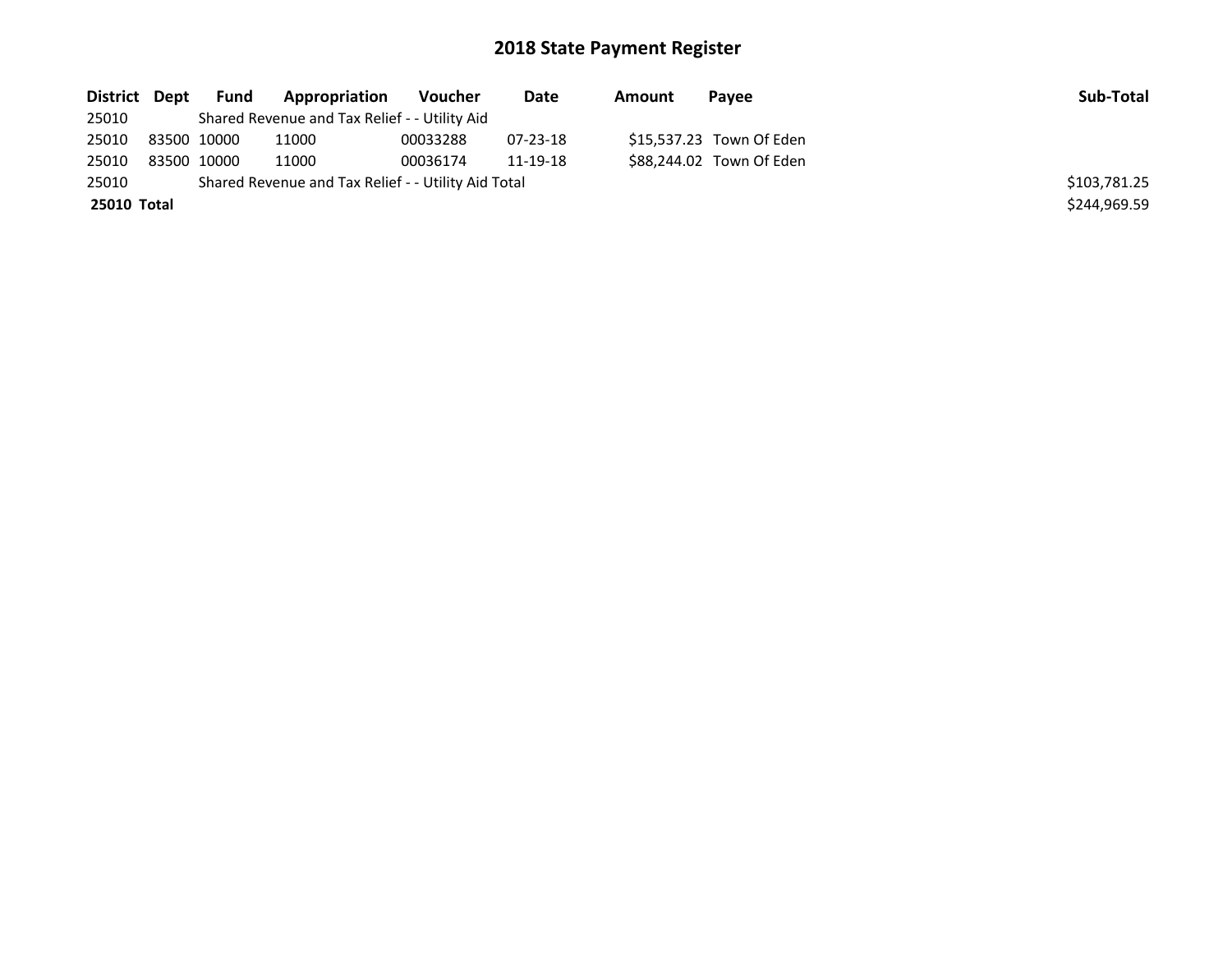# 2018 State Payment Register

| District | Dept | Fund | Appropriation | Voucher | Date | Amount | Payee | Sub-Total |
|---|---|---|---|---|---|---|---|---|
| 25010 | | Shared Revenue and Tax Relief - - Utility Aid | | | | | | |
| 25010 | 83500 | 10000 | 11000 | 00033288 | 07-23-18 | $15,537.23 | Town Of Eden | |
| 25010 | 83500 | 10000 | 11000 | 00036174 | 11-19-18 | $88,244.02 | Town Of Eden | |
| 25010 | | Shared Revenue and Tax Relief - - Utility Aid Total | | | | | | $103,781.25 |
| **25010** | **Total** | | | | | | | $244,969.59 |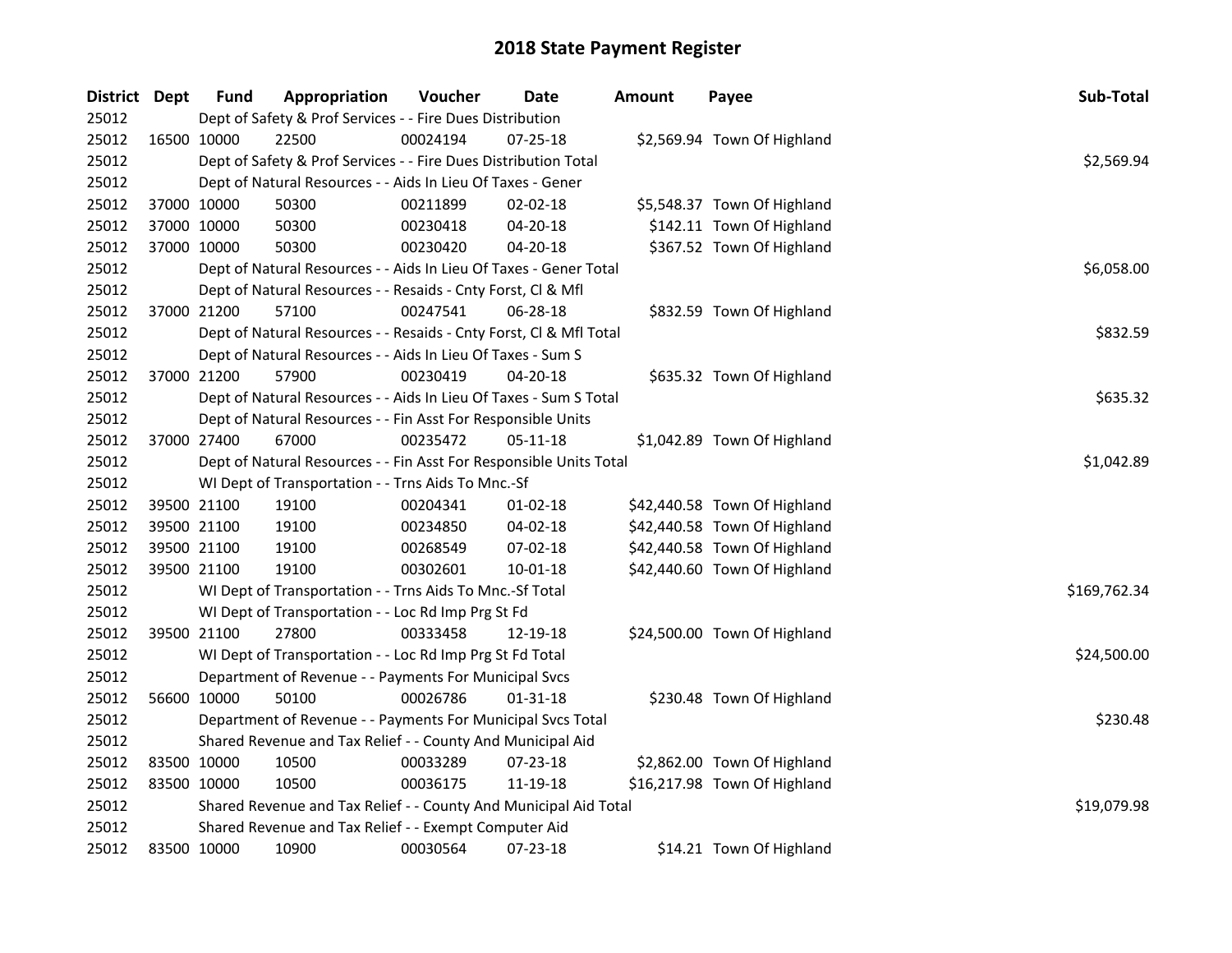# 2018 State Payment Register

| District | Dept | Fund | Appropriation | Voucher | Date | Amount | Payee | Sub-Total |
|---|---|---|---|---|---|---|---|---|
| 25012 | | Dept of Safety & Prof Services - - Fire Dues Distribution | | | | | | |
| 25012 | 16500 | 10000 | 22500 | 00024194 | 07-25-18 | $2,569.94 | Town Of Highland | |
| 25012 | | Dept of Safety & Prof Services - - Fire Dues Distribution Total | | | | | | $2,569.94 |
| 25012 | | Dept of Natural Resources - - Aids In Lieu Of Taxes - Gener | | | | | | |
| 25012 | 37000 | 10000 | 50300 | 00211899 | 02-02-18 | $5,548.37 | Town Of Highland | |
| 25012 | 37000 | 10000 | 50300 | 00230418 | 04-20-18 | $142.11 | Town Of Highland | |
| 25012 | 37000 | 10000 | 50300 | 00230420 | 04-20-18 | $367.52 | Town Of Highland | |
| 25012 | | Dept of Natural Resources - - Aids In Lieu Of Taxes - Gener Total | | | | | | $6,058.00 |
| 25012 | | Dept of Natural Resources - - Resaids - Cnty Forst, Cl & Mfl | | | | | | |
| 25012 | 37000 | 21200 | 57100 | 00247541 | 06-28-18 | $832.59 | Town Of Highland | |
| 25012 | | Dept of Natural Resources - - Resaids - Cnty Forst, Cl & Mfl Total | | | | | | $832.59 |
| 25012 | | Dept of Natural Resources - - Aids In Lieu Of Taxes - Sum S | | | | | | |
| 25012 | 37000 | 21200 | 57900 | 00230419 | 04-20-18 | $635.32 | Town Of Highland | |
| 25012 | | Dept of Natural Resources - - Aids In Lieu Of Taxes - Sum S Total | | | | | | $635.32 |
| 25012 | | Dept of Natural Resources - - Fin Asst For Responsible Units | | | | | | |
| 25012 | 37000 | 27400 | 67000 | 00235472 | 05-11-18 | $1,042.89 | Town Of Highland | |
| 25012 | | Dept of Natural Resources - - Fin Asst For Responsible Units Total | | | | | | $1,042.89 |
| 25012 | | WI Dept of Transportation - - Trns Aids To Mnc.-Sf | | | | | | |
| 25012 | 39500 | 21100 | 19100 | 00204341 | 01-02-18 | $42,440.58 | Town Of Highland | |
| 25012 | 39500 | 21100 | 19100 | 00234850 | 04-02-18 | $42,440.58 | Town Of Highland | |
| 25012 | 39500 | 21100 | 19100 | 00268549 | 07-02-18 | $42,440.58 | Town Of Highland | |
| 25012 | 39500 | 21100 | 19100 | 00302601 | 10-01-18 | $42,440.60 | Town Of Highland | |
| 25012 | | WI Dept of Transportation - - Trns Aids To Mnc.-Sf Total | | | | | | $169,762.34 |
| 25012 | | WI Dept of Transportation - - Loc Rd Imp Prg St Fd | | | | | | |
| 25012 | 39500 | 21100 | 27800 | 00333458 | 12-19-18 | $24,500.00 | Town Of Highland | |
| 25012 | | WI Dept of Transportation - - Loc Rd Imp Prg St Fd Total | | | | | | $24,500.00 |
| 25012 | | Department of Revenue - - Payments For Municipal Svcs | | | | | | |
| 25012 | 56600 | 10000 | 50100 | 00026786 | 01-31-18 | $230.48 | Town Of Highland | |
| 25012 | | Department of Revenue - - Payments For Municipal Svcs Total | | | | | | $230.48 |
| 25012 | | Shared Revenue and Tax Relief - - County And Municipal Aid | | | | | | |
| 25012 | 83500 | 10000 | 10500 | 00033289 | 07-23-18 | $2,862.00 | Town Of Highland | |
| 25012 | 83500 | 10000 | 10500 | 00036175 | 11-19-18 | $16,217.98 | Town Of Highland | |
| 25012 | | Shared Revenue and Tax Relief - - County And Municipal Aid Total | | | | | | $19,079.98 |
| 25012 | | Shared Revenue and Tax Relief - - Exempt Computer Aid | | | | | | |
| 25012 | 83500 | 10000 | 10900 | 00030564 | 07-23-18 | $14.21 | Town Of Highland | |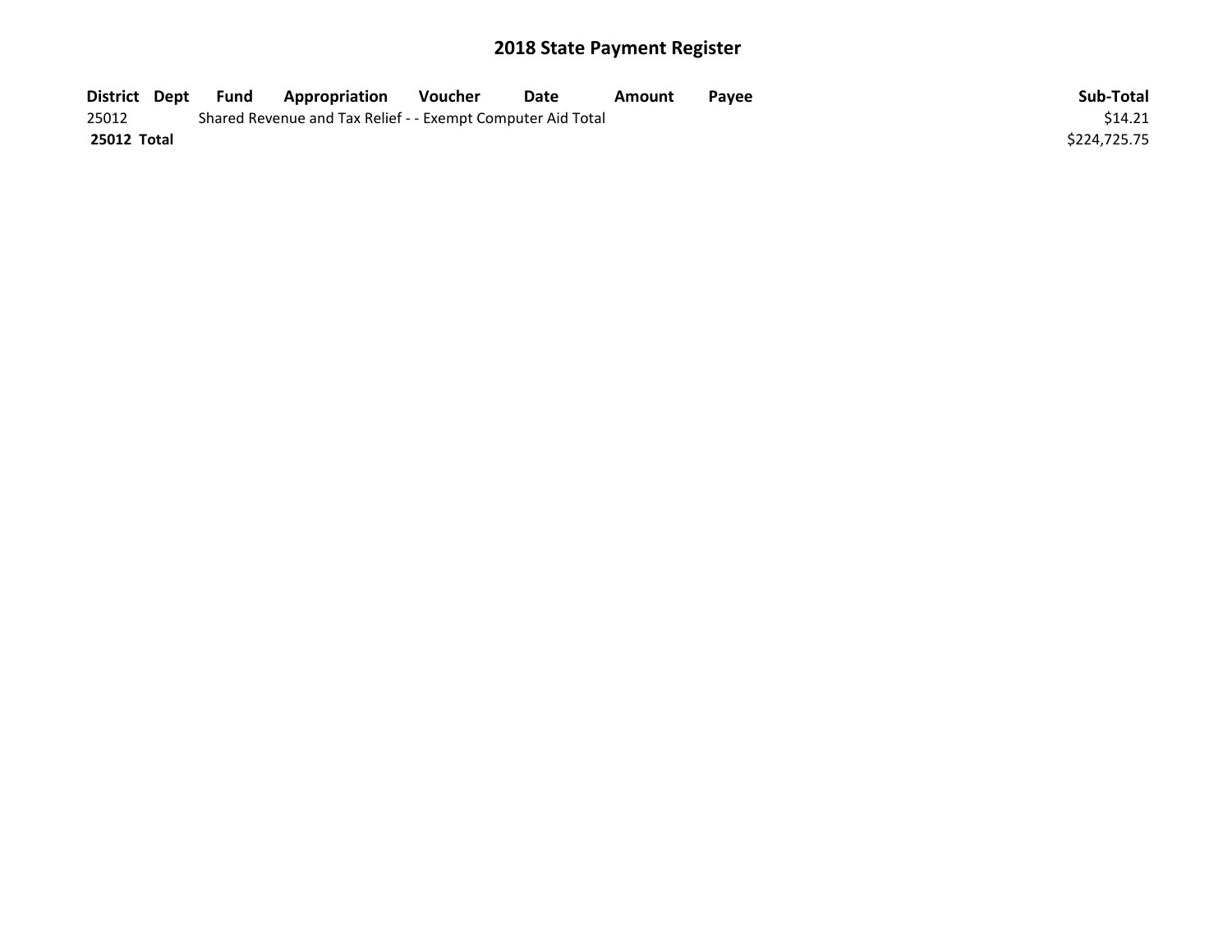# 2018 State Payment Register

| District | Dept | Fund | Appropriation | Voucher | Date | Amount | Payee | Sub-Total |
| --- | --- | --- | --- | --- | --- | --- | --- | --- |
| 25012 | | Shared Revenue and Tax Relief - - Exempt Computer Aid Total | | | | | | $14.21 |
| **25012 Total** | | | | | | | | $224,725.75 |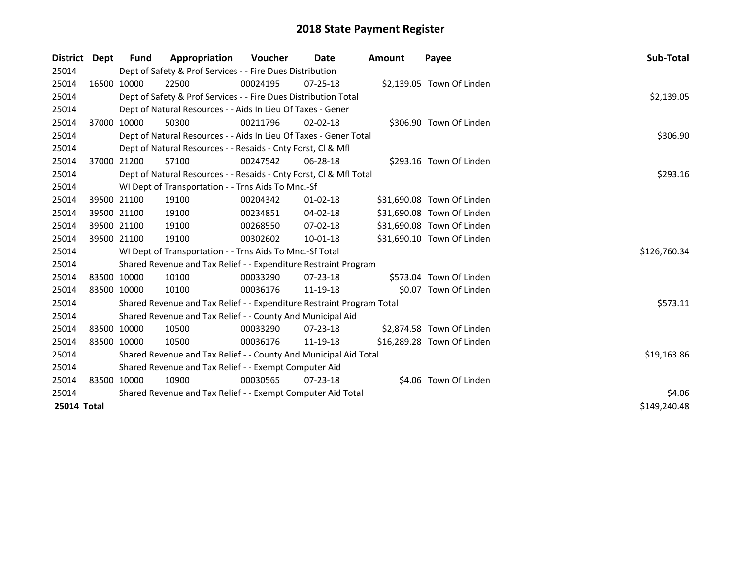# 2018 State Payment Register

| District | Dept | Fund | Appropriation | Voucher | Date | Amount | Payee | Sub-Total |
|---|---|---|---|---|---|---|---|---|
| 25014 | | Dept of Safety & Prof Services - - Fire Dues Distribution | | | | | | |
| 25014 | 16500 | 10000 | 22500 | 00024195 | 07-25-18 | $2,139.05 | Town Of Linden | |
| 25014 | | Dept of Safety & Prof Services - - Fire Dues Distribution Total | | | | | | $2,139.05 |
| 25014 | | Dept of Natural Resources - - Aids In Lieu Of Taxes - Gener | | | | | | |
| 25014 | 37000 | 10000 | 50300 | 00211796 | 02-02-18 | $306.90 | Town Of Linden | |
| 25014 | | Dept of Natural Resources - - Aids In Lieu Of Taxes - Gener Total | | | | | | $306.90 |
| 25014 | | Dept of Natural Resources - - Resaids - Cnty Forst, Cl & Mfl | | | | | | |
| 25014 | 37000 | 21200 | 57100 | 00247542 | 06-28-18 | $293.16 | Town Of Linden | |
| 25014 | | Dept of Natural Resources - - Resaids - Cnty Forst, Cl & Mfl Total | | | | | | $293.16 |
| 25014 | | WI Dept of Transportation - - Trns Aids To Mnc.-Sf | | | | | | |
| 25014 | 39500 | 21100 | 19100 | 00204342 | 01-02-18 | $31,690.08 | Town Of Linden | |
| 25014 | 39500 | 21100 | 19100 | 00234851 | 04-02-18 | $31,690.08 | Town Of Linden | |
| 25014 | 39500 | 21100 | 19100 | 00268550 | 07-02-18 | $31,690.08 | Town Of Linden | |
| 25014 | 39500 | 21100 | 19100 | 00302602 | 10-01-18 | $31,690.10 | Town Of Linden | |
| 25014 | | WI Dept of Transportation - - Trns Aids To Mnc.-Sf Total | | | | | | $126,760.34 |
| 25014 | | Shared Revenue and Tax Relief - - Expenditure Restraint Program | | | | | | |
| 25014 | 83500 | 10000 | 10100 | 00033290 | 07-23-18 | $573.04 | Town Of Linden | |
| 25014 | 83500 | 10000 | 10100 | 00036176 | 11-19-18 | $0.07 | Town Of Linden | |
| 25014 | | Shared Revenue and Tax Relief - - Expenditure Restraint Program Total | | | | | | $573.11 |
| 25014 | | Shared Revenue and Tax Relief - - County And Municipal Aid | | | | | | |
| 25014 | 83500 | 10000 | 10500 | 00033290 | 07-23-18 | $2,874.58 | Town Of Linden | |
| 25014 | 83500 | 10000 | 10500 | 00036176 | 11-19-18 | $16,289.28 | Town Of Linden | |
| 25014 | | Shared Revenue and Tax Relief - - County And Municipal Aid Total | | | | | | $19,163.86 |
| 25014 | | Shared Revenue and Tax Relief - - Exempt Computer Aid | | | | | | |
| 25014 | 83500 | 10000 | 10900 | 00030565 | 07-23-18 | $4.06 | Town Of Linden | |
| 25014 | | Shared Revenue and Tax Relief - - Exempt Computer Aid Total | | | | | | $4.06 |
| **25014 Total** | | | | | | | | $149,240.48 |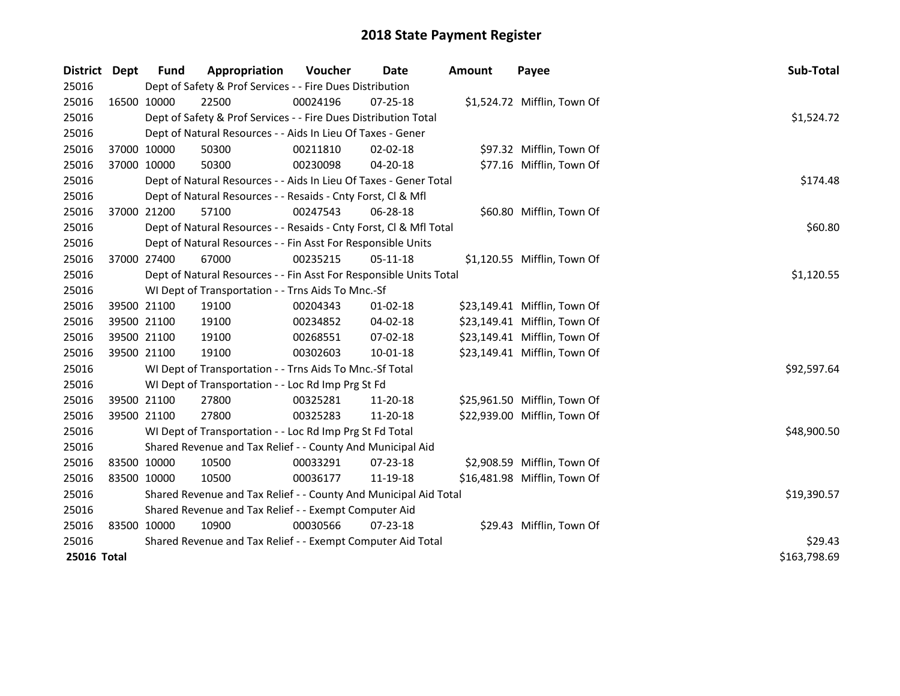# 2018 State Payment Register

| District | Dept | Fund | Appropriation | Voucher | Date | Amount | Payee | Sub-Total |
|---|---|---|---|---|---|---|---|---|
| 25016 | | Dept of Safety & Prof Services - - Fire Dues Distribution | | | | | | |
| 25016 | 16500 | 10000 | 22500 | 00024196 | 07-25-18 | $1,524.72 | Mifflin, Town Of | |
| 25016 | | Dept of Safety & Prof Services - - Fire Dues Distribution Total | | | | | | $1,524.72 |
| 25016 | | Dept of Natural Resources - - Aids In Lieu Of Taxes - Gener | | | | | | |
| 25016 | 37000 | 10000 | 50300 | 00211810 | 02-02-18 | $97.32 | Mifflin, Town Of | |
| 25016 | 37000 | 10000 | 50300 | 00230098 | 04-20-18 | $77.16 | Mifflin, Town Of | |
| 25016 | | Dept of Natural Resources - - Aids In Lieu Of Taxes - Gener Total | | | | | | $174.48 |
| 25016 | | Dept of Natural Resources - - Resaids - Cnty Forst, Cl & Mfl | | | | | | |
| 25016 | 37000 | 21200 | 57100 | 00247543 | 06-28-18 | $60.80 | Mifflin, Town Of | |
| 25016 | | Dept of Natural Resources - - Resaids - Cnty Forst, Cl & Mfl Total | | | | | | $60.80 |
| 25016 | | Dept of Natural Resources - - Fin Asst For Responsible Units | | | | | | |
| 25016 | 37000 | 27400 | 67000 | 00235215 | 05-11-18 | $1,120.55 | Mifflin, Town Of | |
| 25016 | | Dept of Natural Resources - - Fin Asst For Responsible Units Total | | | | | | $1,120.55 |
| 25016 | | WI Dept of Transportation - - Trns Aids To Mnc.-Sf | | | | | | |
| 25016 | 39500 | 21100 | 19100 | 00204343 | 01-02-18 | $23,149.41 | Mifflin, Town Of | |
| 25016 | 39500 | 21100 | 19100 | 00234852 | 04-02-18 | $23,149.41 | Mifflin, Town Of | |
| 25016 | 39500 | 21100 | 19100 | 00268551 | 07-02-18 | $23,149.41 | Mifflin, Town Of | |
| 25016 | 39500 | 21100 | 19100 | 00302603 | 10-01-18 | $23,149.41 | Mifflin, Town Of | |
| 25016 | | WI Dept of Transportation - - Trns Aids To Mnc.-Sf Total | | | | | | $92,597.64 |
| 25016 | | WI Dept of Transportation - - Loc Rd Imp Prg St Fd | | | | | | |
| 25016 | 39500 | 21100 | 27800 | 00325281 | 11-20-18 | $25,961.50 | Mifflin, Town Of | |
| 25016 | 39500 | 21100 | 27800 | 00325283 | 11-20-18 | $22,939.00 | Mifflin, Town Of | |
| 25016 | | WI Dept of Transportation - - Loc Rd Imp Prg St Fd Total | | | | | | $48,900.50 |
| 25016 | | Shared Revenue and Tax Relief - - County And Municipal Aid | | | | | | |
| 25016 | 83500 | 10000 | 10500 | 00033291 | 07-23-18 | $2,908.59 | Mifflin, Town Of | |
| 25016 | 83500 | 10000 | 10500 | 00036177 | 11-19-18 | $16,481.98 | Mifflin, Town Of | |
| 25016 | | Shared Revenue and Tax Relief - - County And Municipal Aid Total | | | | | | $19,390.57 |
| 25016 | | Shared Revenue and Tax Relief - - Exempt Computer Aid | | | | | | |
| 25016 | 83500 | 10000 | 10900 | 00030566 | 07-23-18 | $29.43 | Mifflin, Town Of | |
| 25016 | | Shared Revenue and Tax Relief - - Exempt Computer Aid Total | | | | | | $29.43 |
| **25016 Total** | | | | | | | | $163,798.69 |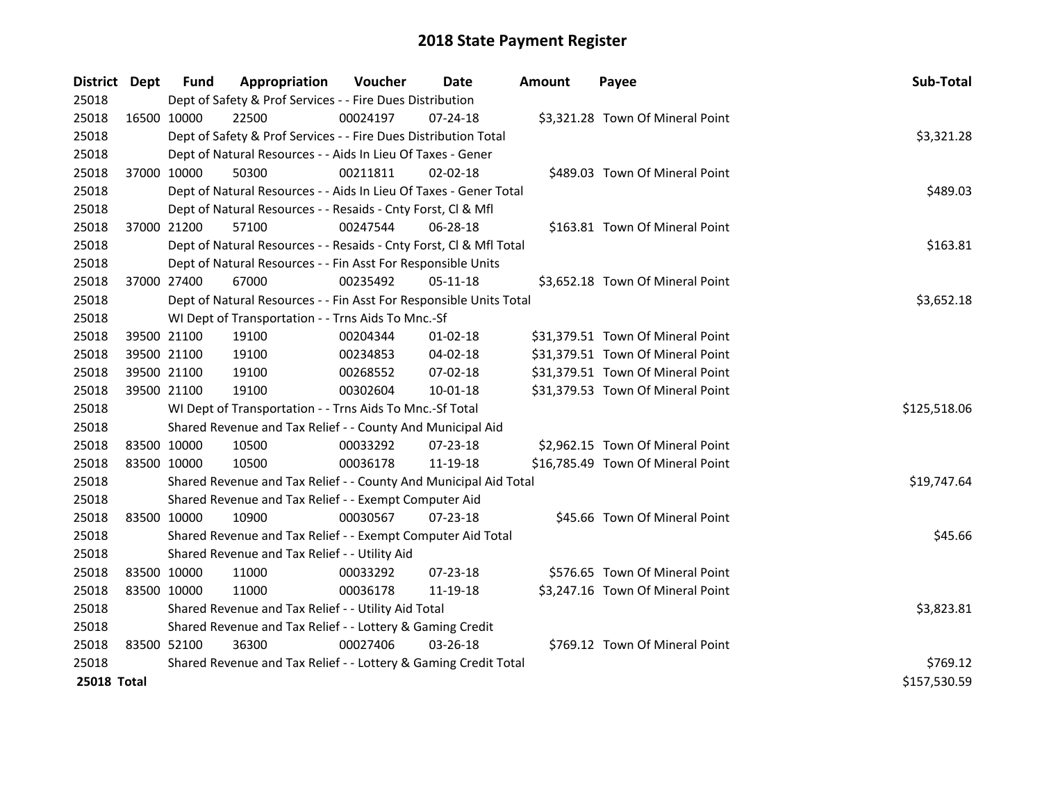# 2018 State Payment Register

| District | Dept | Fund | Appropriation | Voucher | Date | Amount | Payee | Sub-Total |
|---|---|---|---|---|---|---|---|---|
| 25018 | | Dept of Safety & Prof Services - - Fire Dues Distribution | | | | | | |
| 25018 | 16500 | 10000 | 22500 | 00024197 | 07-24-18 | $3,321.28 | Town Of Mineral Point | |
| 25018 | | Dept of Safety & Prof Services - - Fire Dues Distribution Total | | | | | | $3,321.28 |
| 25018 | | Dept of Natural Resources - - Aids In Lieu Of Taxes - Gener | | | | | | |
| 25018 | 37000 | 10000 | 50300 | 00211811 | 02-02-18 | $489.03 | Town Of Mineral Point | |
| 25018 | | Dept of Natural Resources - - Aids In Lieu Of Taxes - Gener Total | | | | | | $489.03 |
| 25018 | | Dept of Natural Resources - - Resaids - Cnty Forst, Cl & Mfl | | | | | | |
| 25018 | 37000 | 21200 | 57100 | 00247544 | 06-28-18 | $163.81 | Town Of Mineral Point | |
| 25018 | | Dept of Natural Resources - - Resaids - Cnty Forst, Cl & Mfl Total | | | | | | $163.81 |
| 25018 | | Dept of Natural Resources - - Fin Asst For Responsible Units | | | | | | |
| 25018 | 37000 | 27400 | 67000 | 00235492 | 05-11-18 | $3,652.18 | Town Of Mineral Point | |
| 25018 | | Dept of Natural Resources - - Fin Asst For Responsible Units Total | | | | | | $3,652.18 |
| 25018 | | WI Dept of Transportation - - Trns Aids To Mnc.-Sf | | | | | | |
| 25018 | 39500 | 21100 | 19100 | 00204344 | 01-02-18 | $31,379.51 | Town Of Mineral Point | |
| 25018 | 39500 | 21100 | 19100 | 00234853 | 04-02-18 | $31,379.51 | Town Of Mineral Point | |
| 25018 | 39500 | 21100 | 19100 | 00268552 | 07-02-18 | $31,379.51 | Town Of Mineral Point | |
| 25018 | 39500 | 21100 | 19100 | 00302604 | 10-01-18 | $31,379.53 | Town Of Mineral Point | |
| 25018 | | WI Dept of Transportation - - Trns Aids To Mnc.-Sf Total | | | | | | $125,518.06 |
| 25018 | | Shared Revenue and Tax Relief - - County And Municipal Aid | | | | | | |
| 25018 | 83500 | 10000 | 10500 | 00033292 | 07-23-18 | $2,962.15 | Town Of Mineral Point | |
| 25018 | 83500 | 10000 | 10500 | 00036178 | 11-19-18 | $16,785.49 | Town Of Mineral Point | |
| 25018 | | Shared Revenue and Tax Relief - - County And Municipal Aid Total | | | | | | $19,747.64 |
| 25018 | | Shared Revenue and Tax Relief - - Exempt Computer Aid | | | | | | |
| 25018 | 83500 | 10000 | 10900 | 00030567 | 07-23-18 | $45.66 | Town Of Mineral Point | |
| 25018 | | Shared Revenue and Tax Relief - - Exempt Computer Aid Total | | | | | | $45.66 |
| 25018 | | Shared Revenue and Tax Relief - - Utility Aid | | | | | | |
| 25018 | 83500 | 10000 | 11000 | 00033292 | 07-23-18 | $576.65 | Town Of Mineral Point | |
| 25018 | 83500 | 10000 | 11000 | 00036178 | 11-19-18 | $3,247.16 | Town Of Mineral Point | |
| 25018 | | Shared Revenue and Tax Relief - - Utility Aid Total | | | | | | $3,823.81 |
| 25018 | | Shared Revenue and Tax Relief - - Lottery & Gaming Credit | | | | | | |
| 25018 | 83500 | 52100 | 36300 | 00027406 | 03-26-18 | $769.12 | Town Of Mineral Point | |
| 25018 | | Shared Revenue and Tax Relief - - Lottery & Gaming Credit Total | | | | | | $769.12 |
| **25018 Total** | | | | | | | | $157,530.59 |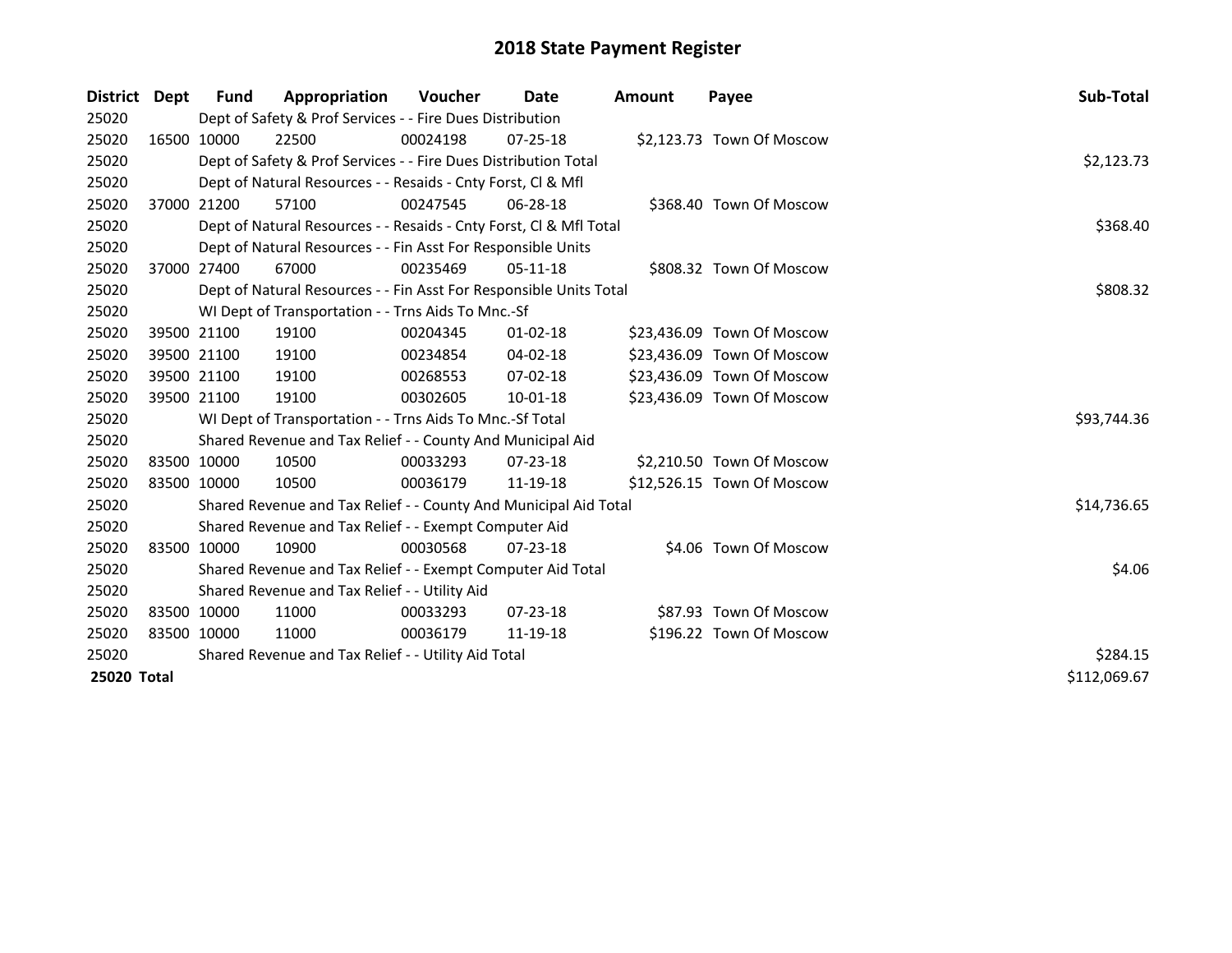# 2018 State Payment Register

| District | Dept | Fund | Appropriation | Voucher | Date | Amount | Payee | Sub-Total |
|---|---|---|---|---|---|---|---|---|
| 25020 | | Dept of Safety & Prof Services - - Fire Dues Distribution | | | | | | |
| 25020 | 16500 | 10000 | 22500 | 00024198 | 07-25-18 | $2,123.73 | Town Of Moscow | |
| 25020 | | Dept of Safety & Prof Services - - Fire Dues Distribution Total | | | | | | $2,123.73 |
| 25020 | | Dept of Natural Resources - - Resaids - Cnty Forst, Cl & Mfl | | | | | | |
| 25020 | 37000 | 21200 | 57100 | 00247545 | 06-28-18 | $368.40 | Town Of Moscow | |
| 25020 | | Dept of Natural Resources - - Resaids - Cnty Forst, Cl & Mfl Total | | | | | | $368.40 |
| 25020 | | Dept of Natural Resources - - Fin Asst For Responsible Units | | | | | | |
| 25020 | 37000 | 27400 | 67000 | 00235469 | 05-11-18 | $808.32 | Town Of Moscow | |
| 25020 | | Dept of Natural Resources - - Fin Asst For Responsible Units Total | | | | | | $808.32 |
| 25020 | | WI Dept of Transportation - - Trns Aids To Mnc.-Sf | | | | | | |
| 25020 | 39500 | 21100 | 19100 | 00204345 | 01-02-18 | $23,436.09 | Town Of Moscow | |
| 25020 | 39500 | 21100 | 19100 | 00234854 | 04-02-18 | $23,436.09 | Town Of Moscow | |
| 25020 | 39500 | 21100 | 19100 | 00268553 | 07-02-18 | $23,436.09 | Town Of Moscow | |
| 25020 | 39500 | 21100 | 19100 | 00302605 | 10-01-18 | $23,436.09 | Town Of Moscow | |
| 25020 | | WI Dept of Transportation - - Trns Aids To Mnc.-Sf Total | | | | | | $93,744.36 |
| 25020 | | Shared Revenue and Tax Relief - - County And Municipal Aid | | | | | | |
| 25020 | 83500 | 10000 | 10500 | 00033293 | 07-23-18 | $2,210.50 | Town Of Moscow | |
| 25020 | 83500 | 10000 | 10500 | 00036179 | 11-19-18 | $12,526.15 | Town Of Moscow | |
| 25020 | | Shared Revenue and Tax Relief - - County And Municipal Aid Total | | | | | | $14,736.65 |
| 25020 | | Shared Revenue and Tax Relief - - Exempt Computer Aid | | | | | | |
| 25020 | 83500 | 10000 | 10900 | 00030568 | 07-23-18 | $4.06 | Town Of Moscow | |
| 25020 | | Shared Revenue and Tax Relief - - Exempt Computer Aid Total | | | | | | $4.06 |
| 25020 | | Shared Revenue and Tax Relief - - Utility Aid | | | | | | |
| 25020 | 83500 | 10000 | 11000 | 00033293 | 07-23-18 | $87.93 | Town Of Moscow | |
| 25020 | 83500 | 10000 | 11000 | 00036179 | 11-19-18 | $196.22 | Town Of Moscow | |
| 25020 | | Shared Revenue and Tax Relief - - Utility Aid Total | | | | | | $284.15 |
| **25020 Total** | | | | | | | | $112,069.67 |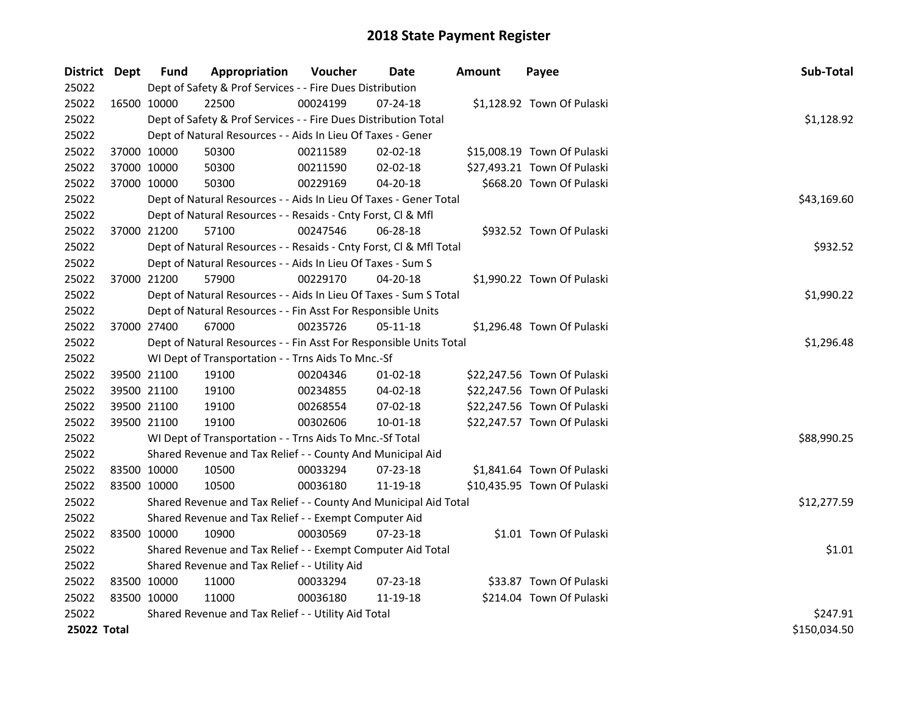# 2018 State Payment Register

| District | Dept | Fund | Appropriation | Voucher | Date | Amount | Payee | Sub-Total |
|---|---|---|---|---|---|---|---|---|
| 25022 | | Dept of Safety & Prof Services - - Fire Dues Distribution | | | | | | |
| 25022 | 16500 | 10000 | 22500 | 00024199 | 07-24-18 | $1,128.92 | Town Of Pulaski | |
| 25022 | | Dept of Safety & Prof Services - - Fire Dues Distribution Total | | | | | | $1,128.92 |
| 25022 | | Dept of Natural Resources - - Aids In Lieu Of Taxes - Gener | | | | | | |
| 25022 | 37000 | 10000 | 50300 | 00211589 | 02-02-18 | $15,008.19 | Town Of Pulaski | |
| 25022 | 37000 | 10000 | 50300 | 00211590 | 02-02-18 | $27,493.21 | Town Of Pulaski | |
| 25022 | 37000 | 10000 | 50300 | 00229169 | 04-20-18 | $668.20 | Town Of Pulaski | |
| 25022 | | Dept of Natural Resources - - Aids In Lieu Of Taxes - Gener Total | | | | | | $43,169.60 |
| 25022 | | Dept of Natural Resources - - Resaids - Cnty Forst, Cl & Mfl | | | | | | |
| 25022 | 37000 | 21200 | 57100 | 00247546 | 06-28-18 | $932.52 | Town Of Pulaski | |
| 25022 | | Dept of Natural Resources - - Resaids - Cnty Forst, Cl & Mfl Total | | | | | | $932.52 |
| 25022 | | Dept of Natural Resources - - Aids In Lieu Of Taxes - Sum S | | | | | | |
| 25022 | 37000 | 21200 | 57900 | 00229170 | 04-20-18 | $1,990.22 | Town Of Pulaski | |
| 25022 | | Dept of Natural Resources - - Aids In Lieu Of Taxes - Sum S Total | | | | | | $1,990.22 |
| 25022 | | Dept of Natural Resources - - Fin Asst For Responsible Units | | | | | | |
| 25022 | 37000 | 27400 | 67000 | 00235726 | 05-11-18 | $1,296.48 | Town Of Pulaski | |
| 25022 | | Dept of Natural Resources - - Fin Asst For Responsible Units Total | | | | | | $1,296.48 |
| 25022 | | WI Dept of Transportation - - Trns Aids To Mnc.-Sf | | | | | | |
| 25022 | 39500 | 21100 | 19100 | 00204346 | 01-02-18 | $22,247.56 | Town Of Pulaski | |
| 25022 | 39500 | 21100 | 19100 | 00234855 | 04-02-18 | $22,247.56 | Town Of Pulaski | |
| 25022 | 39500 | 21100 | 19100 | 00268554 | 07-02-18 | $22,247.56 | Town Of Pulaski | |
| 25022 | 39500 | 21100 | 19100 | 00302606 | 10-01-18 | $22,247.57 | Town Of Pulaski | |
| 25022 | | WI Dept of Transportation - - Trns Aids To Mnc.-Sf Total | | | | | | $88,990.25 |
| 25022 | | Shared Revenue and Tax Relief - - County And Municipal Aid | | | | | | |
| 25022 | 83500 | 10000 | 10500 | 00033294 | 07-23-18 | $1,841.64 | Town Of Pulaski | |
| 25022 | 83500 | 10000 | 10500 | 00036180 | 11-19-18 | $10,435.95 | Town Of Pulaski | |
| 25022 | | Shared Revenue and Tax Relief - - County And Municipal Aid Total | | | | | | $12,277.59 |
| 25022 | | Shared Revenue and Tax Relief - - Exempt Computer Aid | | | | | | |
| 25022 | 83500 | 10000 | 10900 | 00030569 | 07-23-18 | $1.01 | Town Of Pulaski | |
| 25022 | | Shared Revenue and Tax Relief - - Exempt Computer Aid Total | | | | | | $1.01 |
| 25022 | | Shared Revenue and Tax Relief - - Utility Aid | | | | | | |
| 25022 | 83500 | 10000 | 11000 | 00033294 | 07-23-18 | $33.87 | Town Of Pulaski | |
| 25022 | 83500 | 10000 | 11000 | 00036180 | 11-19-18 | $214.04 | Town Of Pulaski | |
| 25022 | | Shared Revenue and Tax Relief - - Utility Aid Total | | | | | | $247.91 |
| **25022 Total** | | | | | | | | $150,034.50 |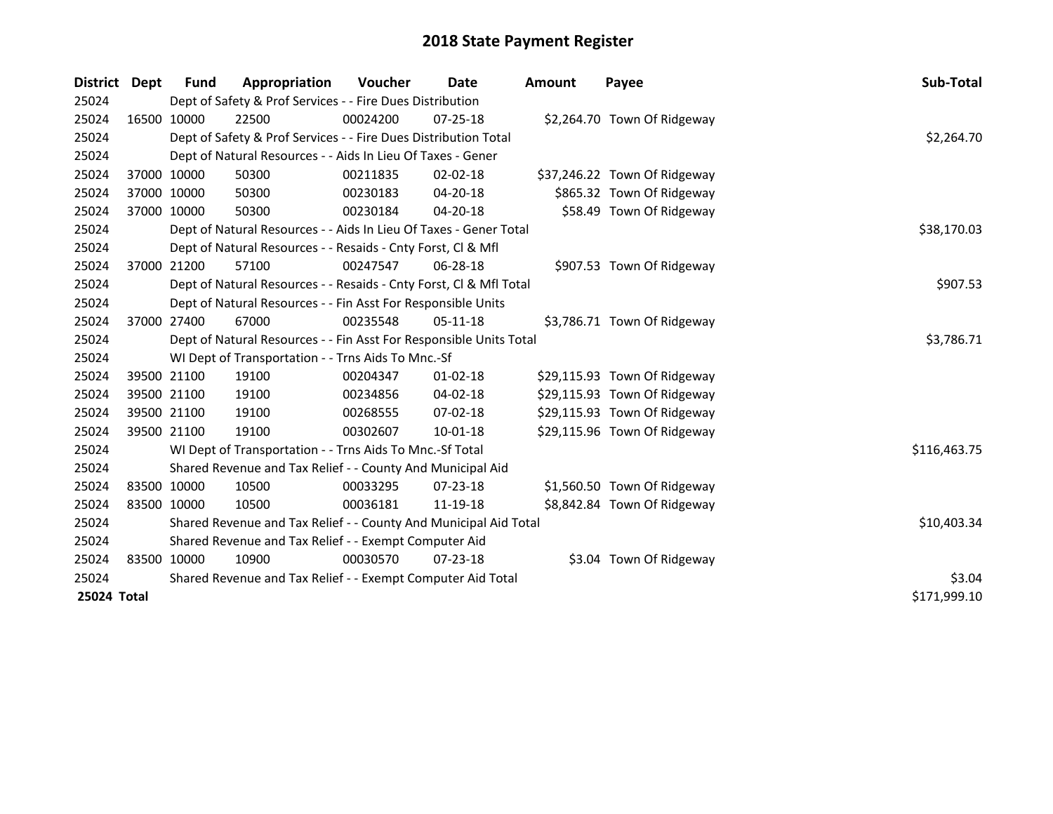# 2018 State Payment Register

| District | Dept | Fund | Appropriation | Voucher | Date | Amount | Payee | Sub-Total |
|---|---|---|---|---|---|---|---|---|
| 25024 | | Dept of Safety & Prof Services - - Fire Dues Distribution | | | | | | |
| 25024 | 16500 | 10000 | 22500 | 00024200 | 07-25-18 | $2,264.70 | Town Of Ridgeway | |
| 25024 | | Dept of Safety & Prof Services - - Fire Dues Distribution Total | | | | | | $2,264.70 |
| 25024 | | Dept of Natural Resources - - Aids In Lieu Of Taxes - Gener | | | | | | |
| 25024 | 37000 | 10000 | 50300 | 00211835 | 02-02-18 | $37,246.22 | Town Of Ridgeway | |
| 25024 | 37000 | 10000 | 50300 | 00230183 | 04-20-18 | $865.32 | Town Of Ridgeway | |
| 25024 | 37000 | 10000 | 50300 | 00230184 | 04-20-18 | $58.49 | Town Of Ridgeway | |
| 25024 | | Dept of Natural Resources - - Aids In Lieu Of Taxes - Gener Total | | | | | | $38,170.03 |
| 25024 | | Dept of Natural Resources - - Resaids - Cnty Forst, Cl & Mfl | | | | | | |
| 25024 | 37000 | 21200 | 57100 | 00247547 | 06-28-18 | $907.53 | Town Of Ridgeway | |
| 25024 | | Dept of Natural Resources - - Resaids - Cnty Forst, Cl & Mfl Total | | | | | | $907.53 |
| 25024 | | Dept of Natural Resources - - Fin Asst For Responsible Units | | | | | | |
| 25024 | 37000 | 27400 | 67000 | 00235548 | 05-11-18 | $3,786.71 | Town Of Ridgeway | |
| 25024 | | Dept of Natural Resources - - Fin Asst For Responsible Units Total | | | | | | $3,786.71 |
| 25024 | | WI Dept of Transportation - - Trns Aids To Mnc.-Sf | | | | | | |
| 25024 | 39500 | 21100 | 19100 | 00204347 | 01-02-18 | $29,115.93 | Town Of Ridgeway | |
| 25024 | 39500 | 21100 | 19100 | 00234856 | 04-02-18 | $29,115.93 | Town Of Ridgeway | |
| 25024 | 39500 | 21100 | 19100 | 00268555 | 07-02-18 | $29,115.93 | Town Of Ridgeway | |
| 25024 | 39500 | 21100 | 19100 | 00302607 | 10-01-18 | $29,115.96 | Town Of Ridgeway | |
| 25024 | | WI Dept of Transportation - - Trns Aids To Mnc.-Sf Total | | | | | | $116,463.75 |
| 25024 | | Shared Revenue and Tax Relief - - County And Municipal Aid | | | | | | |
| 25024 | 83500 | 10000 | 10500 | 00033295 | 07-23-18 | $1,560.50 | Town Of Ridgeway | |
| 25024 | 83500 | 10000 | 10500 | 00036181 | 11-19-18 | $8,842.84 | Town Of Ridgeway | |
| 25024 | | Shared Revenue and Tax Relief - - County And Municipal Aid Total | | | | | | $10,403.34 |
| 25024 | | Shared Revenue and Tax Relief - - Exempt Computer Aid | | | | | | |
| 25024 | 83500 | 10000 | 10900 | 00030570 | 07-23-18 | $3.04 | Town Of Ridgeway | |
| 25024 | | Shared Revenue and Tax Relief - - Exempt Computer Aid Total | | | | | | $3.04 |
| **25024 Total** | | | | | | | | $171,999.10 |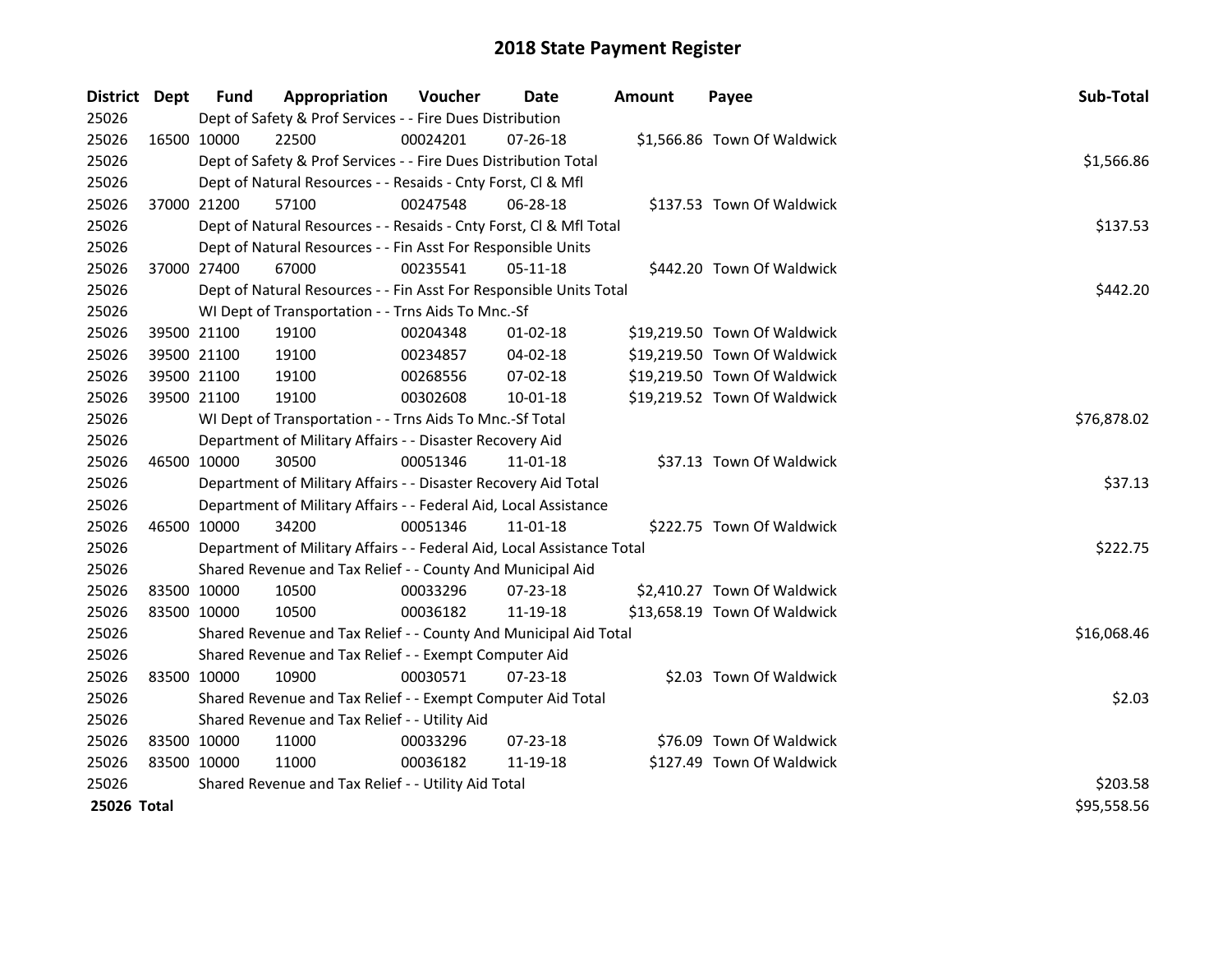# 2018 State Payment Register

| District | Dept | Fund | Appropriation | Voucher | Date | Amount | Payee | Sub-Total |
|---|---|---|---|---|---|---|---|---|
| 25026 | Dept of Safety & Prof Services - - Fire Dues Distribution | | | | | | | |
| 25026 | 16500 | 10000 | 22500 | 00024201 | 07-26-18 | $1,566.86 | Town Of Waldwick | |
| 25026 | Dept of Safety & Prof Services - - Fire Dues Distribution Total | | | | | | | $1,566.86 |
| 25026 | Dept of Natural Resources - - Resaids - Cnty Forst, Cl & Mfl | | | | | | | |
| 25026 | 37000 | 21200 | 57100 | 00247548 | 06-28-18 | $137.53 | Town Of Waldwick | |
| 25026 | Dept of Natural Resources - - Resaids - Cnty Forst, Cl & Mfl Total | | | | | | | $137.53 |
| 25026 | Dept of Natural Resources - - Fin Asst For Responsible Units | | | | | | | |
| 25026 | 37000 | 27400 | 67000 | 00235541 | 05-11-18 | $442.20 | Town Of Waldwick | |
| 25026 | Dept of Natural Resources - - Fin Asst For Responsible Units Total | | | | | | | $442.20 |
| 25026 | WI Dept of Transportation - - Trns Aids To Mnc.-Sf | | | | | | | |
| 25026 | 39500 | 21100 | 19100 | 00204348 | 01-02-18 | $19,219.50 | Town Of Waldwick | |
| 25026 | 39500 | 21100 | 19100 | 00234857 | 04-02-18 | $19,219.50 | Town Of Waldwick | |
| 25026 | 39500 | 21100 | 19100 | 00268556 | 07-02-18 | $19,219.50 | Town Of Waldwick | |
| 25026 | 39500 | 21100 | 19100 | 00302608 | 10-01-18 | $19,219.52 | Town Of Waldwick | |
| 25026 | WI Dept of Transportation - - Trns Aids To Mnc.-Sf Total | | | | | | | $76,878.02 |
| 25026 | Department of Military Affairs - - Disaster Recovery Aid | | | | | | | |
| 25026 | 46500 | 10000 | 30500 | 00051346 | 11-01-18 | $37.13 | Town Of Waldwick | |
| 25026 | Department of Military Affairs - - Disaster Recovery Aid Total | | | | | | | $37.13 |
| 25026 | Department of Military Affairs - - Federal Aid, Local Assistance | | | | | | | |
| 25026 | 46500 | 10000 | 34200 | 00051346 | 11-01-18 | $222.75 | Town Of Waldwick | |
| 25026 | Department of Military Affairs - - Federal Aid, Local Assistance Total | | | | | | | $222.75 |
| 25026 | Shared Revenue and Tax Relief - - County And Municipal Aid | | | | | | | |
| 25026 | 83500 | 10000 | 10500 | 00033296 | 07-23-18 | $2,410.27 | Town Of Waldwick | |
| 25026 | 83500 | 10000 | 10500 | 00036182 | 11-19-18 | $13,658.19 | Town Of Waldwick | |
| 25026 | Shared Revenue and Tax Relief - - County And Municipal Aid Total | | | | | | | $16,068.46 |
| 25026 | Shared Revenue and Tax Relief - - Exempt Computer Aid | | | | | | | |
| 25026 | 83500 | 10000 | 10900 | 00030571 | 07-23-18 | $2.03 | Town Of Waldwick | |
| 25026 | Shared Revenue and Tax Relief - - Exempt Computer Aid Total | | | | | | | $2.03 |
| 25026 | Shared Revenue and Tax Relief - - Utility Aid | | | | | | | |
| 25026 | 83500 | 10000 | 11000 | 00033296 | 07-23-18 | $76.09 | Town Of Waldwick | |
| 25026 | 83500 | 10000 | 11000 | 00036182 | 11-19-18 | $127.49 | Town Of Waldwick | |
| 25026 | Shared Revenue and Tax Relief - - Utility Aid Total | | | | | | | $203.58 |
| **25026 Total** | | | | | | | | $95,558.56 |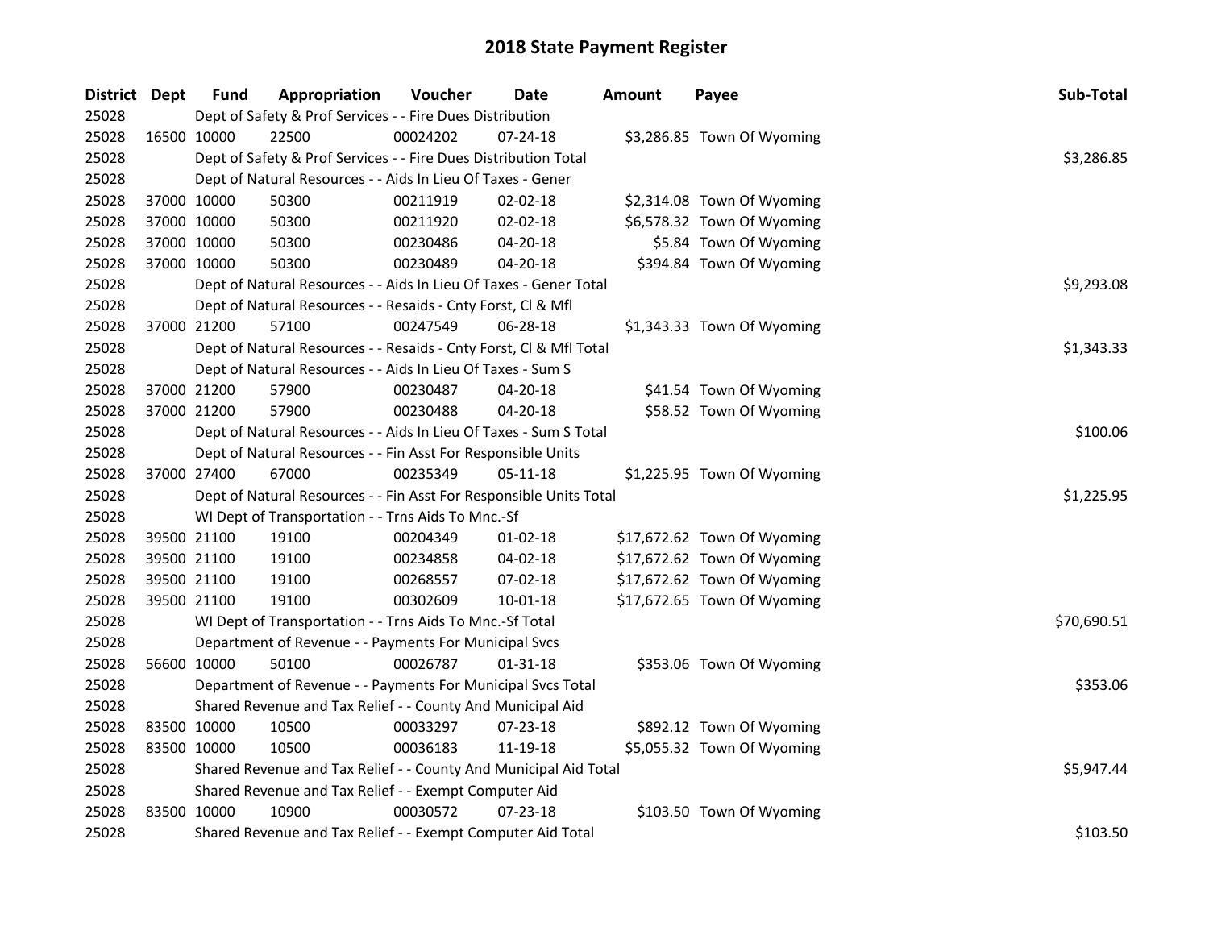# 2018 State Payment Register

| District | Dept | Fund | Appropriation | Voucher | Date | Amount | Payee | Sub-Total |
|---|---|---|---|---|---|---|---|---|
| 25028 | | Dept of Safety & Prof Services - - Fire Dues Distribution | | | | | | |
| 25028 | 16500 | 10000 | 22500 | 00024202 | 07-24-18 | $3,286.85 | Town Of Wyoming | |
| 25028 | | Dept of Safety & Prof Services - - Fire Dues Distribution Total | | | | | | $3,286.85 |
| 25028 | | Dept of Natural Resources - - Aids In Lieu Of Taxes - Gener | | | | | | |
| 25028 | 37000 | 10000 | 50300 | 00211919 | 02-02-18 | $2,314.08 | Town Of Wyoming | |
| 25028 | 37000 | 10000 | 50300 | 00211920 | 02-02-18 | $6,578.32 | Town Of Wyoming | |
| 25028 | 37000 | 10000 | 50300 | 00230486 | 04-20-18 | $5.84 | Town Of Wyoming | |
| 25028 | 37000 | 10000 | 50300 | 00230489 | 04-20-18 | $394.84 | Town Of Wyoming | |
| 25028 | | Dept of Natural Resources - - Aids In Lieu Of Taxes - Gener Total | | | | | | $9,293.08 |
| 25028 | | Dept of Natural Resources - - Resaids - Cnty Forst, Cl & Mfl | | | | | | |
| 25028 | 37000 | 21200 | 57100 | 00247549 | 06-28-18 | $1,343.33 | Town Of Wyoming | |
| 25028 | | Dept of Natural Resources - - Resaids - Cnty Forst, Cl & Mfl Total | | | | | | $1,343.33 |
| 25028 | | Dept of Natural Resources - - Aids In Lieu Of Taxes - Sum S | | | | | | |
| 25028 | 37000 | 21200 | 57900 | 00230487 | 04-20-18 | $41.54 | Town Of Wyoming | |
| 25028 | 37000 | 21200 | 57900 | 00230488 | 04-20-18 | $58.52 | Town Of Wyoming | |
| 25028 | | Dept of Natural Resources - - Aids In Lieu Of Taxes - Sum S Total | | | | | | $100.06 |
| 25028 | | Dept of Natural Resources - - Fin Asst For Responsible Units | | | | | | |
| 25028 | 37000 | 27400 | 67000 | 00235349 | 05-11-18 | $1,225.95 | Town Of Wyoming | |
| 25028 | | Dept of Natural Resources - - Fin Asst For Responsible Units Total | | | | | | $1,225.95 |
| 25028 | | WI Dept of Transportation - - Trns Aids To Mnc.-Sf | | | | | | |
| 25028 | 39500 | 21100 | 19100 | 00204349 | 01-02-18 | $17,672.62 | Town Of Wyoming | |
| 25028 | 39500 | 21100 | 19100 | 00234858 | 04-02-18 | $17,672.62 | Town Of Wyoming | |
| 25028 | 39500 | 21100 | 19100 | 00268557 | 07-02-18 | $17,672.62 | Town Of Wyoming | |
| 25028 | 39500 | 21100 | 19100 | 00302609 | 10-01-18 | $17,672.65 | Town Of Wyoming | |
| 25028 | | WI Dept of Transportation - - Trns Aids To Mnc.-Sf Total | | | | | | $70,690.51 |
| 25028 | | Department of Revenue - - Payments For Municipal Svcs | | | | | | |
| 25028 | 56600 | 10000 | 50100 | 00026787 | 01-31-18 | $353.06 | Town Of Wyoming | |
| 25028 | | Department of Revenue - - Payments For Municipal Svcs Total | | | | | | $353.06 |
| 25028 | | Shared Revenue and Tax Relief - - County And Municipal Aid | | | | | | |
| 25028 | 83500 | 10000 | 10500 | 00033297 | 07-23-18 | $892.12 | Town Of Wyoming | |
| 25028 | 83500 | 10000 | 10500 | 00036183 | 11-19-18 | $5,055.32 | Town Of Wyoming | |
| 25028 | | Shared Revenue and Tax Relief - - County And Municipal Aid Total | | | | | | $5,947.44 |
| 25028 | | Shared Revenue and Tax Relief - - Exempt Computer Aid | | | | | | |
| 25028 | 83500 | 10000 | 10900 | 00030572 | 07-23-18 | $103.50 | Town Of Wyoming | |
| 25028 | | Shared Revenue and Tax Relief - - Exempt Computer Aid Total | | | | | | $103.50 |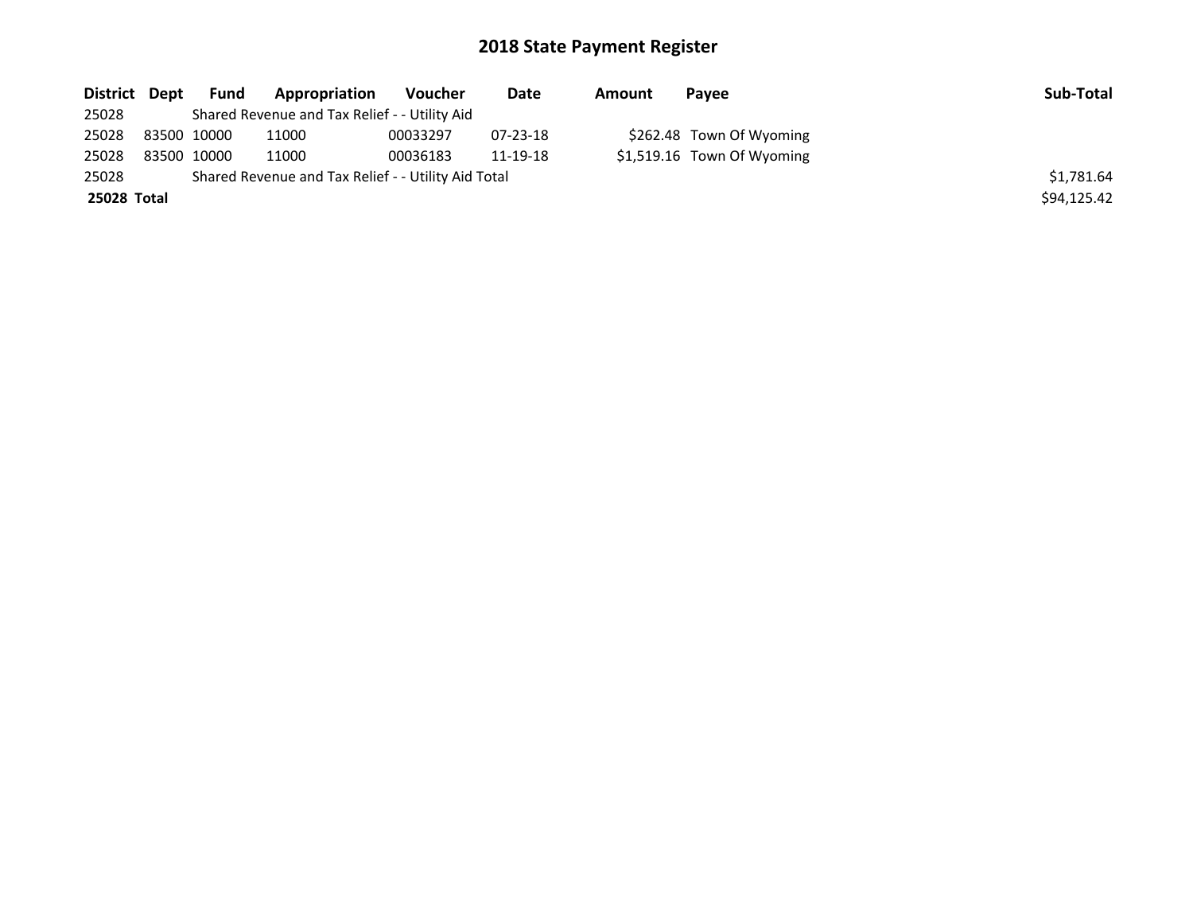# 2018 State Payment Register

| District | Dept | Fund | Appropriation | Voucher | Date | Amount | Payee | Sub-Total |
|---|---|---|---|---|---|---|---|---|
| 25028 | | Shared Revenue and Tax Relief - - Utility Aid | | | | | | |
| 25028 | 83500 | 10000 | 11000 | 00033297 | 07-23-18 | $262.48 | Town Of Wyoming | |
| 25028 | 83500 | 10000 | 11000 | 00036183 | 11-19-18 | $1,519.16 | Town Of Wyoming | |
| 25028 | | Shared Revenue and Tax Relief - - Utility Aid Total | | | | | | $1,781.64 |
| **25028** | **Total** | | | | | | | $94,125.42 |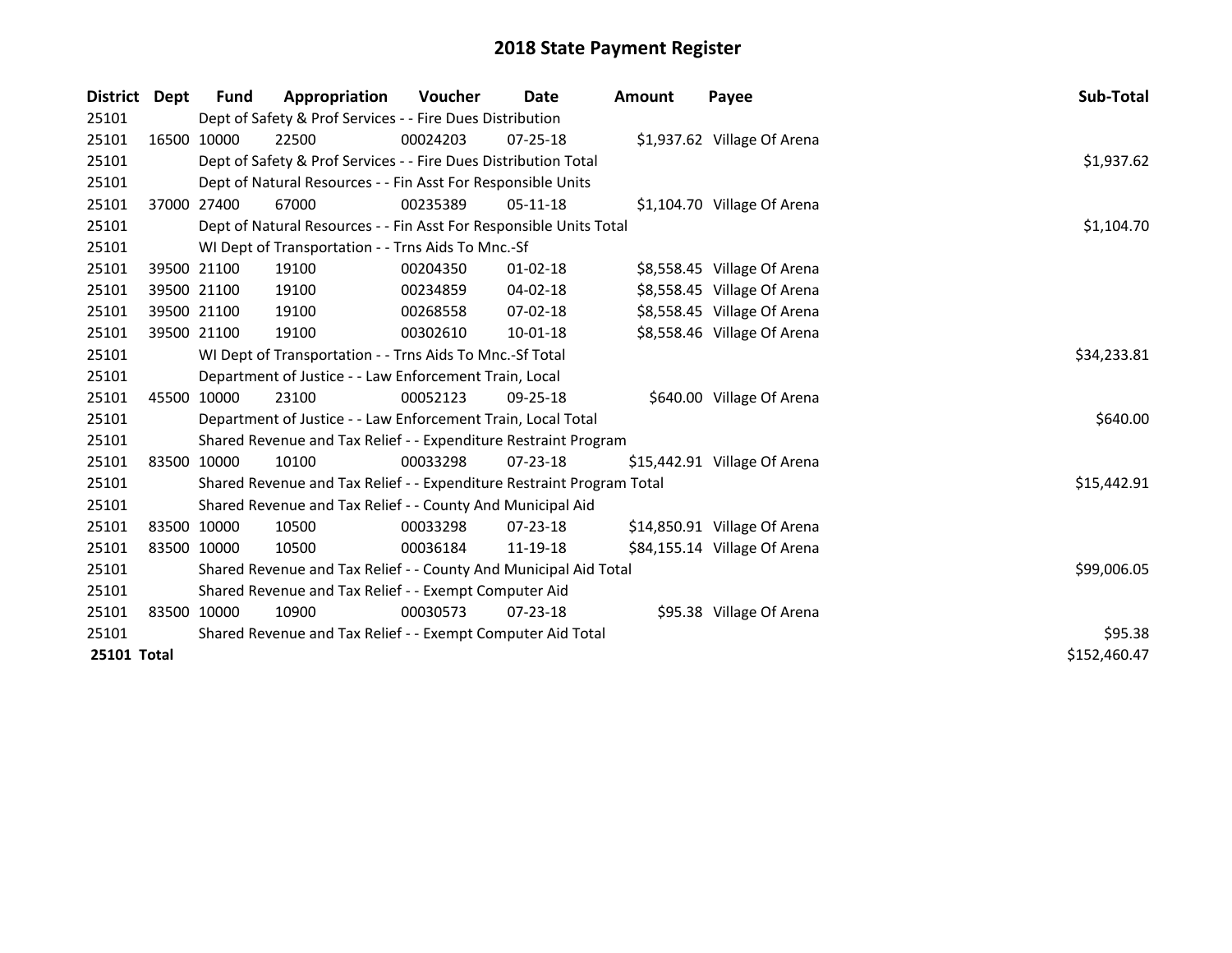# 2018 State Payment Register

| District | Dept | Fund | Appropriation | Voucher | Date | Amount | Payee | Sub-Total |
|---|---|---|---|---|---|---|---|---|
| 25101 | | Dept of Safety & Prof Services - - Fire Dues Distribution | | | | | | |
| 25101 | 16500 | 10000 | 22500 | 00024203 | 07-25-18 | $1,937.62 | Village Of Arena | |
| 25101 | | Dept of Safety & Prof Services - - Fire Dues Distribution Total | | | | | | $1,937.62 |
| 25101 | | Dept of Natural Resources - - Fin Asst For Responsible Units | | | | | | |
| 25101 | 37000 | 27400 | 67000 | 00235389 | 05-11-18 | $1,104.70 | Village Of Arena | |
| 25101 | | Dept of Natural Resources - - Fin Asst For Responsible Units Total | | | | | | $1,104.70 |
| 25101 | | WI Dept of Transportation - - Trns Aids To Mnc.-Sf | | | | | | |
| 25101 | 39500 | 21100 | 19100 | 00204350 | 01-02-18 | $8,558.45 | Village Of Arena | |
| 25101 | 39500 | 21100 | 19100 | 00234859 | 04-02-18 | $8,558.45 | Village Of Arena | |
| 25101 | 39500 | 21100 | 19100 | 00268558 | 07-02-18 | $8,558.45 | Village Of Arena | |
| 25101 | 39500 | 21100 | 19100 | 00302610 | 10-01-18 | $8,558.46 | Village Of Arena | |
| 25101 | | WI Dept of Transportation - - Trns Aids To Mnc.-Sf Total | | | | | | $34,233.81 |
| 25101 | | Department of Justice - - Law Enforcement Train, Local | | | | | | |
| 25101 | 45500 | 10000 | 23100 | 00052123 | 09-25-18 | $640.00 | Village Of Arena | |
| 25101 | | Department of Justice - - Law Enforcement Train, Local Total | | | | | | $640.00 |
| 25101 | | Shared Revenue and Tax Relief - - Expenditure Restraint Program | | | | | | |
| 25101 | 83500 | 10000 | 10100 | 00033298 | 07-23-18 | $15,442.91 | Village Of Arena | |
| 25101 | | Shared Revenue and Tax Relief - - Expenditure Restraint Program Total | | | | | | $15,442.91 |
| 25101 | | Shared Revenue and Tax Relief - - County And Municipal Aid | | | | | | |
| 25101 | 83500 | 10000 | 10500 | 00033298 | 07-23-18 | $14,850.91 | Village Of Arena | |
| 25101 | 83500 | 10000 | 10500 | 00036184 | 11-19-18 | $84,155.14 | Village Of Arena | |
| 25101 | | Shared Revenue and Tax Relief - - County And Municipal Aid Total | | | | | | $99,006.05 |
| 25101 | | Shared Revenue and Tax Relief - - Exempt Computer Aid | | | | | | |
| 25101 | 83500 | 10000 | 10900 | 00030573 | 07-23-18 | $95.38 | Village Of Arena | |
| 25101 | | Shared Revenue and Tax Relief - - Exempt Computer Aid Total | | | | | | $95.38 |
| **25101 Total** | | | | | | | | $152,460.47 |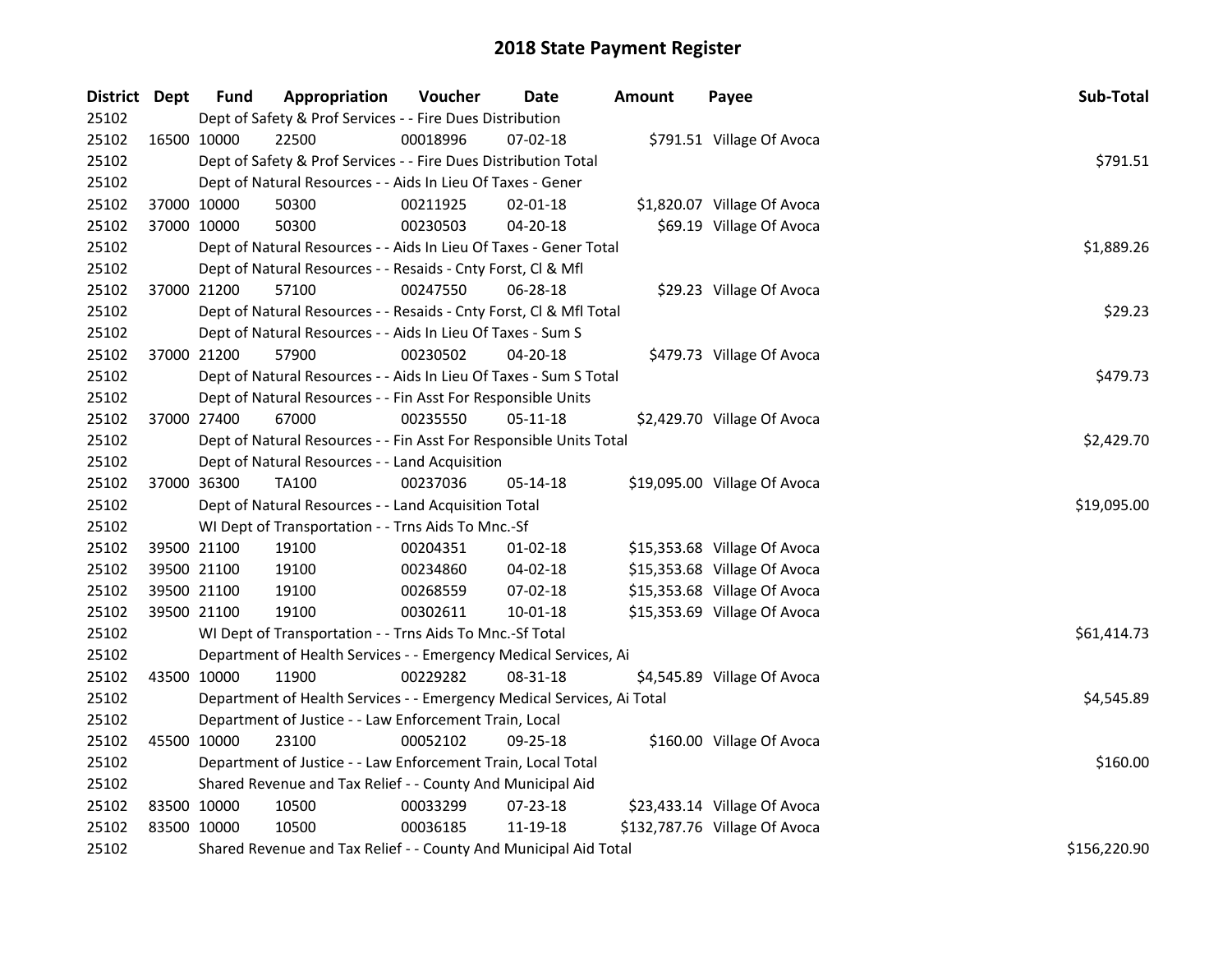# 2018 State Payment Register

| District | Dept | Fund | Appropriation | Voucher | Date | Amount | Payee | Sub-Total |
|---|---|---|---|---|---|---|---|---|
| 25102 | | Dept of Safety & Prof Services - - Fire Dues Distribution | | | | | | |
| 25102 | 16500 | 10000 | 22500 | 00018996 | 07-02-18 | $791.51 | Village Of Avoca | |
| 25102 | | Dept of Safety & Prof Services - - Fire Dues Distribution Total | | | | | | $791.51 |
| 25102 | | Dept of Natural Resources - - Aids In Lieu Of Taxes - Gener | | | | | | |
| 25102 | 37000 | 10000 | 50300 | 00211925 | 02-01-18 | $1,820.07 | Village Of Avoca | |
| 25102 | 37000 | 10000 | 50300 | 00230503 | 04-20-18 | $69.19 | Village Of Avoca | |
| 25102 | | Dept of Natural Resources - - Aids In Lieu Of Taxes - Gener Total | | | | | | $1,889.26 |
| 25102 | | Dept of Natural Resources - - Resaids - Cnty Forst, Cl & Mfl | | | | | | |
| 25102 | 37000 | 21200 | 57100 | 00247550 | 06-28-18 | $29.23 | Village Of Avoca | |
| 25102 | | Dept of Natural Resources - - Resaids - Cnty Forst, Cl & Mfl Total | | | | | | $29.23 |
| 25102 | | Dept of Natural Resources - - Aids In Lieu Of Taxes - Sum S | | | | | | |
| 25102 | 37000 | 21200 | 57900 | 00230502 | 04-20-18 | $479.73 | Village Of Avoca | |
| 25102 | | Dept of Natural Resources - - Aids In Lieu Of Taxes - Sum S Total | | | | | | $479.73 |
| 25102 | | Dept of Natural Resources - - Fin Asst For Responsible Units | | | | | | |
| 25102 | 37000 | 27400 | 67000 | 00235550 | 05-11-18 | $2,429.70 | Village Of Avoca | |
| 25102 | | Dept of Natural Resources - - Fin Asst For Responsible Units Total | | | | | | $2,429.70 |
| 25102 | | Dept of Natural Resources - - Land Acquisition | | | | | | |
| 25102 | 37000 | 36300 | TA100 | 00237036 | 05-14-18 | $19,095.00 | Village Of Avoca | |
| 25102 | | Dept of Natural Resources - - Land Acquisition Total | | | | | | $19,095.00 |
| 25102 | | WI Dept of Transportation - - Trns Aids To Mnc.-Sf | | | | | | |
| 25102 | 39500 | 21100 | 19100 | 00204351 | 01-02-18 | $15,353.68 | Village Of Avoca | |
| 25102 | 39500 | 21100 | 19100 | 00234860 | 04-02-18 | $15,353.68 | Village Of Avoca | |
| 25102 | 39500 | 21100 | 19100 | 00268559 | 07-02-18 | $15,353.68 | Village Of Avoca | |
| 25102 | 39500 | 21100 | 19100 | 00302611 | 10-01-18 | $15,353.69 | Village Of Avoca | |
| 25102 | | WI Dept of Transportation - - Trns Aids To Mnc.-Sf Total | | | | | | $61,414.73 |
| 25102 | | Department of Health Services - - Emergency Medical Services, Ai | | | | | | |
| 25102 | 43500 | 10000 | 11900 | 00229282 | 08-31-18 | $4,545.89 | Village Of Avoca | |
| 25102 | | Department of Health Services - - Emergency Medical Services, Ai Total | | | | | | $4,545.89 |
| 25102 | | Department of Justice - - Law Enforcement Train, Local | | | | | | |
| 25102 | 45500 | 10000 | 23100 | 00052102 | 09-25-18 | $160.00 | Village Of Avoca | |
| 25102 | | Department of Justice - - Law Enforcement Train, Local Total | | | | | | $160.00 |
| 25102 | | Shared Revenue and Tax Relief - - County And Municipal Aid | | | | | | |
| 25102 | 83500 | 10000 | 10500 | 00033299 | 07-23-18 | $23,433.14 | Village Of Avoca | |
| 25102 | 83500 | 10000 | 10500 | 00036185 | 11-19-18 | $132,787.76 | Village Of Avoca | |
| 25102 | | Shared Revenue and Tax Relief - - County And Municipal Aid Total | | | | | | $156,220.90 |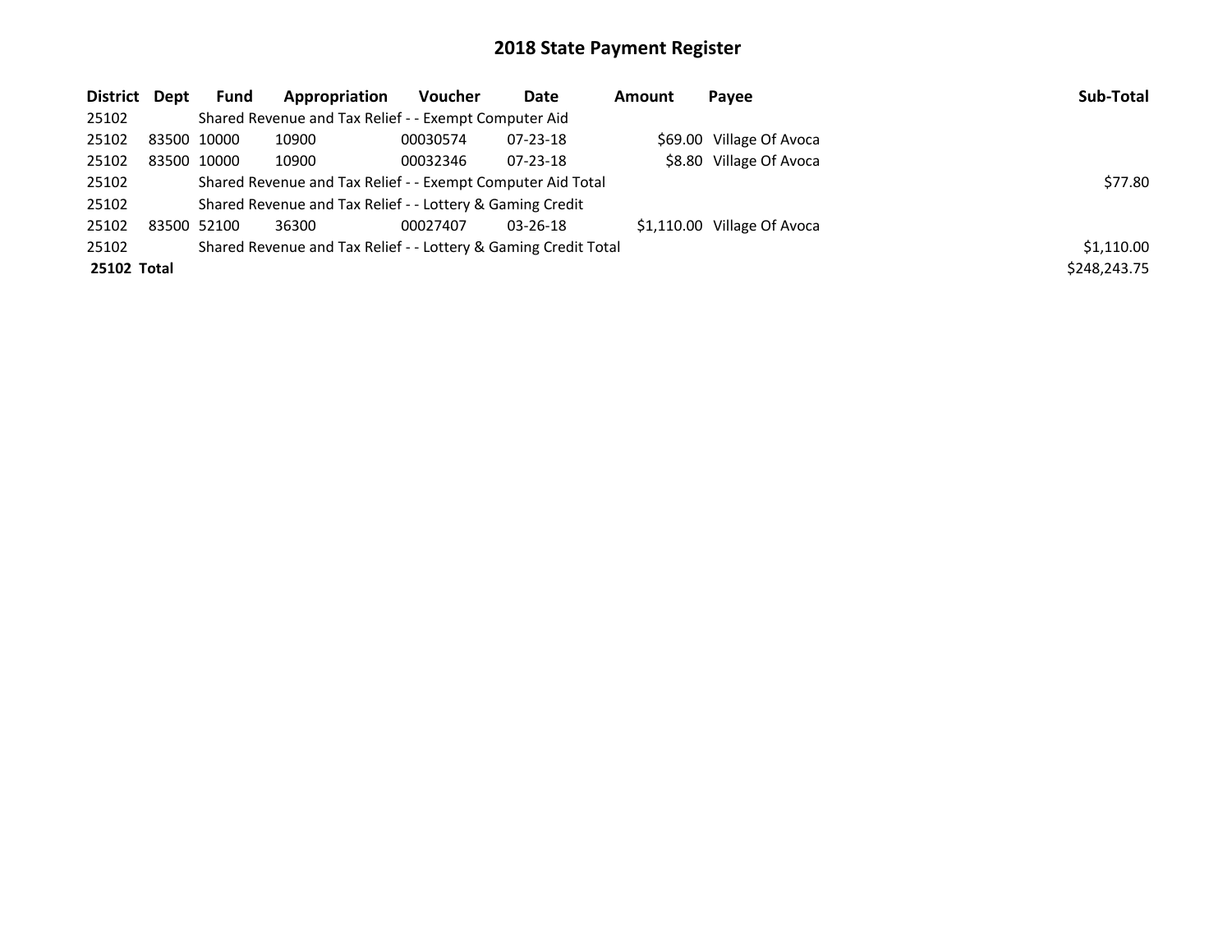# 2018 State Payment Register

| District | Dept | Fund | Appropriation | Voucher | Date | Amount | Payee | Sub-Total |
|---|---|---|---|---|---|---|---|---|
| 25102 | | Shared Revenue and Tax Relief - - Exempt Computer Aid | | | | | | |
| 25102 | 83500 | 10000 | 10900 | 00030574 | 07-23-18 | $69.00 | Village Of Avoca | |
| 25102 | 83500 | 10000 | 10900 | 00032346 | 07-23-18 | $8.80 | Village Of Avoca | |
| 25102 | | Shared Revenue and Tax Relief - - Exempt Computer Aid Total | | | | | | $77.80 |
| 25102 | | Shared Revenue and Tax Relief - - Lottery & Gaming Credit | | | | | | |
| 25102 | 83500 | 52100 | 36300 | 00027407 | 03-26-18 | $1,110.00 | Village Of Avoca | |
| 25102 | | Shared Revenue and Tax Relief - - Lottery & Gaming Credit Total | | | | | | $1,110.00 |
| **25102 Total** | | | | | | | | $248,243.75 |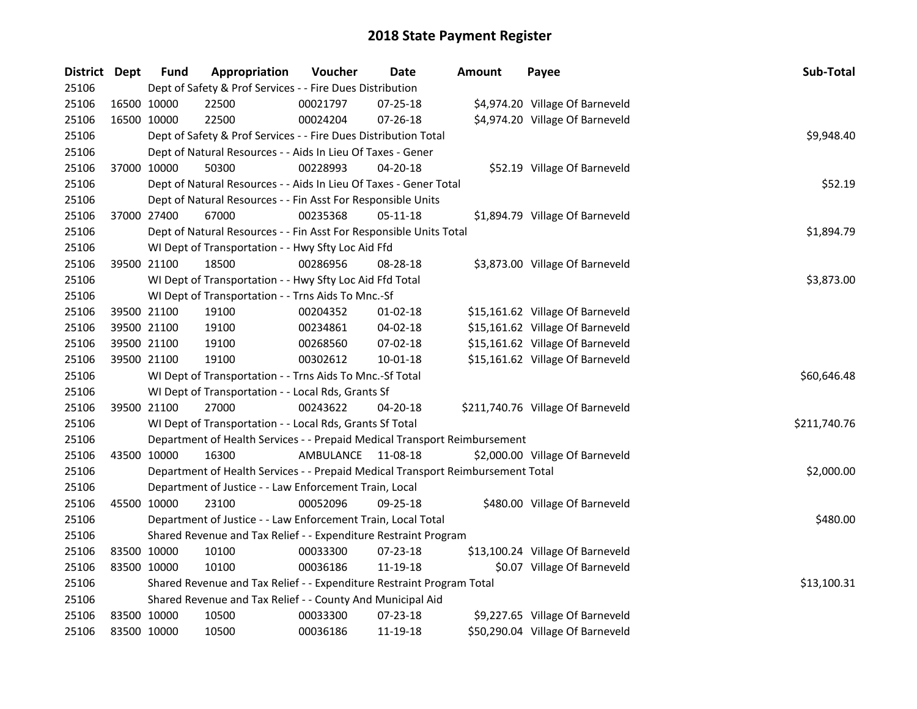# 2018 State Payment Register

| District | Dept | Fund | Appropriation | Voucher | Date | Amount | Payee | Sub-Total |
|---|---|---|---|---|---|---|---|---|
| 25106 | Dept of Safety & Prof Services - - Fire Dues Distribution | | | | | | | |
| 25106 | 16500 | 10000 | 22500 | 00021797 | 07-25-18 | $4,974.20 | Village Of Barneveld | |
| 25106 | 16500 | 10000 | 22500 | 00024204 | 07-26-18 | $4,974.20 | Village Of Barneveld | |
| 25106 | Dept of Safety & Prof Services - - Fire Dues Distribution Total | | | | | | | $9,948.40 |
| 25106 | Dept of Natural Resources - - Aids In Lieu Of Taxes - Gener | | | | | | | |
| 25106 | 37000 | 10000 | 50300 | 00228993 | 04-20-18 | $52.19 | Village Of Barneveld | |
| 25106 | Dept of Natural Resources - - Aids In Lieu Of Taxes - Gener Total | | | | | | | $52.19 |
| 25106 | Dept of Natural Resources - - Fin Asst For Responsible Units | | | | | | | |
| 25106 | 37000 | 27400 | 67000 | 00235368 | 05-11-18 | $1,894.79 | Village Of Barneveld | |
| 25106 | Dept of Natural Resources - - Fin Asst For Responsible Units Total | | | | | | | $1,894.79 |
| 25106 | WI Dept of Transportation - - Hwy Sfty Loc Aid Ffd | | | | | | | |
| 25106 | 39500 | 21100 | 18500 | 00286956 | 08-28-18 | $3,873.00 | Village Of Barneveld | |
| 25106 | WI Dept of Transportation - - Hwy Sfty Loc Aid Ffd Total | | | | | | | $3,873.00 |
| 25106 | WI Dept of Transportation - - Trns Aids To Mnc.-Sf | | | | | | | |
| 25106 | 39500 | 21100 | 19100 | 00204352 | 01-02-18 | $15,161.62 | Village Of Barneveld | |
| 25106 | 39500 | 21100 | 19100 | 00234861 | 04-02-18 | $15,161.62 | Village Of Barneveld | |
| 25106 | 39500 | 21100 | 19100 | 00268560 | 07-02-18 | $15,161.62 | Village Of Barneveld | |
| 25106 | 39500 | 21100 | 19100 | 00302612 | 10-01-18 | $15,161.62 | Village Of Barneveld | |
| 25106 | WI Dept of Transportation - - Trns Aids To Mnc.-Sf Total | | | | | | | $60,646.48 |
| 25106 | WI Dept of Transportation - - Local Rds, Grants Sf | | | | | | | |
| 25106 | 39500 | 21100 | 27000 | 00243622 | 04-20-18 | $211,740.76 | Village Of Barneveld | |
| 25106 | WI Dept of Transportation - - Local Rds, Grants Sf Total | | | | | | | $211,740.76 |
| 25106 | Department of Health Services - - Prepaid Medical Transport Reimbursement | | | | | | | |
| 25106 | 43500 | 10000 | 16300 | AMBULANCE | 11-08-18 | $2,000.00 | Village Of Barneveld | |
| 25106 | Department of Health Services - - Prepaid Medical Transport Reimbursement Total | | | | | | | $2,000.00 |
| 25106 | Department of Justice - - Law Enforcement Train, Local | | | | | | | |
| 25106 | 45500 | 10000 | 23100 | 00052096 | 09-25-18 | $480.00 | Village Of Barneveld | |
| 25106 | Department of Justice - - Law Enforcement Train, Local Total | | | | | | | $480.00 |
| 25106 | Shared Revenue and Tax Relief - - Expenditure Restraint Program | | | | | | | |
| 25106 | 83500 | 10000 | 10100 | 00033300 | 07-23-18 | $13,100.24 | Village Of Barneveld | |
| 25106 | 83500 | 10000 | 10100 | 00036186 | 11-19-18 | $0.07 | Village Of Barneveld | |
| 25106 | Shared Revenue and Tax Relief - - Expenditure Restraint Program Total | | | | | | | $13,100.31 |
| 25106 | Shared Revenue and Tax Relief - - County And Municipal Aid | | | | | | | |
| 25106 | 83500 | 10000 | 10500 | 00033300 | 07-23-18 | $9,227.65 | Village Of Barneveld | |
| 25106 | 83500 | 10000 | 10500 | 00036186 | 11-19-18 | $50,290.04 | Village Of Barneveld | |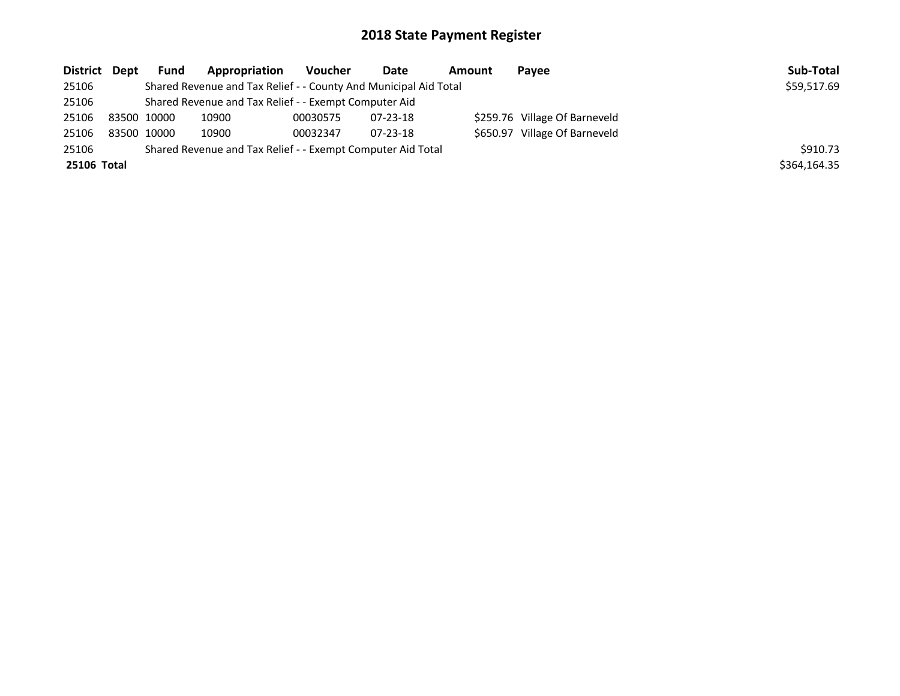# 2018 State Payment Register

| District | Dept | Fund | Appropriation | Voucher | Date | Amount | Payee | Sub-Total |
|---|---|---|---|---|---|---|---|---|
| 25106 | | Shared Revenue and Tax Relief - - County And Municipal Aid Total | | | | | | $59,517.69 |
| 25106 | | Shared Revenue and Tax Relief - - Exempt Computer Aid | | | | | | |
| 25106 | 83500 | 10000 | 10900 | 00030575 | 07-23-18 | $259.76 | Village Of Barneveld | |
| 25106 | 83500 | 10000 | 10900 | 00032347 | 07-23-18 | $650.97 | Village Of Barneveld | |
| 25106 | | Shared Revenue and Tax Relief - - Exempt Computer Aid Total | | | | | | $910.73 |
| **25106 Total** | | | | | | | | $364,164.35 |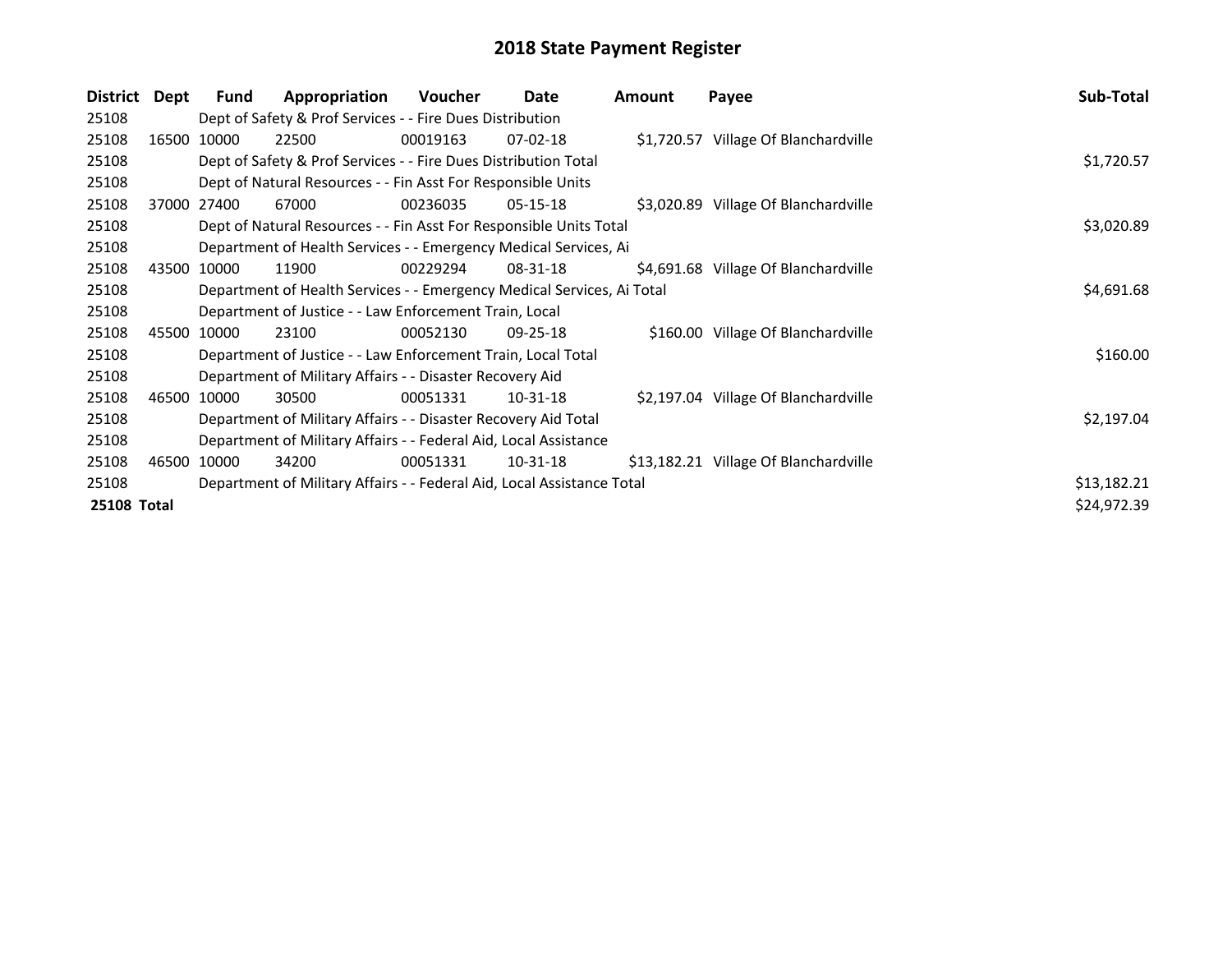# 2018 State Payment Register

| District | Dept | Fund | Appropriation | Voucher | Date | Amount | Payee | Sub-Total |
|---|---|---|---|---|---|---|---|---|
| 25108 | | Dept of Safety & Prof Services - - Fire Dues Distribution | | | | | | |
| 25108 | 16500 | 10000 | 22500 | 00019163 | 07-02-18 | $1,720.57 | Village Of Blanchardville | |
| 25108 | | Dept of Safety & Prof Services - - Fire Dues Distribution Total | | | | | | $1,720.57 |
| 25108 | | Dept of Natural Resources - - Fin Asst For Responsible Units | | | | | | |
| 25108 | 37000 | 27400 | 67000 | 00236035 | 05-15-18 | $3,020.89 | Village Of Blanchardville | |
| 25108 | | Dept of Natural Resources - - Fin Asst For Responsible Units Total | | | | | | $3,020.89 |
| 25108 | | Department of Health Services - - Emergency Medical Services, Ai | | | | | | |
| 25108 | 43500 | 10000 | 11900 | 00229294 | 08-31-18 | $4,691.68 | Village Of Blanchardville | |
| 25108 | | Department of Health Services - - Emergency Medical Services, Ai Total | | | | | | $4,691.68 |
| 25108 | | Department of Justice - - Law Enforcement Train, Local | | | | | | |
| 25108 | 45500 | 10000 | 23100 | 00052130 | 09-25-18 | $160.00 | Village Of Blanchardville | |
| 25108 | | Department of Justice - - Law Enforcement Train, Local Total | | | | | | $160.00 |
| 25108 | | Department of Military Affairs - - Disaster Recovery Aid | | | | | | |
| 25108 | 46500 | 10000 | 30500 | 00051331 | 10-31-18 | $2,197.04 | Village Of Blanchardville | |
| 25108 | | Department of Military Affairs - - Disaster Recovery Aid Total | | | | | | $2,197.04 |
| 25108 | | Department of Military Affairs - - Federal Aid, Local Assistance | | | | | | |
| 25108 | 46500 | 10000 | 34200 | 00051331 | 10-31-18 | $13,182.21 | Village Of Blanchardville | |
| 25108 | | Department of Military Affairs - - Federal Aid, Local Assistance Total | | | | | | $13,182.21 |
| **25108 Total** | | | | | | | | $24,972.39 |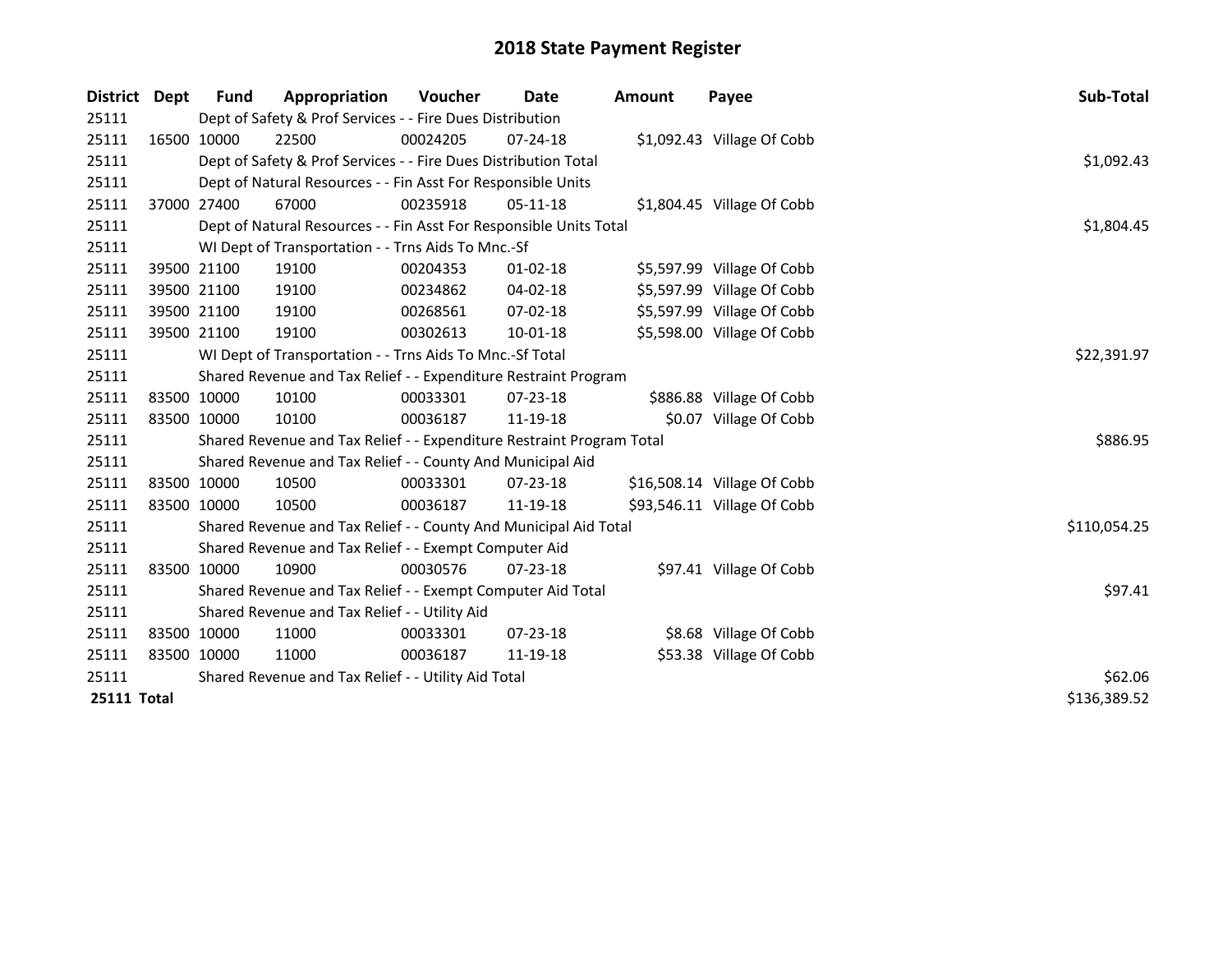# 2018 State Payment Register

| District | Dept | Fund | Appropriation | Voucher | Date | Amount | Payee | Sub-Total |
|---|---|---|---|---|---|---|---|---|
| 25111 | | Dept of Safety & Prof Services - - Fire Dues Distribution | | | | | | |
| 25111 | 16500 | 10000 | 22500 | 00024205 | 07-24-18 | $1,092.43 | Village Of Cobb | |
| 25111 | | Dept of Safety & Prof Services - - Fire Dues Distribution Total | | | | | | $1,092.43 |
| 25111 | | Dept of Natural Resources - - Fin Asst For Responsible Units | | | | | | |
| 25111 | 37000 | 27400 | 67000 | 00235918 | 05-11-18 | $1,804.45 | Village Of Cobb | |
| 25111 | | Dept of Natural Resources - - Fin Asst For Responsible Units Total | | | | | | $1,804.45 |
| 25111 | | WI Dept of Transportation - - Trns Aids To Mnc.-Sf | | | | | | |
| 25111 | 39500 | 21100 | 19100 | 00204353 | 01-02-18 | $5,597.99 | Village Of Cobb | |
| 25111 | 39500 | 21100 | 19100 | 00234862 | 04-02-18 | $5,597.99 | Village Of Cobb | |
| 25111 | 39500 | 21100 | 19100 | 00268561 | 07-02-18 | $5,597.99 | Village Of Cobb | |
| 25111 | 39500 | 21100 | 19100 | 00302613 | 10-01-18 | $5,598.00 | Village Of Cobb | |
| 25111 | | WI Dept of Transportation - - Trns Aids To Mnc.-Sf Total | | | | | | $22,391.97 |
| 25111 | | Shared Revenue and Tax Relief - - Expenditure Restraint Program | | | | | | |
| 25111 | 83500 | 10000 | 10100 | 00033301 | 07-23-18 | $886.88 | Village Of Cobb | |
| 25111 | 83500 | 10000 | 10100 | 00036187 | 11-19-18 | $0.07 | Village Of Cobb | |
| 25111 | | Shared Revenue and Tax Relief - - Expenditure Restraint Program Total | | | | | | $886.95 |
| 25111 | | Shared Revenue and Tax Relief - - County And Municipal Aid | | | | | | |
| 25111 | 83500 | 10000 | 10500 | 00033301 | 07-23-18 | $16,508.14 | Village Of Cobb | |
| 25111 | 83500 | 10000 | 10500 | 00036187 | 11-19-18 | $93,546.11 | Village Of Cobb | |
| 25111 | | Shared Revenue and Tax Relief - - County And Municipal Aid Total | | | | | | $110,054.25 |
| 25111 | | Shared Revenue and Tax Relief - - Exempt Computer Aid | | | | | | |
| 25111 | 83500 | 10000 | 10900 | 00030576 | 07-23-18 | $97.41 | Village Of Cobb | |
| 25111 | | Shared Revenue and Tax Relief - - Exempt Computer Aid Total | | | | | | $97.41 |
| 25111 | | Shared Revenue and Tax Relief - - Utility Aid | | | | | | |
| 25111 | 83500 | 10000 | 11000 | 00033301 | 07-23-18 | $8.68 | Village Of Cobb | |
| 25111 | 83500 | 10000 | 11000 | 00036187 | 11-19-18 | $53.38 | Village Of Cobb | |
| 25111 | | Shared Revenue and Tax Relief - - Utility Aid Total | | | | | | $62.06 |
| **25111 Total** | | | | | | | | $136,389.52 |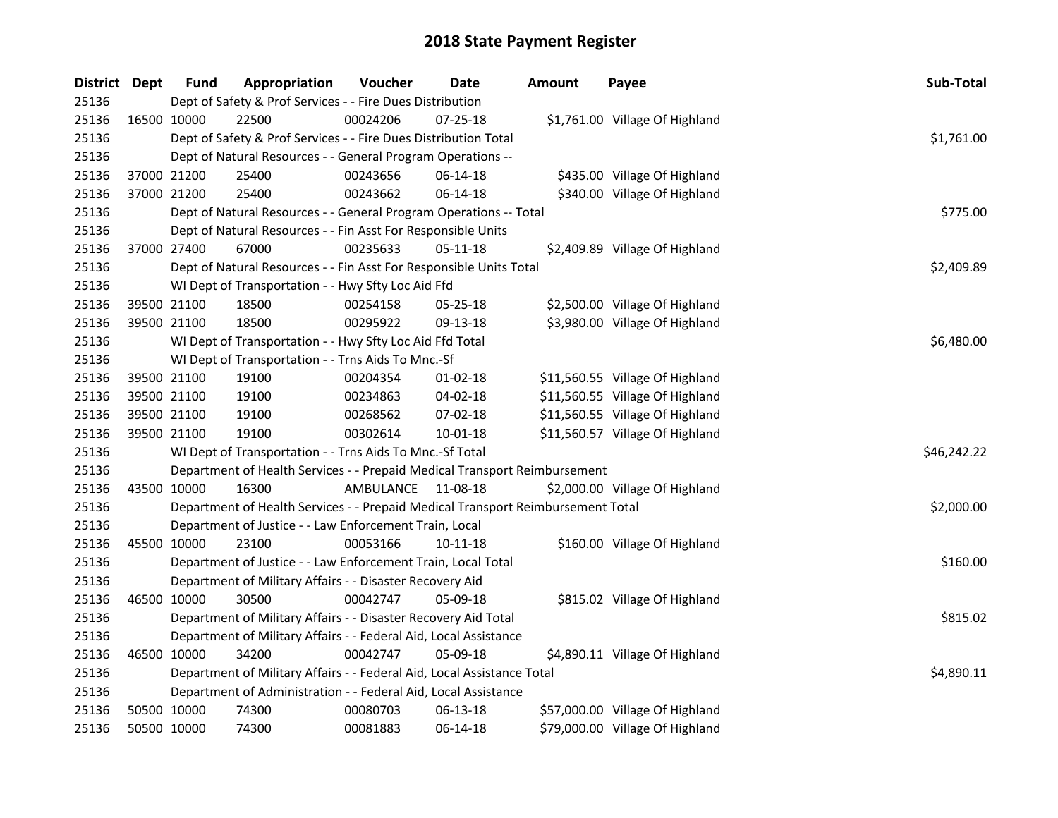# 2018 State Payment Register

| District | Dept | Fund | Appropriation | Voucher | Date | Amount | Payee | Sub-Total |
|---|---|---|---|---|---|---|---|---|
| 25136 | | Dept of Safety & Prof Services - - Fire Dues Distribution | | | | | | |
| 25136 | 16500 | 10000 | 22500 | 00024206 | 07-25-18 | $1,761.00 | Village Of Highland | |
| 25136 | | Dept of Safety & Prof Services - - Fire Dues Distribution Total | | | | | | $1,761.00 |
| 25136 | | Dept of Natural Resources - - General Program Operations -- | | | | | | |
| 25136 | 37000 | 21200 | 25400 | 00243656 | 06-14-18 | $435.00 | Village Of Highland | |
| 25136 | 37000 | 21200 | 25400 | 00243662 | 06-14-18 | $340.00 | Village Of Highland | |
| 25136 | | Dept of Natural Resources - - General Program Operations -- Total | | | | | | $775.00 |
| 25136 | | Dept of Natural Resources - - Fin Asst For Responsible Units | | | | | | |
| 25136 | 37000 | 27400 | 67000 | 00235633 | 05-11-18 | $2,409.89 | Village Of Highland | |
| 25136 | | Dept of Natural Resources - - Fin Asst For Responsible Units Total | | | | | | $2,409.89 |
| 25136 | | WI Dept of Transportation - - Hwy Sfty Loc Aid Ffd | | | | | | |
| 25136 | 39500 | 21100 | 18500 | 00254158 | 05-25-18 | $2,500.00 | Village Of Highland | |
| 25136 | 39500 | 21100 | 18500 | 00295922 | 09-13-18 | $3,980.00 | Village Of Highland | |
| 25136 | | WI Dept of Transportation - - Hwy Sfty Loc Aid Ffd Total | | | | | | $6,480.00 |
| 25136 | | WI Dept of Transportation - - Trns Aids To Mnc.-Sf | | | | | | |
| 25136 | 39500 | 21100 | 19100 | 00204354 | 01-02-18 | $11,560.55 | Village Of Highland | |
| 25136 | 39500 | 21100 | 19100 | 00234863 | 04-02-18 | $11,560.55 | Village Of Highland | |
| 25136 | 39500 | 21100 | 19100 | 00268562 | 07-02-18 | $11,560.55 | Village Of Highland | |
| 25136 | 39500 | 21100 | 19100 | 00302614 | 10-01-18 | $11,560.57 | Village Of Highland | |
| 25136 | | WI Dept of Transportation - - Trns Aids To Mnc.-Sf Total | | | | | | $46,242.22 |
| 25136 | | Department of Health Services - - Prepaid Medical Transport Reimbursement | | | | | | |
| 25136 | 43500 | 10000 | 16300 | AMBULANCE | 11-08-18 | $2,000.00 | Village Of Highland | |
| 25136 | | Department of Health Services - - Prepaid Medical Transport Reimbursement Total | | | | | | $2,000.00 |
| 25136 | | Department of Justice - - Law Enforcement Train, Local | | | | | | |
| 25136 | 45500 | 10000 | 23100 | 00053166 | 10-11-18 | $160.00 | Village Of Highland | |
| 25136 | | Department of Justice - - Law Enforcement Train, Local Total | | | | | | $160.00 |
| 25136 | | Department of Military Affairs - - Disaster Recovery Aid | | | | | | |
| 25136 | 46500 | 10000 | 30500 | 00042747 | 05-09-18 | $815.02 | Village Of Highland | |
| 25136 | | Department of Military Affairs - - Disaster Recovery Aid Total | | | | | | $815.02 |
| 25136 | | Department of Military Affairs - - Federal Aid, Local Assistance | | | | | | |
| 25136 | 46500 | 10000 | 34200 | 00042747 | 05-09-18 | $4,890.11 | Village Of Highland | |
| 25136 | | Department of Military Affairs - - Federal Aid, Local Assistance Total | | | | | | $4,890.11 |
| 25136 | | Department of Administration - - Federal Aid, Local Assistance | | | | | | |
| 25136 | 50500 | 10000 | 74300 | 00080703 | 06-13-18 | $57,000.00 | Village Of Highland | |
| 25136 | 50500 | 10000 | 74300 | 00081883 | 06-14-18 | $79,000.00 | Village Of Highland | |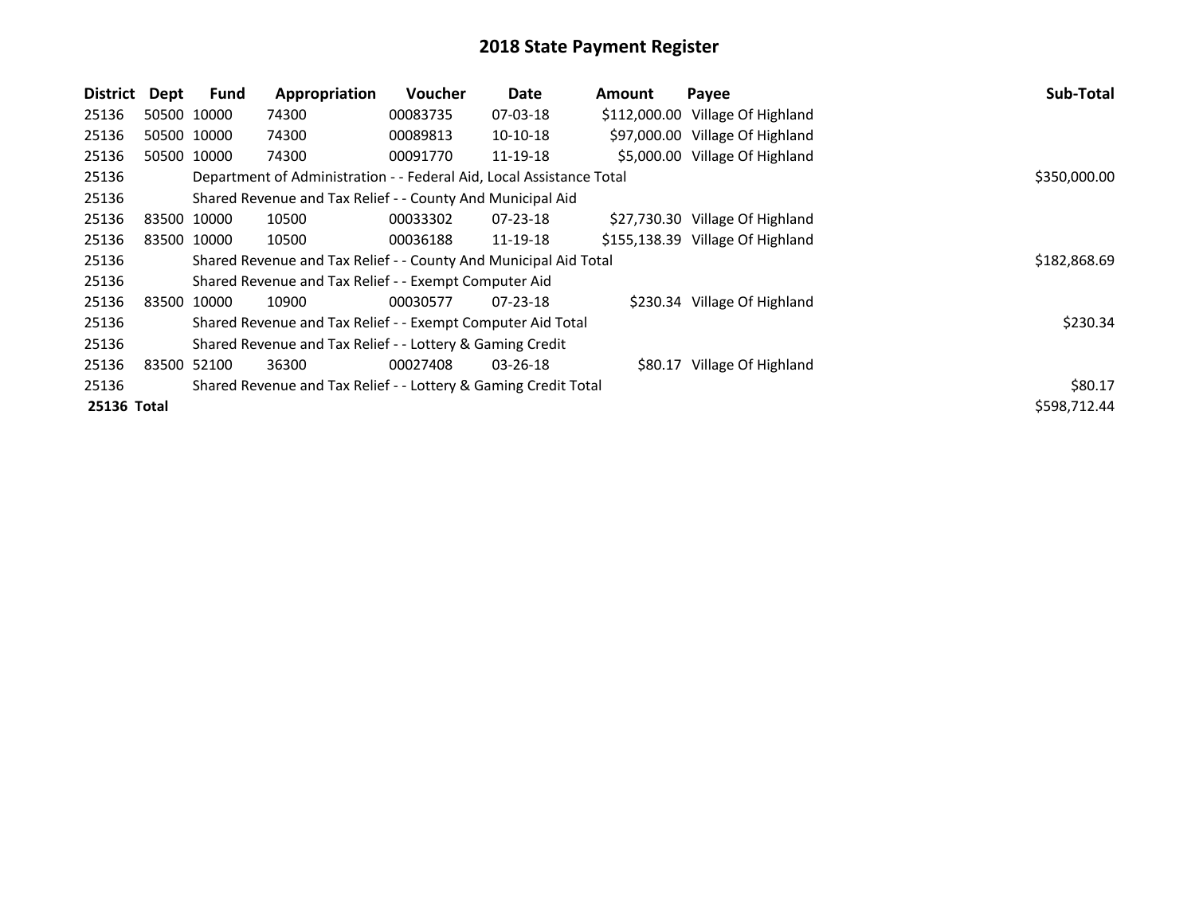# 2018 State Payment Register

| District | Dept | Fund | Appropriation | Voucher | Date | Amount | Payee | Sub-Total |
|---|---|---|---|---|---|---|---|---|
| 25136 | 50500 | 10000 | 74300 | 00083735 | 07-03-18 | $112,000.00 | Village Of Highland | |
| 25136 | 50500 | 10000 | 74300 | 00089813 | 10-10-18 | $97,000.00 | Village Of Highland | |
| 25136 | 50500 | 10000 | 74300 | 00091770 | 11-19-18 | $5,000.00 | Village Of Highland | |
| 25136 | | Department of Administration - - Federal Aid, Local Assistance Total | | | | | | $350,000.00 |
| 25136 | | Shared Revenue and Tax Relief - - County And Municipal Aid | | | | | | |
| 25136 | 83500 | 10000 | 10500 | 00033302 | 07-23-18 | $27,730.30 | Village Of Highland | |
| 25136 | 83500 | 10000 | 10500 | 00036188 | 11-19-18 | $155,138.39 | Village Of Highland | |
| 25136 | | Shared Revenue and Tax Relief - - County And Municipal Aid Total | | | | | | $182,868.69 |
| 25136 | | Shared Revenue and Tax Relief - - Exempt Computer Aid | | | | | | |
| 25136 | 83500 | 10000 | 10900 | 00030577 | 07-23-18 | $230.34 | Village Of Highland | |
| 25136 | | Shared Revenue and Tax Relief - - Exempt Computer Aid Total | | | | | | $230.34 |
| 25136 | | Shared Revenue and Tax Relief - - Lottery & Gaming Credit | | | | | | |
| 25136 | 83500 | 52100 | 36300 | 00027408 | 03-26-18 | $80.17 | Village Of Highland | |
| 25136 | | Shared Revenue and Tax Relief - - Lottery & Gaming Credit Total | | | | | | $80.17 |
| **25136** | **Total** | | | | | | | $598,712.44 |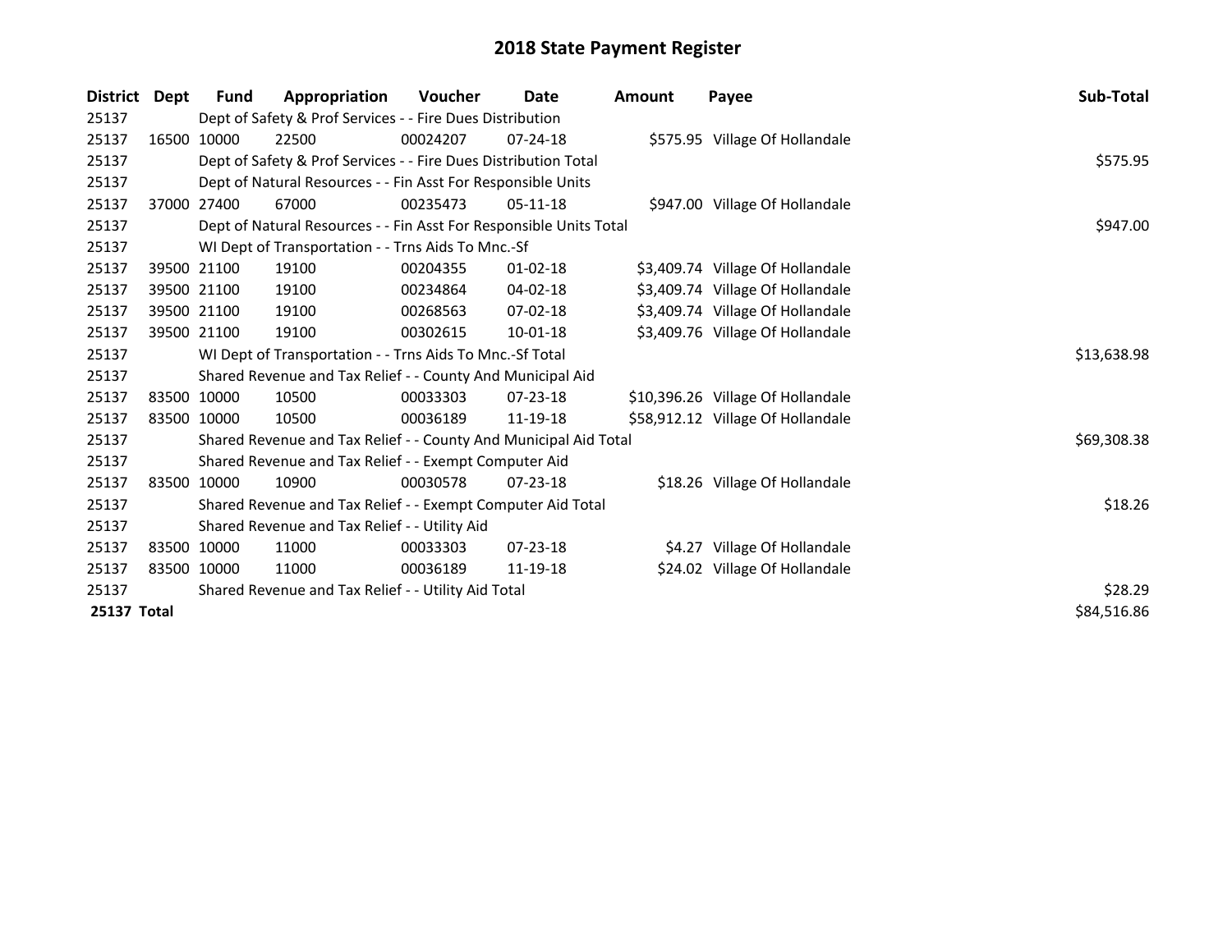# 2018 State Payment Register

| District | Dept | Fund | Appropriation | Voucher | Date | Amount | Payee | Sub-Total |
|---|---|---|---|---|---|---|---|---|
| 25137 | Dept of Safety & Prof Services - - Fire Dues Distribution | | | | | | | |
| 25137 | 16500 | 10000 | 22500 | 00024207 | 07-24-18 | $575.95 | Village Of Hollandale | |
| 25137 | Dept of Safety & Prof Services - - Fire Dues Distribution Total | | | | | | | $575.95 |
| 25137 | Dept of Natural Resources - - Fin Asst For Responsible Units | | | | | | | |
| 25137 | 37000 | 27400 | 67000 | 00235473 | 05-11-18 | $947.00 | Village Of Hollandale | |
| 25137 | Dept of Natural Resources - - Fin Asst For Responsible Units Total | | | | | | | $947.00 |
| 25137 | WI Dept of Transportation - - Trns Aids To Mnc.-Sf | | | | | | | |
| 25137 | 39500 | 21100 | 19100 | 00204355 | 01-02-18 | $3,409.74 | Village Of Hollandale | |
| 25137 | 39500 | 21100 | 19100 | 00234864 | 04-02-18 | $3,409.74 | Village Of Hollandale | |
| 25137 | 39500 | 21100 | 19100 | 00268563 | 07-02-18 | $3,409.74 | Village Of Hollandale | |
| 25137 | 39500 | 21100 | 19100 | 00302615 | 10-01-18 | $3,409.76 | Village Of Hollandale | |
| 25137 | WI Dept of Transportation - - Trns Aids To Mnc.-Sf Total | | | | | | | $13,638.98 |
| 25137 | Shared Revenue and Tax Relief - - County And Municipal Aid | | | | | | | |
| 25137 | 83500 | 10000 | 10500 | 00033303 | 07-23-18 | $10,396.26 | Village Of Hollandale | |
| 25137 | 83500 | 10000 | 10500 | 00036189 | 11-19-18 | $58,912.12 | Village Of Hollandale | |
| 25137 | Shared Revenue and Tax Relief - - County And Municipal Aid Total | | | | | | | $69,308.38 |
| 25137 | Shared Revenue and Tax Relief - - Exempt Computer Aid | | | | | | | |
| 25137 | 83500 | 10000 | 10900 | 00030578 | 07-23-18 | $18.26 | Village Of Hollandale | |
| 25137 | Shared Revenue and Tax Relief - - Exempt Computer Aid Total | | | | | | | $18.26 |
| 25137 | Shared Revenue and Tax Relief - - Utility Aid | | | | | | | |
| 25137 | 83500 | 10000 | 11000 | 00033303 | 07-23-18 | $4.27 | Village Of Hollandale | |
| 25137 | 83500 | 10000 | 11000 | 00036189 | 11-19-18 | $24.02 | Village Of Hollandale | |
| 25137 | Shared Revenue and Tax Relief - - Utility Aid Total | | | | | | | $28.29 |
| **25137 Total** | | | | | | | | $84,516.86 |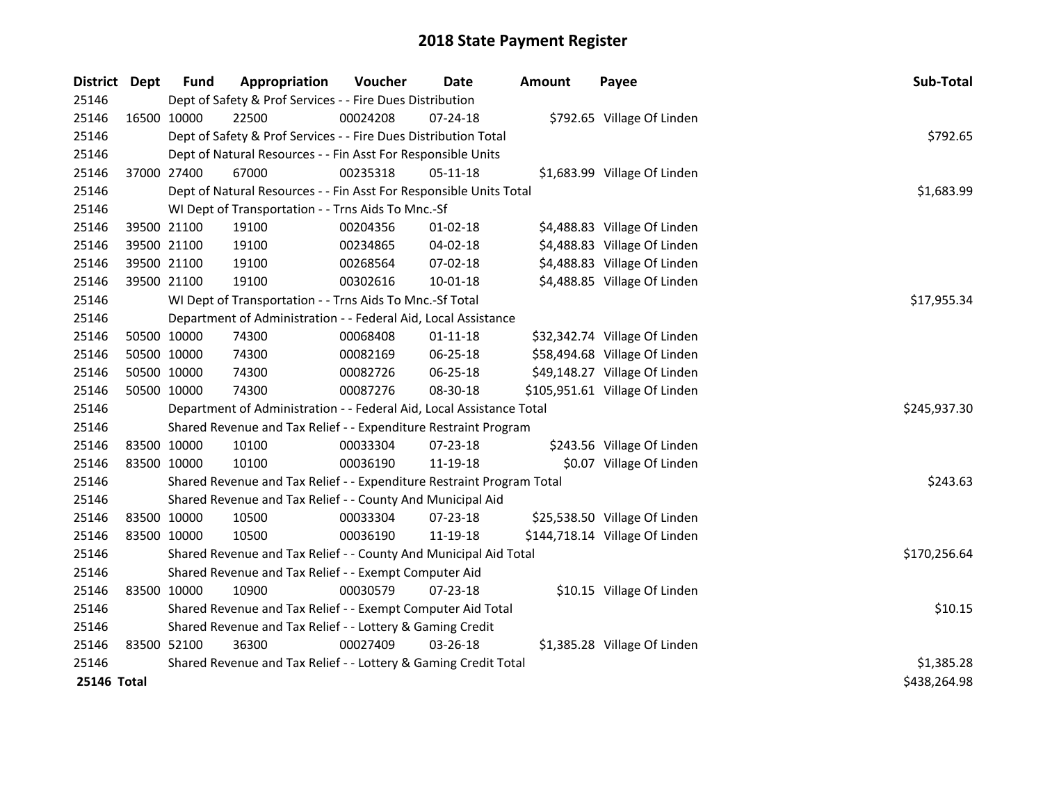# 2018 State Payment Register

| District | Dept | Fund | Appropriation | Voucher | Date | Amount | Payee | Sub-Total |
|---|---|---|---|---|---|---|---|---|
| 25146 | Dept of Safety & Prof Services - - Fire Dues Distribution | | | | | | | |
| 25146 | 16500 | 10000 | 22500 | 00024208 | 07-24-18 | $792.65 | Village Of Linden | |
| 25146 | Dept of Safety & Prof Services - - Fire Dues Distribution Total | | | | | | | $792.65 |
| 25146 | Dept of Natural Resources - - Fin Asst For Responsible Units | | | | | | | |
| 25146 | 37000 | 27400 | 67000 | 00235318 | 05-11-18 | $1,683.99 | Village Of Linden | |
| 25146 | Dept of Natural Resources - - Fin Asst For Responsible Units Total | | | | | | | $1,683.99 |
| 25146 | WI Dept of Transportation - - Trns Aids To Mnc.-Sf | | | | | | | |
| 25146 | 39500 | 21100 | 19100 | 00204356 | 01-02-18 | $4,488.83 | Village Of Linden | |
| 25146 | 39500 | 21100 | 19100 | 00234865 | 04-02-18 | $4,488.83 | Village Of Linden | |
| 25146 | 39500 | 21100 | 19100 | 00268564 | 07-02-18 | $4,488.83 | Village Of Linden | |
| 25146 | 39500 | 21100 | 19100 | 00302616 | 10-01-18 | $4,488.85 | Village Of Linden | |
| 25146 | WI Dept of Transportation - - Trns Aids To Mnc.-Sf Total | | | | | | | $17,955.34 |
| 25146 | Department of Administration - - Federal Aid, Local Assistance | | | | | | | |
| 25146 | 50500 | 10000 | 74300 | 00068408 | 01-11-18 | $32,342.74 | Village Of Linden | |
| 25146 | 50500 | 10000 | 74300 | 00082169 | 06-25-18 | $58,494.68 | Village Of Linden | |
| 25146 | 50500 | 10000 | 74300 | 00082726 | 06-25-18 | $49,148.27 | Village Of Linden | |
| 25146 | 50500 | 10000 | 74300 | 00087276 | 08-30-18 | $105,951.61 | Village Of Linden | |
| 25146 | Department of Administration - - Federal Aid, Local Assistance Total | | | | | | | $245,937.30 |
| 25146 | Shared Revenue and Tax Relief - - Expenditure Restraint Program | | | | | | | |
| 25146 | 83500 | 10000 | 10100 | 00033304 | 07-23-18 | $243.56 | Village Of Linden | |
| 25146 | 83500 | 10000 | 10100 | 00036190 | 11-19-18 | $0.07 | Village Of Linden | |
| 25146 | Shared Revenue and Tax Relief - - Expenditure Restraint Program Total | | | | | | | $243.63 |
| 25146 | Shared Revenue and Tax Relief - - County And Municipal Aid | | | | | | | |
| 25146 | 83500 | 10000 | 10500 | 00033304 | 07-23-18 | $25,538.50 | Village Of Linden | |
| 25146 | 83500 | 10000 | 10500 | 00036190 | 11-19-18 | $144,718.14 | Village Of Linden | |
| 25146 | Shared Revenue and Tax Relief - - County And Municipal Aid Total | | | | | | | $170,256.64 |
| 25146 | Shared Revenue and Tax Relief - - Exempt Computer Aid | | | | | | | |
| 25146 | 83500 | 10000 | 10900 | 00030579 | 07-23-18 | $10.15 | Village Of Linden | |
| 25146 | Shared Revenue and Tax Relief - - Exempt Computer Aid Total | | | | | | | $10.15 |
| 25146 | Shared Revenue and Tax Relief - - Lottery & Gaming Credit | | | | | | | |
| 25146 | 83500 | 52100 | 36300 | 00027409 | 03-26-18 | $1,385.28 | Village Of Linden | |
| 25146 | Shared Revenue and Tax Relief - - Lottery & Gaming Credit Total | | | | | | | $1,385.28 |
| **25146 Total** | | | | | | | | $438,264.98 |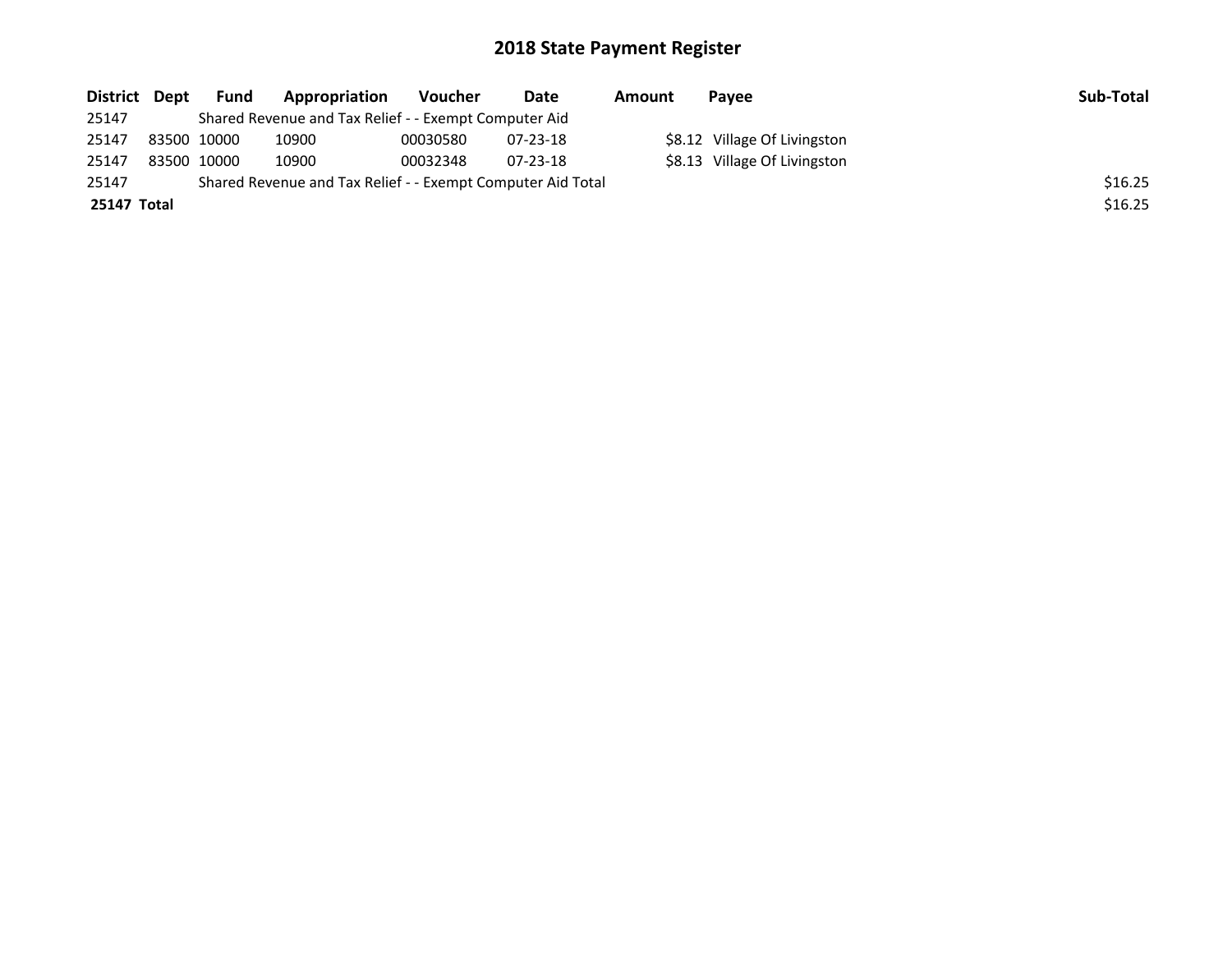# 2018 State Payment Register

| District | Dept | Fund | Appropriation | Voucher | Date | Amount | Payee | Sub-Total |
|---|---|---|---|---|---|---|---|---|
| 25147 | | Shared Revenue and Tax Relief - - Exempt Computer Aid | | | | | | |
| 25147 | 83500 | 10000 | 10900 | 00030580 | 07-23-18 | $8.12 | Village Of Livingston | |
| 25147 | 83500 | 10000 | 10900 | 00032348 | 07-23-18 | $8.13 | Village Of Livingston | |
| 25147 | | Shared Revenue and Tax Relief - - Exempt Computer Aid Total | | | | | | $16.25 |
| **25147 Total** | | | | | | | | $16.25 |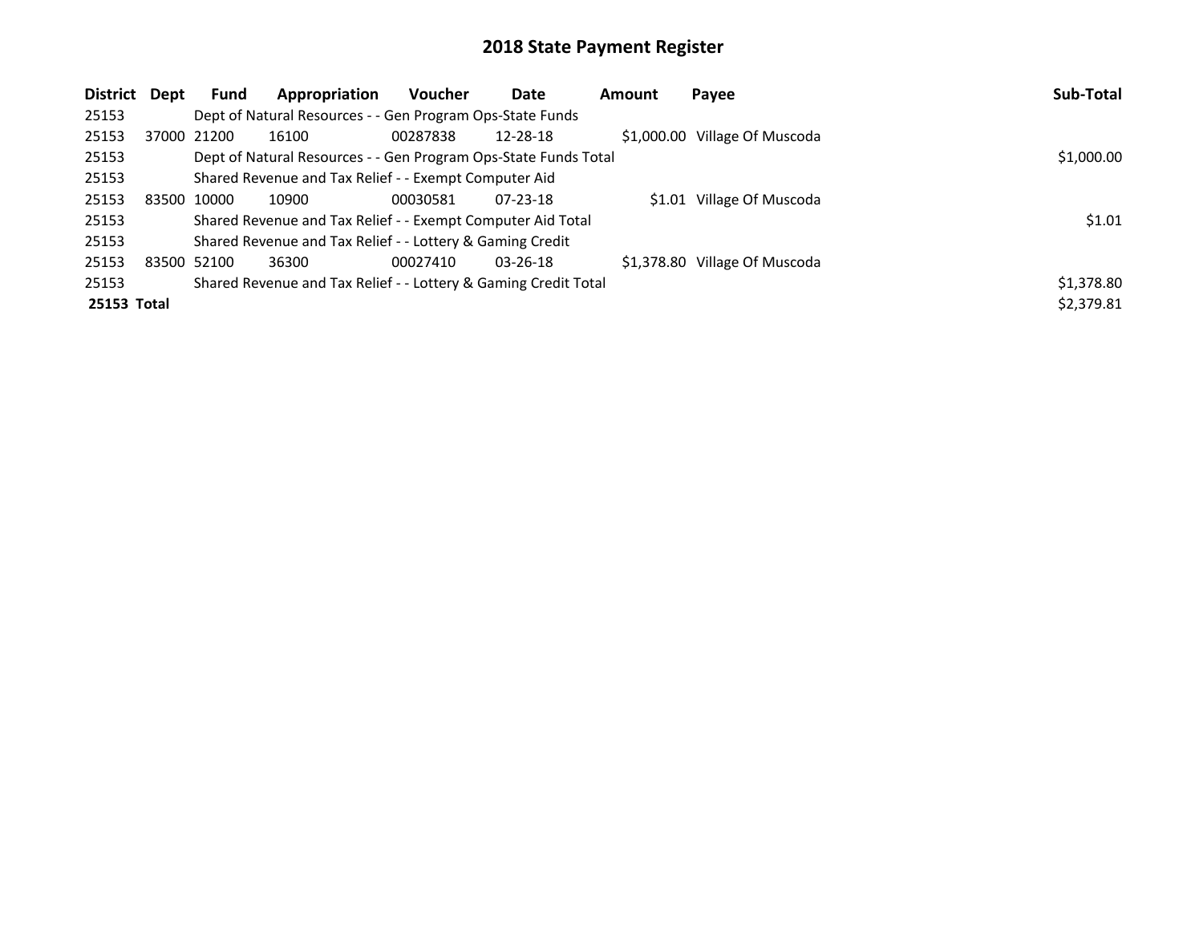# 2018 State Payment Register

| District | Dept | Fund | Appropriation | Voucher | Date | Amount | Payee | Sub-Total |
|---|---|---|---|---|---|---|---|---|
| 25153 | | Dept of Natural Resources - - Gen Program Ops-State Funds | | | | | | |
| 25153 | 37000 | 21200 | 16100 | 00287838 | 12-28-18 | $1,000.00 | Village Of Muscoda | |
| 25153 | | Dept of Natural Resources - - Gen Program Ops-State Funds Total | | | | | | $1,000.00 |
| 25153 | | Shared Revenue and Tax Relief - - Exempt Computer Aid | | | | | | |
| 25153 | 83500 | 10000 | 10900 | 00030581 | 07-23-18 | $1.01 | Village Of Muscoda | |
| 25153 | | Shared Revenue and Tax Relief - - Exempt Computer Aid Total | | | | | | $1.01 |
| 25153 | | Shared Revenue and Tax Relief - - Lottery & Gaming Credit | | | | | | |
| 25153 | 83500 | 52100 | 36300 | 00027410 | 03-26-18 | $1,378.80 | Village Of Muscoda | |
| 25153 | | Shared Revenue and Tax Relief - - Lottery & Gaming Credit Total | | | | | | $1,378.80 |
| **25153 Total** | | | | | | | | $2,379.81 |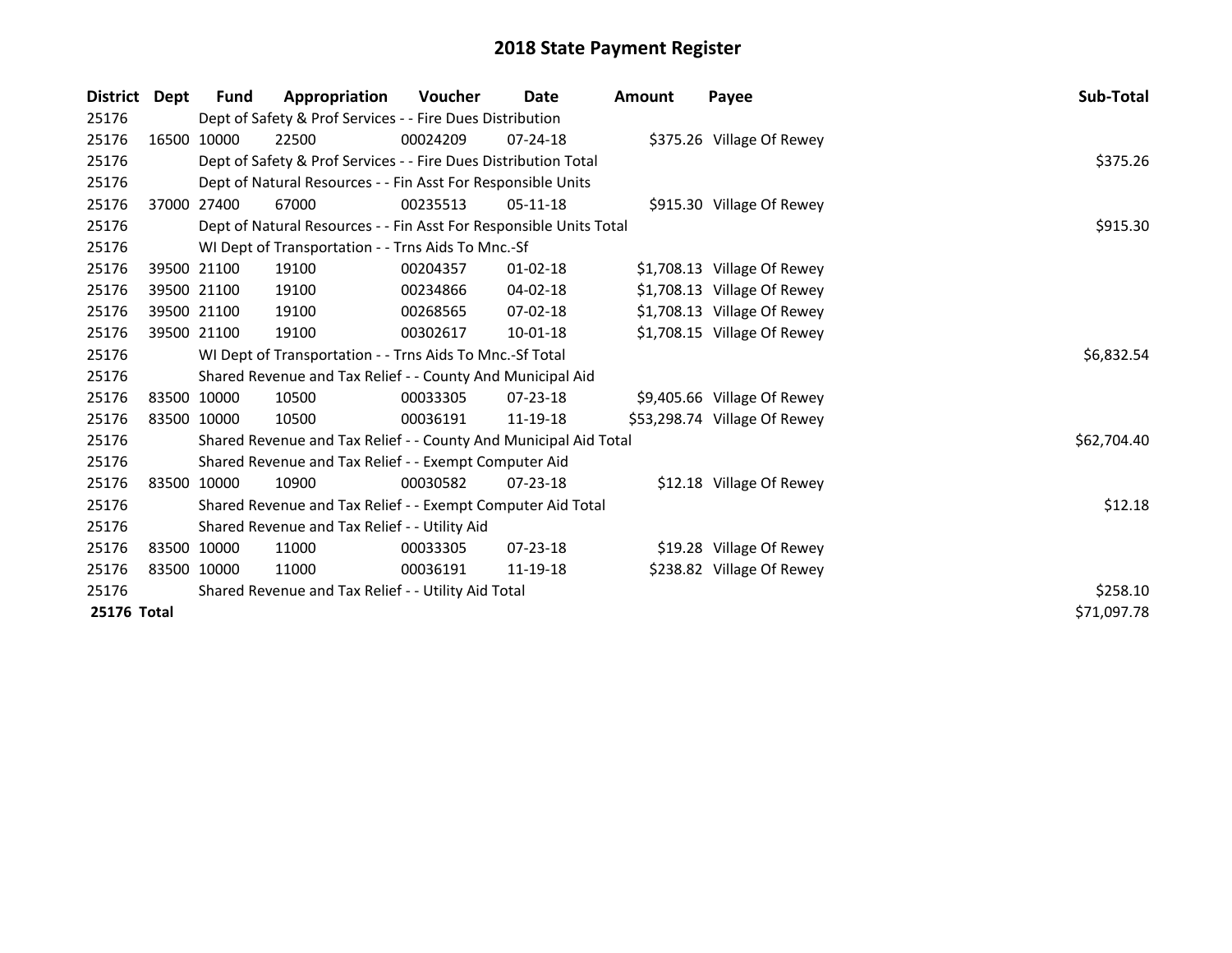# 2018 State Payment Register

| District | Dept | Fund | Appropriation | Voucher | Date | Amount | Payee | Sub-Total |
|---|---|---|---|---|---|---|---|---|
| 25176 | | Dept of Safety & Prof Services - - Fire Dues Distribution | | | | | | |
| 25176 | 16500 | 10000 | 22500 | 00024209 | 07-24-18 | $375.26 | Village Of Rewey | |
| 25176 | | Dept of Safety & Prof Services - - Fire Dues Distribution Total | | | | | | $375.26 |
| 25176 | | Dept of Natural Resources - - Fin Asst For Responsible Units | | | | | | |
| 25176 | 37000 | 27400 | 67000 | 00235513 | 05-11-18 | $915.30 | Village Of Rewey | |
| 25176 | | Dept of Natural Resources - - Fin Asst For Responsible Units Total | | | | | | $915.30 |
| 25176 | | WI Dept of Transportation - - Trns Aids To Mnc.-Sf | | | | | | |
| 25176 | 39500 | 21100 | 19100 | 00204357 | 01-02-18 | $1,708.13 | Village Of Rewey | |
| 25176 | 39500 | 21100 | 19100 | 00234866 | 04-02-18 | $1,708.13 | Village Of Rewey | |
| 25176 | 39500 | 21100 | 19100 | 00268565 | 07-02-18 | $1,708.13 | Village Of Rewey | |
| 25176 | 39500 | 21100 | 19100 | 00302617 | 10-01-18 | $1,708.15 | Village Of Rewey | |
| 25176 | | WI Dept of Transportation - - Trns Aids To Mnc.-Sf Total | | | | | | $6,832.54 |
| 25176 | | Shared Revenue and Tax Relief - - County And Municipal Aid | | | | | | |
| 25176 | 83500 | 10000 | 10500 | 00033305 | 07-23-18 | $9,405.66 | Village Of Rewey | |
| 25176 | 83500 | 10000 | 10500 | 00036191 | 11-19-18 | $53,298.74 | Village Of Rewey | |
| 25176 | | Shared Revenue and Tax Relief - - County And Municipal Aid Total | | | | | | $62,704.40 |
| 25176 | | Shared Revenue and Tax Relief - - Exempt Computer Aid | | | | | | |
| 25176 | 83500 | 10000 | 10900 | 00030582 | 07-23-18 | $12.18 | Village Of Rewey | |
| 25176 | | Shared Revenue and Tax Relief - - Exempt Computer Aid Total | | | | | | $12.18 |
| 25176 | | Shared Revenue and Tax Relief - - Utility Aid | | | | | | |
| 25176 | 83500 | 10000 | 11000 | 00033305 | 07-23-18 | $19.28 | Village Of Rewey | |
| 25176 | 83500 | 10000 | 11000 | 00036191 | 11-19-18 | $238.82 | Village Of Rewey | |
| 25176 | | Shared Revenue and Tax Relief - - Utility Aid Total | | | | | | $258.10 |
| **25176 Total** | | | | | | | | $71,097.78 |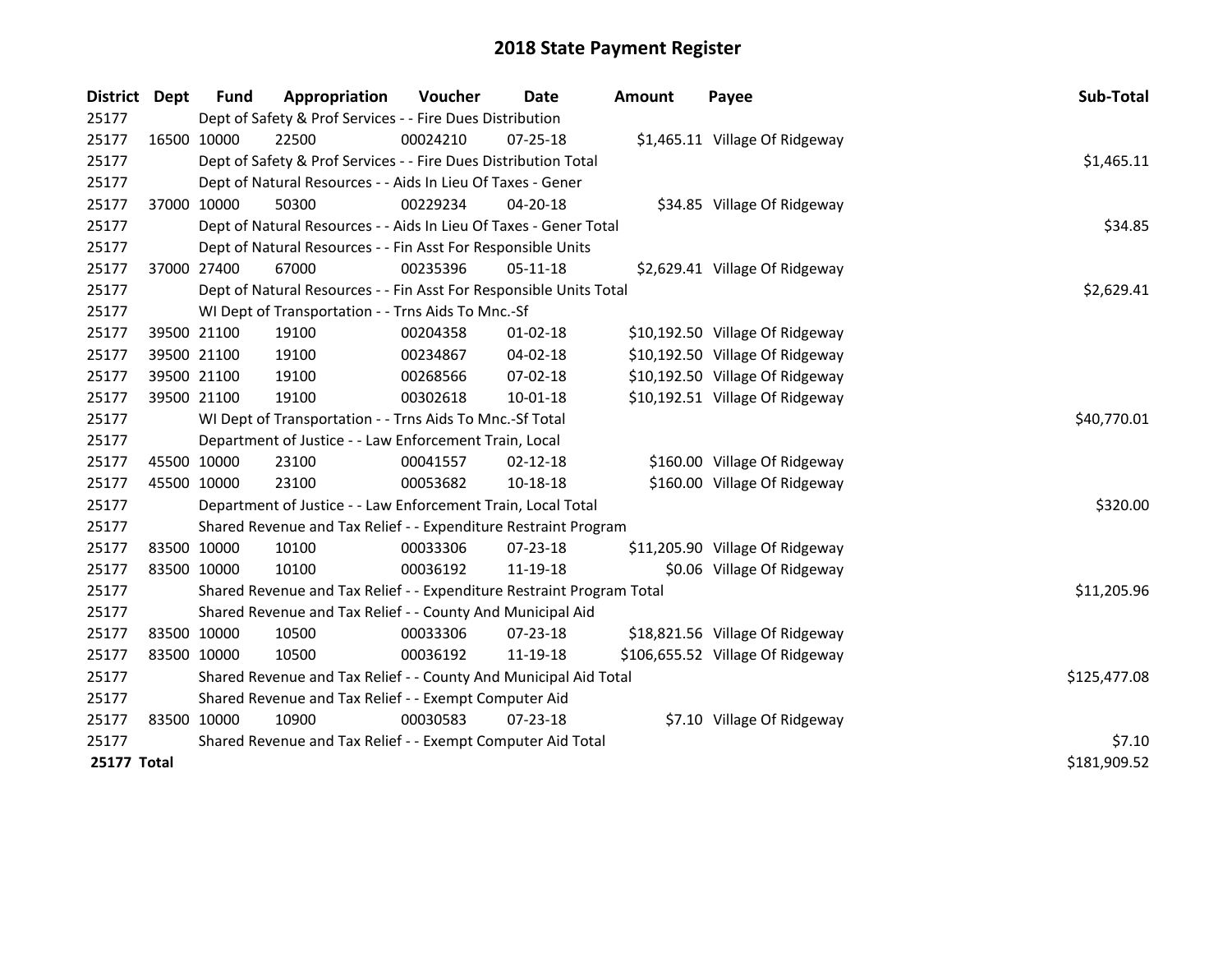# 2018 State Payment Register

| District | Dept | Fund | Appropriation | Voucher | Date | Amount | Payee | Sub-Total |
|---|---|---|---|---|---|---|---|---|
| 25177 | | Dept of Safety & Prof Services - - Fire Dues Distribution | | | | | | |
| 25177 | 16500 | 10000 | 22500 | 00024210 | 07-25-18 | $1,465.11 | Village Of Ridgeway | |
| 25177 | | Dept of Safety & Prof Services - - Fire Dues Distribution Total | | | | | | $1,465.11 |
| 25177 | | Dept of Natural Resources - - Aids In Lieu Of Taxes - Gener | | | | | | |
| 25177 | 37000 | 10000 | 50300 | 00229234 | 04-20-18 | $34.85 | Village Of Ridgeway | |
| 25177 | | Dept of Natural Resources - - Aids In Lieu Of Taxes - Gener Total | | | | | | $34.85 |
| 25177 | | Dept of Natural Resources - - Fin Asst For Responsible Units | | | | | | |
| 25177 | 37000 | 27400 | 67000 | 00235396 | 05-11-18 | $2,629.41 | Village Of Ridgeway | |
| 25177 | | Dept of Natural Resources - - Fin Asst For Responsible Units Total | | | | | | $2,629.41 |
| 25177 | | WI Dept of Transportation - - Trns Aids To Mnc.-Sf | | | | | | |
| 25177 | 39500 | 21100 | 19100 | 00204358 | 01-02-18 | $10,192.50 | Village Of Ridgeway | |
| 25177 | 39500 | 21100 | 19100 | 00234867 | 04-02-18 | $10,192.50 | Village Of Ridgeway | |
| 25177 | 39500 | 21100 | 19100 | 00268566 | 07-02-18 | $10,192.50 | Village Of Ridgeway | |
| 25177 | 39500 | 21100 | 19100 | 00302618 | 10-01-18 | $10,192.51 | Village Of Ridgeway | |
| 25177 | | WI Dept of Transportation - - Trns Aids To Mnc.-Sf Total | | | | | | $40,770.01 |
| 25177 | | Department of Justice - - Law Enforcement Train, Local | | | | | | |
| 25177 | 45500 | 10000 | 23100 | 00041557 | 02-12-18 | $160.00 | Village Of Ridgeway | |
| 25177 | 45500 | 10000 | 23100 | 00053682 | 10-18-18 | $160.00 | Village Of Ridgeway | |
| 25177 | | Department of Justice - - Law Enforcement Train, Local Total | | | | | | $320.00 |
| 25177 | | Shared Revenue and Tax Relief - - Expenditure Restraint Program | | | | | | |
| 25177 | 83500 | 10000 | 10100 | 00033306 | 07-23-18 | $11,205.90 | Village Of Ridgeway | |
| 25177 | 83500 | 10000 | 10100 | 00036192 | 11-19-18 | $0.06 | Village Of Ridgeway | |
| 25177 | | Shared Revenue and Tax Relief - - Expenditure Restraint Program Total | | | | | | $11,205.96 |
| 25177 | | Shared Revenue and Tax Relief - - County And Municipal Aid | | | | | | |
| 25177 | 83500 | 10000 | 10500 | 00033306 | 07-23-18 | $18,821.56 | Village Of Ridgeway | |
| 25177 | 83500 | 10000 | 10500 | 00036192 | 11-19-18 | $106,655.52 | Village Of Ridgeway | |
| 25177 | | Shared Revenue and Tax Relief - - County And Municipal Aid Total | | | | | | $125,477.08 |
| 25177 | | Shared Revenue and Tax Relief - - Exempt Computer Aid | | | | | | |
| 25177 | 83500 | 10000 | 10900 | 00030583 | 07-23-18 | $7.10 | Village Of Ridgeway | |
| 25177 | | Shared Revenue and Tax Relief - - Exempt Computer Aid Total | | | | | | $7.10 |
| **25177 Total** | | | | | | | | $181,909.52 |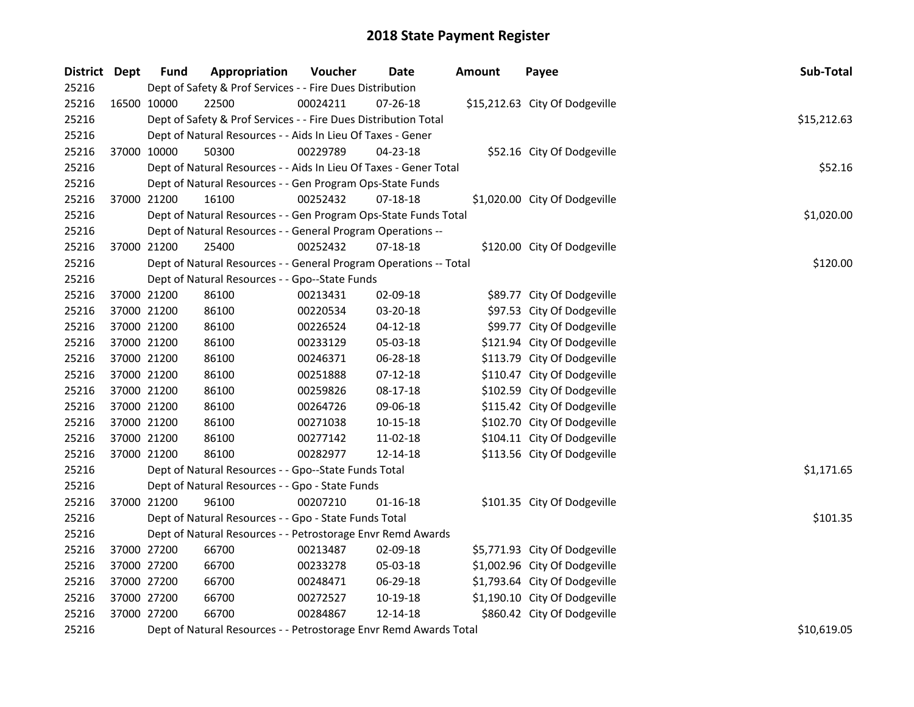# 2018 State Payment Register

| District | Dept | Fund | Appropriation | Voucher | Date | Amount | Payee | Sub-Total |
|---|---|---|---|---|---|---|---|---|
| 25216 | | Dept of Safety & Prof Services - - Fire Dues Distribution | | | | | | |
| 25216 | 16500 | 10000 | 22500 | 00024211 | 07-26-18 | $15,212.63 | City Of Dodgeville | |
| 25216 | | Dept of Safety & Prof Services - - Fire Dues Distribution Total | | | | | | $15,212.63 |
| 25216 | | Dept of Natural Resources - - Aids In Lieu Of Taxes - Gener | | | | | | |
| 25216 | 37000 | 10000 | 50300 | 00229789 | 04-23-18 | $52.16 | City Of Dodgeville | |
| 25216 | | Dept of Natural Resources - - Aids In Lieu Of Taxes - Gener Total | | | | | | $52.16 |
| 25216 | | Dept of Natural Resources - - Gen Program Ops-State Funds | | | | | | |
| 25216 | 37000 | 21200 | 16100 | 00252432 | 07-18-18 | $1,020.00 | City Of Dodgeville | |
| 25216 | | Dept of Natural Resources - - Gen Program Ops-State Funds Total | | | | | | $1,020.00 |
| 25216 | | Dept of Natural Resources - - General Program Operations -- | | | | | | |
| 25216 | 37000 | 21200 | 25400 | 00252432 | 07-18-18 | $120.00 | City Of Dodgeville | |
| 25216 | | Dept of Natural Resources - - General Program Operations -- Total | | | | | | $120.00 |
| 25216 | | Dept of Natural Resources - - Gpo--State Funds | | | | | | |
| 25216 | 37000 | 21200 | 86100 | 00213431 | 02-09-18 | $89.77 | City Of Dodgeville | |
| 25216 | 37000 | 21200 | 86100 | 00220534 | 03-20-18 | $97.53 | City Of Dodgeville | |
| 25216 | 37000 | 21200 | 86100 | 00226524 | 04-12-18 | $99.77 | City Of Dodgeville | |
| 25216 | 37000 | 21200 | 86100 | 00233129 | 05-03-18 | $121.94 | City Of Dodgeville | |
| 25216 | 37000 | 21200 | 86100 | 00246371 | 06-28-18 | $113.79 | City Of Dodgeville | |
| 25216 | 37000 | 21200 | 86100 | 00251888 | 07-12-18 | $110.47 | City Of Dodgeville | |
| 25216 | 37000 | 21200 | 86100 | 00259826 | 08-17-18 | $102.59 | City Of Dodgeville | |
| 25216 | 37000 | 21200 | 86100 | 00264726 | 09-06-18 | $115.42 | City Of Dodgeville | |
| 25216 | 37000 | 21200 | 86100 | 00271038 | 10-15-18 | $102.70 | City Of Dodgeville | |
| 25216 | 37000 | 21200 | 86100 | 00277142 | 11-02-18 | $104.11 | City Of Dodgeville | |
| 25216 | 37000 | 21200 | 86100 | 00282977 | 12-14-18 | $113.56 | City Of Dodgeville | |
| 25216 | | Dept of Natural Resources - - Gpo--State Funds Total | | | | | | $1,171.65 |
| 25216 | | Dept of Natural Resources - - Gpo - State Funds | | | | | | |
| 25216 | 37000 | 21200 | 96100 | 00207210 | 01-16-18 | $101.35 | City Of Dodgeville | |
| 25216 | | Dept of Natural Resources - - Gpo - State Funds Total | | | | | | $101.35 |
| 25216 | | Dept of Natural Resources - - Petrostorage Envr Remd Awards | | | | | | |
| 25216 | 37000 | 27200 | 66700 | 00213487 | 02-09-18 | $5,771.93 | City Of Dodgeville | |
| 25216 | 37000 | 27200 | 66700 | 00233278 | 05-03-18 | $1,002.96 | City Of Dodgeville | |
| 25216 | 37000 | 27200 | 66700 | 00248471 | 06-29-18 | $1,793.64 | City Of Dodgeville | |
| 25216 | 37000 | 27200 | 66700 | 00272527 | 10-19-18 | $1,190.10 | City Of Dodgeville | |
| 25216 | 37000 | 27200 | 66700 | 00284867 | 12-14-18 | $860.42 | City Of Dodgeville | |
| 25216 | | Dept of Natural Resources - - Petrostorage Envr Remd Awards Total | | | | | | $10,619.05 |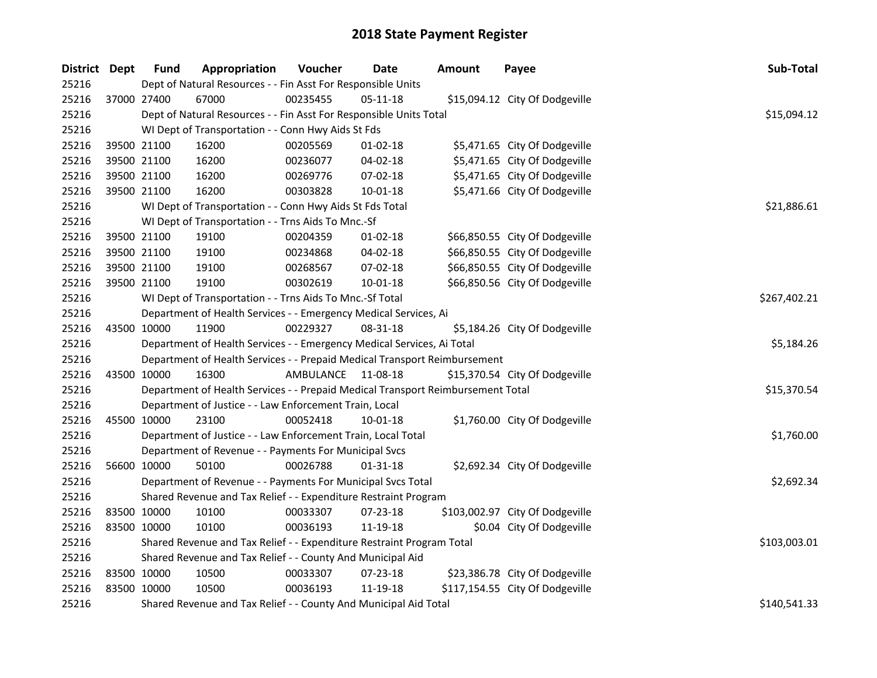# 2018 State Payment Register

| District | Dept | Fund | Appropriation | Voucher | Date | Amount | Payee | Sub-Total |
|---|---|---|---|---|---|---|---|---|
| 25216 | Dept of Natural Resources - - Fin Asst For Responsible Units | | | | | | | |
| 25216 | 37000 | 27400 | 67000 | 00235455 | 05-11-18 | $15,094.12 | City Of Dodgeville | |
| 25216 | Dept of Natural Resources - - Fin Asst For Responsible Units Total | | | | | | | $15,094.12 |
| 25216 | WI Dept of Transportation - - Conn Hwy Aids St Fds | | | | | | | |
| 25216 | 39500 | 21100 | 16200 | 00205569 | 01-02-18 | $5,471.65 | City Of Dodgeville | |
| 25216 | 39500 | 21100 | 16200 | 00236077 | 04-02-18 | $5,471.65 | City Of Dodgeville | |
| 25216 | 39500 | 21100 | 16200 | 00269776 | 07-02-18 | $5,471.65 | City Of Dodgeville | |
| 25216 | 39500 | 21100 | 16200 | 00303828 | 10-01-18 | $5,471.66 | City Of Dodgeville | |
| 25216 | WI Dept of Transportation - - Conn Hwy Aids St Fds Total | | | | | | | $21,886.61 |
| 25216 | WI Dept of Transportation - - Trns Aids To Mnc.-Sf | | | | | | | |
| 25216 | 39500 | 21100 | 19100 | 00204359 | 01-02-18 | $66,850.55 | City Of Dodgeville | |
| 25216 | 39500 | 21100 | 19100 | 00234868 | 04-02-18 | $66,850.55 | City Of Dodgeville | |
| 25216 | 39500 | 21100 | 19100 | 00268567 | 07-02-18 | $66,850.55 | City Of Dodgeville | |
| 25216 | 39500 | 21100 | 19100 | 00302619 | 10-01-18 | $66,850.56 | City Of Dodgeville | |
| 25216 | WI Dept of Transportation - - Trns Aids To Mnc.-Sf Total | | | | | | | $267,402.21 |
| 25216 | Department of Health Services - - Emergency Medical Services, Ai | | | | | | | |
| 25216 | 43500 | 10000 | 11900 | 00229327 | 08-31-18 | $5,184.26 | City Of Dodgeville | |
| 25216 | Department of Health Services - - Emergency Medical Services, Ai Total | | | | | | | $5,184.26 |
| 25216 | Department of Health Services - - Prepaid Medical Transport Reimbursement | | | | | | | |
| 25216 | 43500 | 10000 | 16300 | AMBULANCE | 11-08-18 | $15,370.54 | City Of Dodgeville | |
| 25216 | Department of Health Services - - Prepaid Medical Transport Reimbursement Total | | | | | | | $15,370.54 |
| 25216 | Department of Justice - - Law Enforcement Train, Local | | | | | | | |
| 25216 | 45500 | 10000 | 23100 | 00052418 | 10-01-18 | $1,760.00 | City Of Dodgeville | |
| 25216 | Department of Justice - - Law Enforcement Train, Local Total | | | | | | | $1,760.00 |
| 25216 | Department of Revenue - - Payments For Municipal Svcs | | | | | | | |
| 25216 | 56600 | 10000 | 50100 | 00026788 | 01-31-18 | $2,692.34 | City Of Dodgeville | |
| 25216 | Department of Revenue - - Payments For Municipal Svcs Total | | | | | | | $2,692.34 |
| 25216 | Shared Revenue and Tax Relief - - Expenditure Restraint Program | | | | | | | |
| 25216 | 83500 | 10000 | 10100 | 00033307 | 07-23-18 | $103,002.97 | City Of Dodgeville | |
| 25216 | 83500 | 10000 | 10100 | 00036193 | 11-19-18 | $0.04 | City Of Dodgeville | |
| 25216 | Shared Revenue and Tax Relief - - Expenditure Restraint Program Total | | | | | | | $103,003.01 |
| 25216 | Shared Revenue and Tax Relief - - County And Municipal Aid | | | | | | | |
| 25216 | 83500 | 10000 | 10500 | 00033307 | 07-23-18 | $23,386.78 | City Of Dodgeville | |
| 25216 | 83500 | 10000 | 10500 | 00036193 | 11-19-18 | $117,154.55 | City Of Dodgeville | |
| 25216 | Shared Revenue and Tax Relief - - County And Municipal Aid Total | | | | | | | $140,541.33 |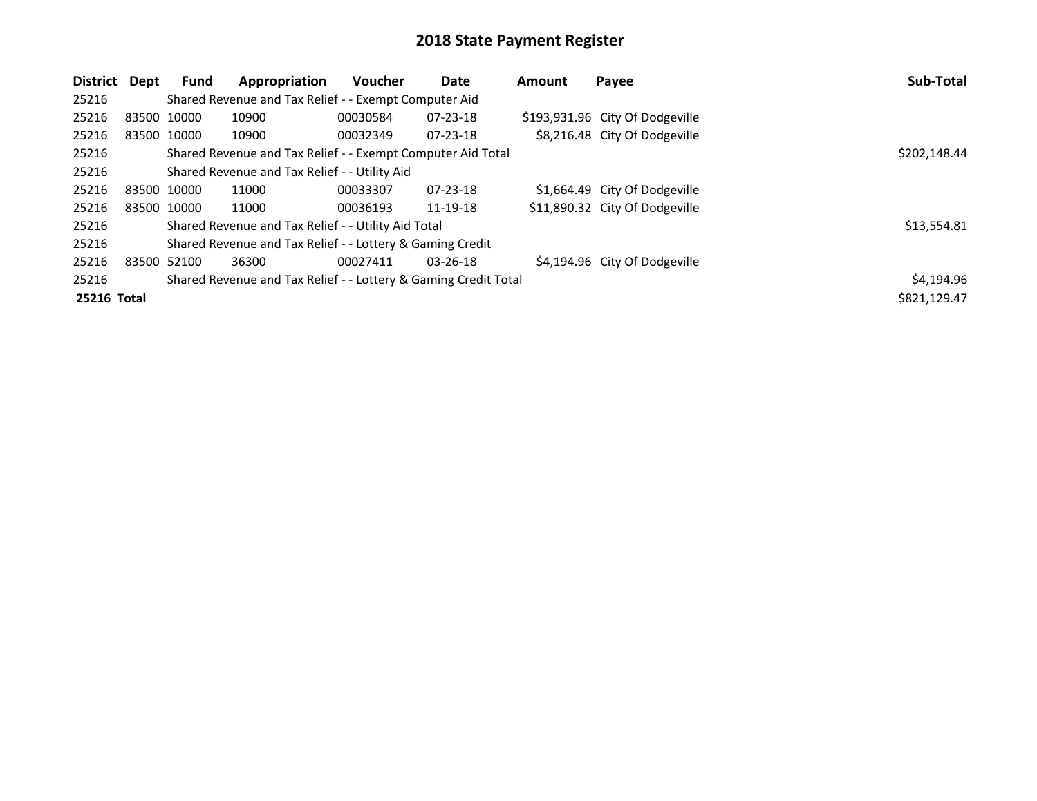# 2018 State Payment Register

| District | Dept | Fund | Appropriation | Voucher | Date | Amount | Payee | Sub-Total |
|---|---|---|---|---|---|---|---|---|
| 25216 | | Shared Revenue and Tax Relief - - Exempt Computer Aid | | | | | | |
| 25216 | 83500 | 10000 | 10900 | 00030584 | 07-23-18 | $193,931.96 | City Of Dodgeville | |
| 25216 | 83500 | 10000 | 10900 | 00032349 | 07-23-18 | $8,216.48 | City Of Dodgeville | |
| 25216 | | Shared Revenue and Tax Relief - - Exempt Computer Aid Total | | | | | | $202,148.44 |
| 25216 | | Shared Revenue and Tax Relief - - Utility Aid | | | | | | |
| 25216 | 83500 | 10000 | 11000 | 00033307 | 07-23-18 | $1,664.49 | City Of Dodgeville | |
| 25216 | 83500 | 10000 | 11000 | 00036193 | 11-19-18 | $11,890.32 | City Of Dodgeville | |
| 25216 | | Shared Revenue and Tax Relief - - Utility Aid Total | | | | | | $13,554.81 |
| 25216 | | Shared Revenue and Tax Relief - - Lottery & Gaming Credit | | | | | | |
| 25216 | 83500 | 52100 | 36300 | 00027411 | 03-26-18 | $4,194.96 | City Of Dodgeville | |
| 25216 | | Shared Revenue and Tax Relief - - Lottery & Gaming Credit Total | | | | | | $4,194.96 |
| **25216 Total** | | | | | | | | $821,129.47 |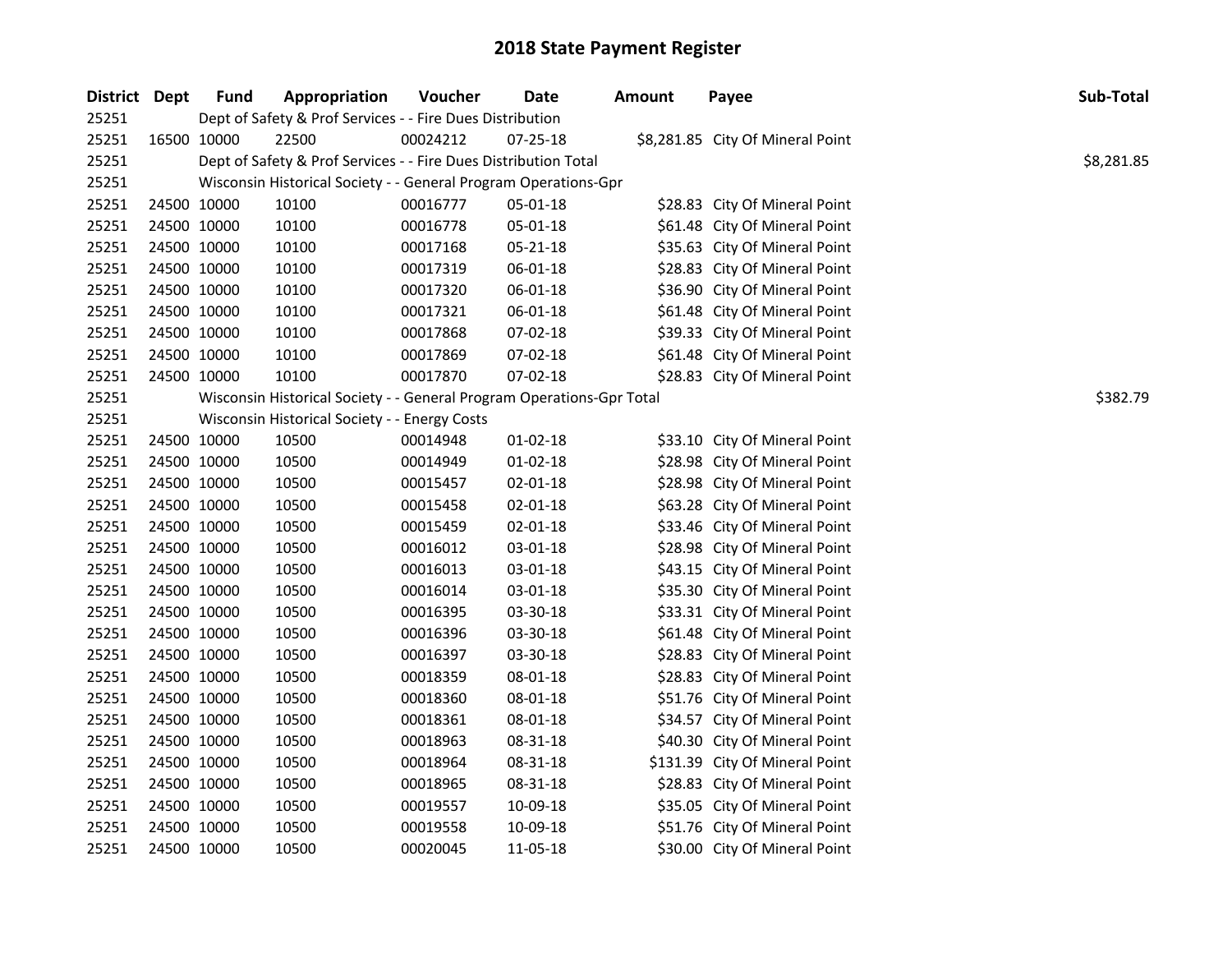# 2018 State Payment Register

| District | Dept | Fund | Appropriation | Voucher | Date | Amount | Payee | Sub-Total |
|---|---|---|---|---|---|---|---|---|
| 25251 | | Dept of Safety & Prof Services - - Fire Dues Distribution | | | | | | |
| 25251 | 16500 | 10000 | 22500 | 00024212 | 07-25-18 | $8,281.85 | City Of Mineral Point | |
| 25251 | | Dept of Safety & Prof Services - - Fire Dues Distribution Total | | | | | | $8,281.85 |
| 25251 | | Wisconsin Historical Society - - General Program Operations-Gpr | | | | | | |
| 25251 | 24500 | 10000 | 10100 | 00016777 | 05-01-18 | $28.83 | City Of Mineral Point | |
| 25251 | 24500 | 10000 | 10100 | 00016778 | 05-01-18 | $61.48 | City Of Mineral Point | |
| 25251 | 24500 | 10000 | 10100 | 00017168 | 05-21-18 | $35.63 | City Of Mineral Point | |
| 25251 | 24500 | 10000 | 10100 | 00017319 | 06-01-18 | $28.83 | City Of Mineral Point | |
| 25251 | 24500 | 10000 | 10100 | 00017320 | 06-01-18 | $36.90 | City Of Mineral Point | |
| 25251 | 24500 | 10000 | 10100 | 00017321 | 06-01-18 | $61.48 | City Of Mineral Point | |
| 25251 | 24500 | 10000 | 10100 | 00017868 | 07-02-18 | $39.33 | City Of Mineral Point | |
| 25251 | 24500 | 10000 | 10100 | 00017869 | 07-02-18 | $61.48 | City Of Mineral Point | |
| 25251 | 24500 | 10000 | 10100 | 00017870 | 07-02-18 | $28.83 | City Of Mineral Point | |
| 25251 | | Wisconsin Historical Society - - General Program Operations-Gpr Total | | | | | | $382.79 |
| 25251 | | Wisconsin Historical Society - - Energy Costs | | | | | | |
| 25251 | 24500 | 10000 | 10500 | 00014948 | 01-02-18 | $33.10 | City Of Mineral Point | |
| 25251 | 24500 | 10000 | 10500 | 00014949 | 01-02-18 | $28.98 | City Of Mineral Point | |
| 25251 | 24500 | 10000 | 10500 | 00015457 | 02-01-18 | $28.98 | City Of Mineral Point | |
| 25251 | 24500 | 10000 | 10500 | 00015458 | 02-01-18 | $63.28 | City Of Mineral Point | |
| 25251 | 24500 | 10000 | 10500 | 00015459 | 02-01-18 | $33.46 | City Of Mineral Point | |
| 25251 | 24500 | 10000 | 10500 | 00016012 | 03-01-18 | $28.98 | City Of Mineral Point | |
| 25251 | 24500 | 10000 | 10500 | 00016013 | 03-01-18 | $43.15 | City Of Mineral Point | |
| 25251 | 24500 | 10000 | 10500 | 00016014 | 03-01-18 | $35.30 | City Of Mineral Point | |
| 25251 | 24500 | 10000 | 10500 | 00016395 | 03-30-18 | $33.31 | City Of Mineral Point | |
| 25251 | 24500 | 10000 | 10500 | 00016396 | 03-30-18 | $61.48 | City Of Mineral Point | |
| 25251 | 24500 | 10000 | 10500 | 00016397 | 03-30-18 | $28.83 | City Of Mineral Point | |
| 25251 | 24500 | 10000 | 10500 | 00018359 | 08-01-18 | $28.83 | City Of Mineral Point | |
| 25251 | 24500 | 10000 | 10500 | 00018360 | 08-01-18 | $51.76 | City Of Mineral Point | |
| 25251 | 24500 | 10000 | 10500 | 00018361 | 08-01-18 | $34.57 | City Of Mineral Point | |
| 25251 | 24500 | 10000 | 10500 | 00018963 | 08-31-18 | $40.30 | City Of Mineral Point | |
| 25251 | 24500 | 10000 | 10500 | 00018964 | 08-31-18 | $131.39 | City Of Mineral Point | |
| 25251 | 24500 | 10000 | 10500 | 00018965 | 08-31-18 | $28.83 | City Of Mineral Point | |
| 25251 | 24500 | 10000 | 10500 | 00019557 | 10-09-18 | $35.05 | City Of Mineral Point | |
| 25251 | 24500 | 10000 | 10500 | 00019558 | 10-09-18 | $51.76 | City Of Mineral Point | |
| 25251 | 24500 | 10000 | 10500 | 00020045 | 11-05-18 | $30.00 | City Of Mineral Point | |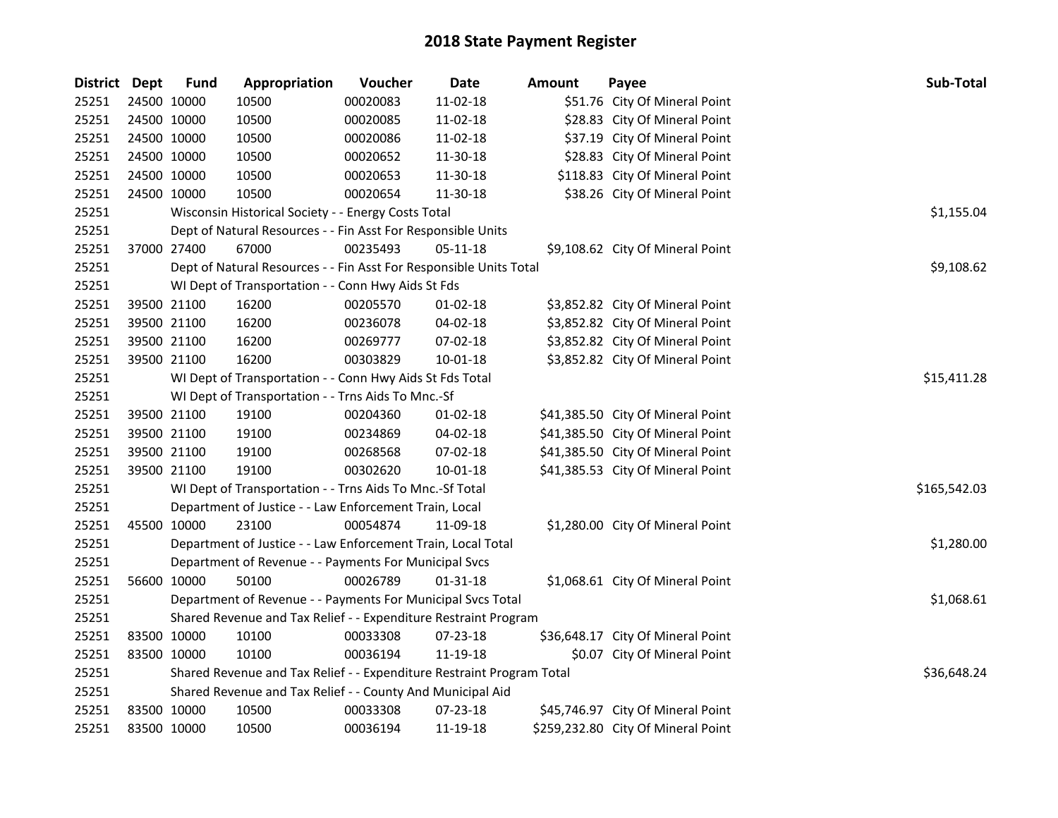# 2018 State Payment Register

| District | Dept | Fund | Appropriation | Voucher | Date | Amount | Payee | Sub-Total |
|---|---|---|---|---|---|---|---|---|
| 25251 | 24500 | 10000 | 10500 | 00020083 | 11-02-18 | $51.76 | City Of Mineral Point | |
| 25251 | 24500 | 10000 | 10500 | 00020085 | 11-02-18 | $28.83 | City Of Mineral Point | |
| 25251 | 24500 | 10000 | 10500 | 00020086 | 11-02-18 | $37.19 | City Of Mineral Point | |
| 25251 | 24500 | 10000 | 10500 | 00020652 | 11-30-18 | $28.83 | City Of Mineral Point | |
| 25251 | 24500 | 10000 | 10500 | 00020653 | 11-30-18 | $118.83 | City Of Mineral Point | |
| 25251 | 24500 | 10000 | 10500 | 00020654 | 11-30-18 | $38.26 | City Of Mineral Point | |
| 25251 | | | Wisconsin Historical Society - - Energy Costs Total | | | | | $1,155.04 |
| 25251 | | | Dept of Natural Resources - - Fin Asst For Responsible Units | | | | | |
| 25251 | 37000 | 27400 | 67000 | 00235493 | 05-11-18 | $9,108.62 | City Of Mineral Point | |
| 25251 | | | Dept of Natural Resources - - Fin Asst For Responsible Units Total | | | | | $9,108.62 |
| 25251 | | | WI Dept of Transportation - - Conn Hwy Aids St Fds | | | | | |
| 25251 | 39500 | 21100 | 16200 | 00205570 | 01-02-18 | $3,852.82 | City Of Mineral Point | |
| 25251 | 39500 | 21100 | 16200 | 00236078 | 04-02-18 | $3,852.82 | City Of Mineral Point | |
| 25251 | 39500 | 21100 | 16200 | 00269777 | 07-02-18 | $3,852.82 | City Of Mineral Point | |
| 25251 | 39500 | 21100 | 16200 | 00303829 | 10-01-18 | $3,852.82 | City Of Mineral Point | |
| 25251 | | | WI Dept of Transportation - - Conn Hwy Aids St Fds Total | | | | | $15,411.28 |
| 25251 | | | WI Dept of Transportation - - Trns Aids To Mnc.-Sf | | | | | |
| 25251 | 39500 | 21100 | 19100 | 00204360 | 01-02-18 | $41,385.50 | City Of Mineral Point | |
| 25251 | 39500 | 21100 | 19100 | 00234869 | 04-02-18 | $41,385.50 | City Of Mineral Point | |
| 25251 | 39500 | 21100 | 19100 | 00268568 | 07-02-18 | $41,385.50 | City Of Mineral Point | |
| 25251 | 39500 | 21100 | 19100 | 00302620 | 10-01-18 | $41,385.53 | City Of Mineral Point | |
| 25251 | | | WI Dept of Transportation - - Trns Aids To Mnc.-Sf Total | | | | | $165,542.03 |
| 25251 | | | Department of Justice - - Law Enforcement Train, Local | | | | | |
| 25251 | 45500 | 10000 | 23100 | 00054874 | 11-09-18 | $1,280.00 | City Of Mineral Point | |
| 25251 | | | Department of Justice - - Law Enforcement Train, Local Total | | | | | $1,280.00 |
| 25251 | | | Department of Revenue - - Payments For Municipal Svcs | | | | | |
| 25251 | 56600 | 10000 | 50100 | 00026789 | 01-31-18 | $1,068.61 | City Of Mineral Point | |
| 25251 | | | Department of Revenue - - Payments For Municipal Svcs Total | | | | | $1,068.61 |
| 25251 | | | Shared Revenue and Tax Relief - - Expenditure Restraint Program | | | | | |
| 25251 | 83500 | 10000 | 10100 | 00033308 | 07-23-18 | $36,648.17 | City Of Mineral Point | |
| 25251 | 83500 | 10000 | 10100 | 00036194 | 11-19-18 | $0.07 | City Of Mineral Point | |
| 25251 | | | Shared Revenue and Tax Relief - - Expenditure Restraint Program Total | | | | | $36,648.24 |
| 25251 | | | Shared Revenue and Tax Relief - - County And Municipal Aid | | | | | |
| 25251 | 83500 | 10000 | 10500 | 00033308 | 07-23-18 | $45,746.97 | City Of Mineral Point | |
| 25251 | 83500 | 10000 | 10500 | 00036194 | 11-19-18 | $259,232.80 | City Of Mineral Point | |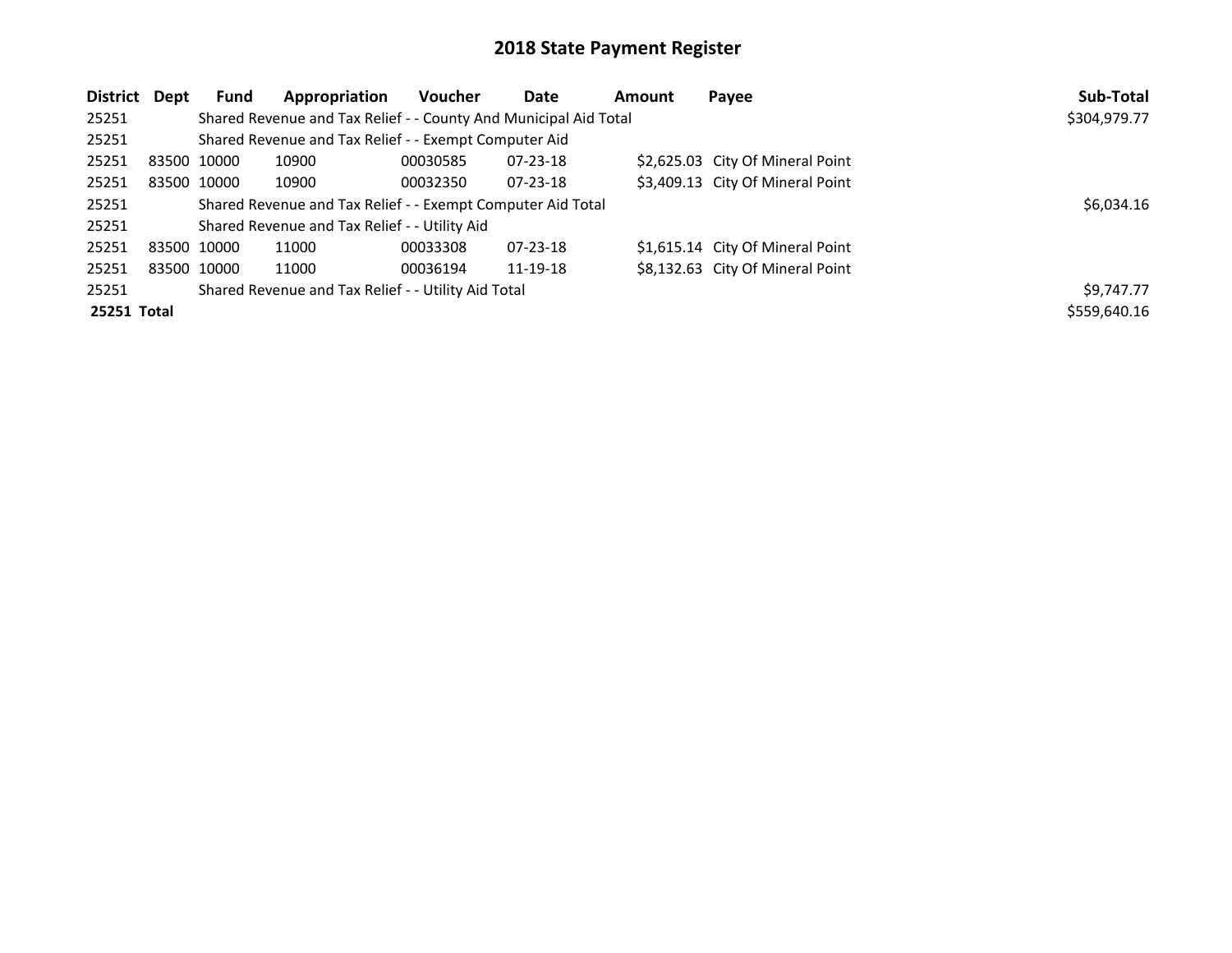# 2018 State Payment Register

| District | Dept | Fund | Appropriation | Voucher | Date | Amount | Payee | Sub-Total |
|---|---|---|---|---|---|---|---|---|
| 25251 | | Shared Revenue and Tax Relief - - County And Municipal Aid Total | | | | | | $304,979.77 |
| 25251 | | Shared Revenue and Tax Relief - - Exempt Computer Aid | | | | | | |
| 25251 | 83500 | 10000 | 10900 | 00030585 | 07-23-18 | $2,625.03 | City Of Mineral Point | |
| 25251 | 83500 | 10000 | 10900 | 00032350 | 07-23-18 | $3,409.13 | City Of Mineral Point | |
| 25251 | | Shared Revenue and Tax Relief - - Exempt Computer Aid Total | | | | | | $6,034.16 |
| 25251 | | Shared Revenue and Tax Relief - - Utility Aid | | | | | | |
| 25251 | 83500 | 10000 | 11000 | 00033308 | 07-23-18 | $1,615.14 | City Of Mineral Point | |
| 25251 | 83500 | 10000 | 11000 | 00036194 | 11-19-18 | $8,132.63 | City Of Mineral Point | |
| 25251 | | Shared Revenue and Tax Relief - - Utility Aid Total | | | | | | $9,747.77 |
| **25251 Total** | | | | | | | | $559,640.16 |